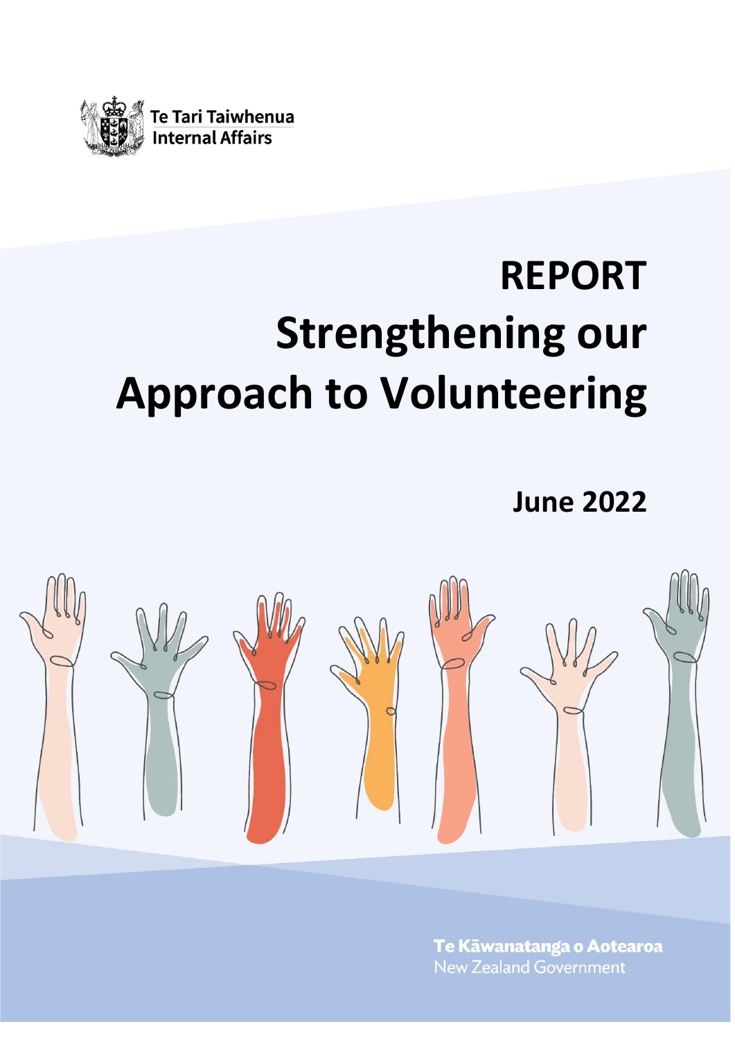Te Tari Taiwhenua
Internal Affairs

# REPORT
# Strengthening our Approach to Volunteering

**June 2022**

Te Kāwanatanga o Aotearoa
New Zealand Government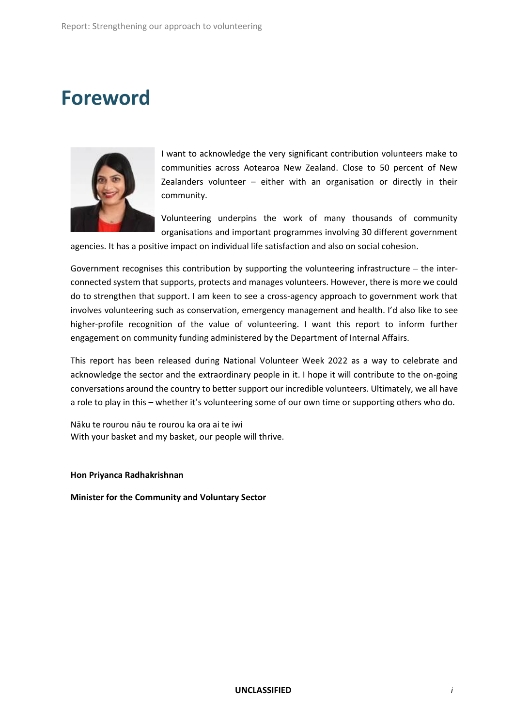# Foreword

I want to acknowledge the very significant contribution volunteers make to communities across Aotearoa New Zealand. Close to 50 percent of New Zealanders volunteer – either with an organisation or directly in their community.

Volunteering underpins the work of many thousands of community organisations and important programmes involving 30 different government agencies. It has a positive impact on individual life satisfaction and also on social cohesion.

Government recognises this contribution by supporting the volunteering infrastructure – the inter-connected system that supports, protects and manages volunteers. However, there is more we could do to strengthen that support. I am keen to see a cross-agency approach to government work that involves volunteering such as conservation, emergency management and health. I'd also like to see higher-profile recognition of the value of volunteering. I want this report to inform further engagement on community funding administered by the Department of Internal Affairs.

This report has been released during National Volunteer Week 2022 as a way to celebrate and acknowledge the sector and the extraordinary people in it. I hope it will contribute to the on-going conversations around the country to better support our incredible volunteers. Ultimately, we all have a role to play in this – whether it's volunteering some of our own time or supporting others who do.

Nāku te rourou nāu te rourou ka ora ai te iwi
With your basket and my basket, our people will thrive.

**Hon Priyanca Radhakrishnan**

**Minister for the Community and Voluntary Sector**

**UNCLASSIFIED**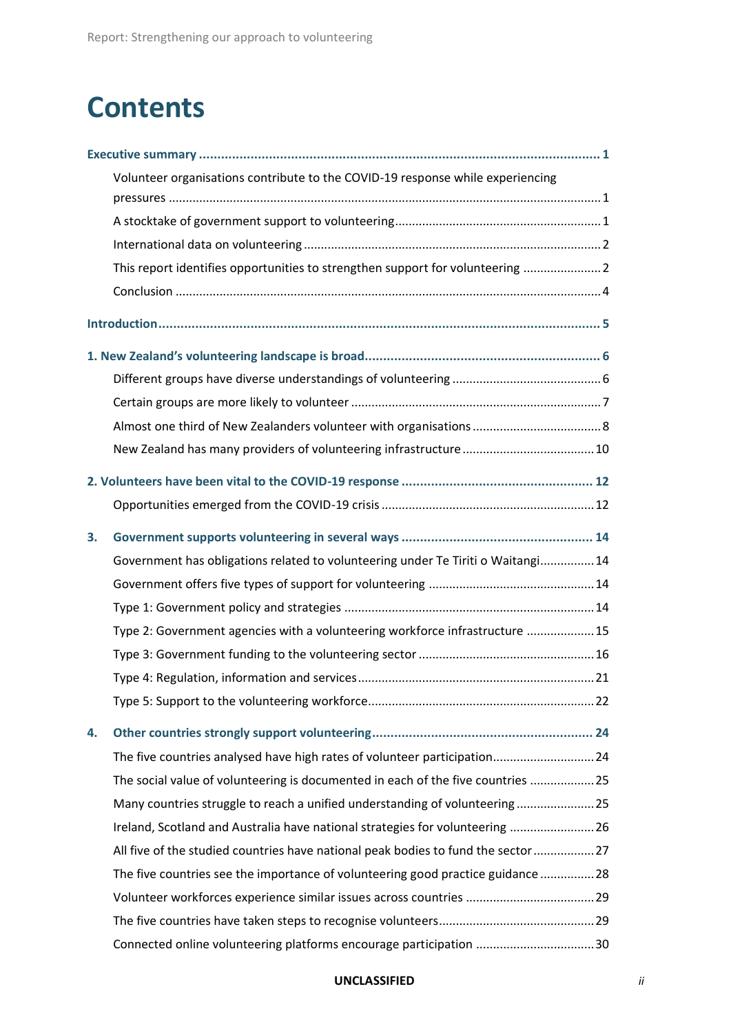# Contents

**Executive summary .......... 1**

- Volunteer organisations contribute to the COVID-19 response while experiencing pressures .......... 1
- A stocktake of government support to volunteering .......... 1
- International data on volunteering .......... 2
- This report identifies opportunities to strengthen support for volunteering .......... 2
- Conclusion .......... 4

**Introduction .......... 5**

**1. New Zealand's volunteering landscape is broad .......... 6**

- Different groups have diverse understandings of volunteering .......... 6
- Certain groups are more likely to volunteer .......... 7
- Almost one third of New Zealanders volunteer with organisations .......... 8
- New Zealand has many providers of volunteering infrastructure .......... 10

**2. Volunteers have been vital to the COVID-19 response .......... 12**

- Opportunities emerged from the COVID-19 crisis .......... 12

**3. Government supports volunteering in several ways .......... 14**

- Government has obligations related to volunteering under Te Tiriti o Waitangi .......... 14
- Government offers five types of support for volunteering .......... 14
- Type 1: Government policy and strategies .......... 14
- Type 2: Government agencies with a volunteering workforce infrastructure .......... 15
- Type 3: Government funding to the volunteering sector .......... 16
- Type 4: Regulation, information and services .......... 21
- Type 5: Support to the volunteering workforce .......... 22

**4. Other countries strongly support volunteering .......... 24**

- The five countries analysed have high rates of volunteer participation .......... 24
- The social value of volunteering is documented in each of the five countries .......... 25
- Many countries struggle to reach a unified understanding of volunteering .......... 25
- Ireland, Scotland and Australia have national strategies for volunteering .......... 26
- All five of the studied countries have national peak bodies to fund the sector .......... 27
- The five countries see the importance of volunteering good practice guidance .......... 28
- Volunteer workforces experience similar issues across countries .......... 29
- The five countries have taken steps to recognise volunteers .......... 29
- Connected online volunteering platforms encourage participation .......... 30

**UNCLASSIFIED**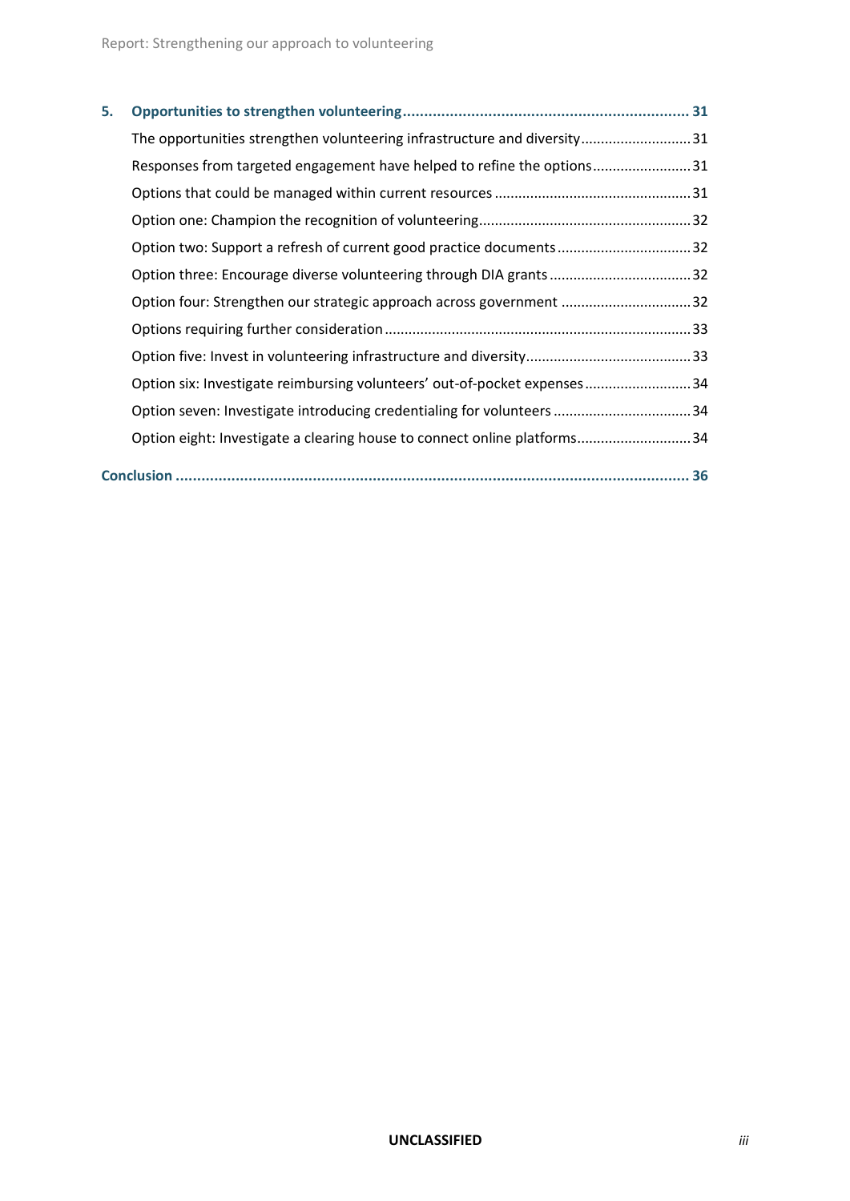**5. Opportunities to strengthen volunteering ........ 31**

- The opportunities strengthen volunteering infrastructure and diversity ........ 31
- Responses from targeted engagement have helped to refine the options ........ 31
- Options that could be managed within current resources ........ 31
- Option one: Champion the recognition of volunteering ........ 32
- Option two: Support a refresh of current good practice documents ........ 32
- Option three: Encourage diverse volunteering through DIA grants ........ 32
- Option four: Strengthen our strategic approach across government ........ 32
- Options requiring further consideration ........ 33
- Option five: Invest in volunteering infrastructure and diversity ........ 33
- Option six: Investigate reimbursing volunteers' out-of-pocket expenses ........ 34
- Option seven: Investigate introducing credentialing for volunteers ........ 34
- Option eight: Investigate a clearing house to connect online platforms ........ 34

**Conclusion ........ 36**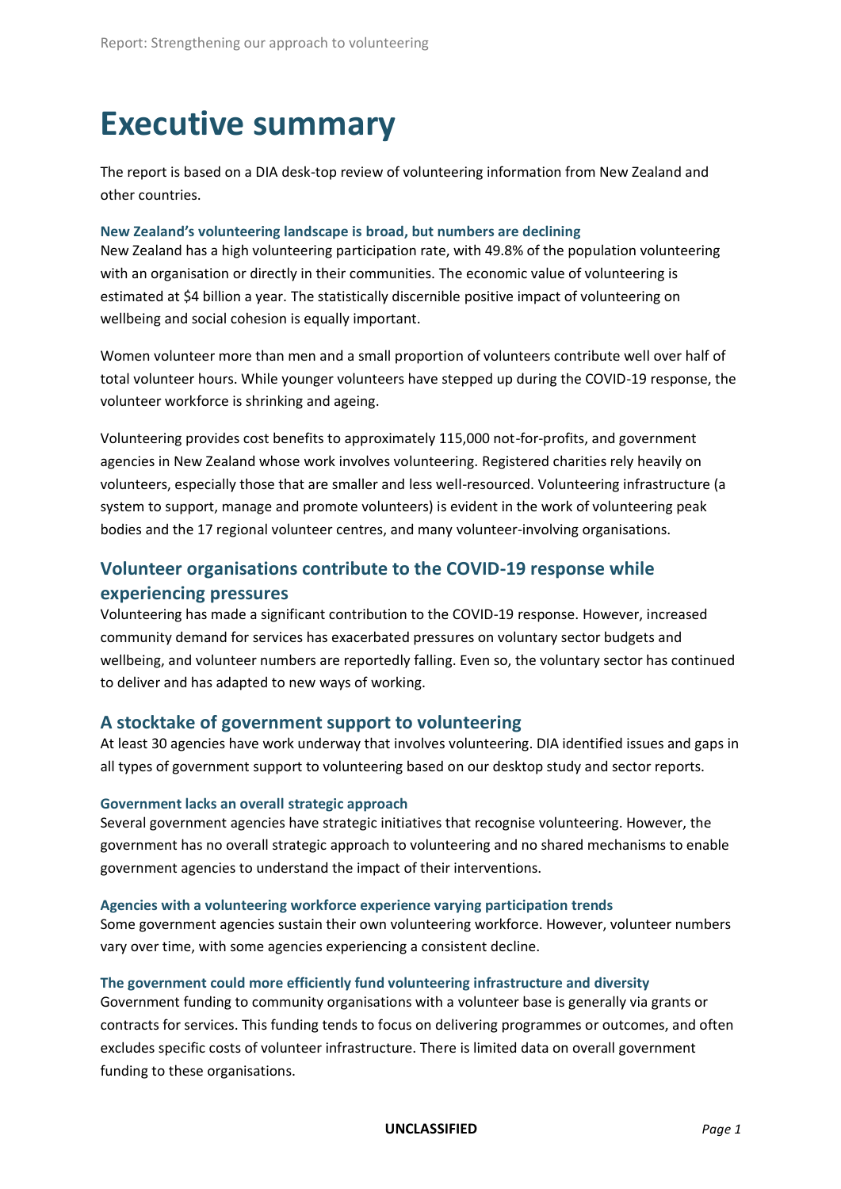# Executive summary

The report is based on a DIA desk-top review of volunteering information from New Zealand and other countries.

### New Zealand's volunteering landscape is broad, but numbers are declining

New Zealand has a high volunteering participation rate, with 49.8% of the population volunteering with an organisation or directly in their communities. The economic value of volunteering is estimated at $4 billion a year. The statistically discernible positive impact of volunteering on wellbeing and social cohesion is equally important.

Women volunteer more than men and a small proportion of volunteers contribute well over half of total volunteer hours. While younger volunteers have stepped up during the COVID-19 response, the volunteer workforce is shrinking and ageing.

Volunteering provides cost benefits to approximately 115,000 not-for-profits, and government agencies in New Zealand whose work involves volunteering. Registered charities rely heavily on volunteers, especially those that are smaller and less well-resourced. Volunteering infrastructure (a system to support, manage and promote volunteers) is evident in the work of volunteering peak bodies and the 17 regional volunteer centres, and many volunteer-involving organisations.

## Volunteer organisations contribute to the COVID-19 response while experiencing pressures

Volunteering has made a significant contribution to the COVID-19 response. However, increased community demand for services has exacerbated pressures on voluntary sector budgets and wellbeing, and volunteer numbers are reportedly falling. Even so, the voluntary sector has continued to deliver and has adapted to new ways of working.

## A stocktake of government support to volunteering

At least 30 agencies have work underway that involves volunteering. DIA identified issues and gaps in all types of government support to volunteering based on our desktop study and sector reports.

### Government lacks an overall strategic approach

Several government agencies have strategic initiatives that recognise volunteering. However, the government has no overall strategic approach to volunteering and no shared mechanisms to enable government agencies to understand the impact of their interventions.

### Agencies with a volunteering workforce experience varying participation trends

Some government agencies sustain their own volunteering workforce. However, volunteer numbers vary over time, with some agencies experiencing a consistent decline.

### The government could more efficiently fund volunteering infrastructure and diversity

Government funding to community organisations with a volunteer base is generally via grants or contracts for services. This funding tends to focus on delivering programmes or outcomes, and often excludes specific costs of volunteer infrastructure. There is limited data on overall government funding to these organisations.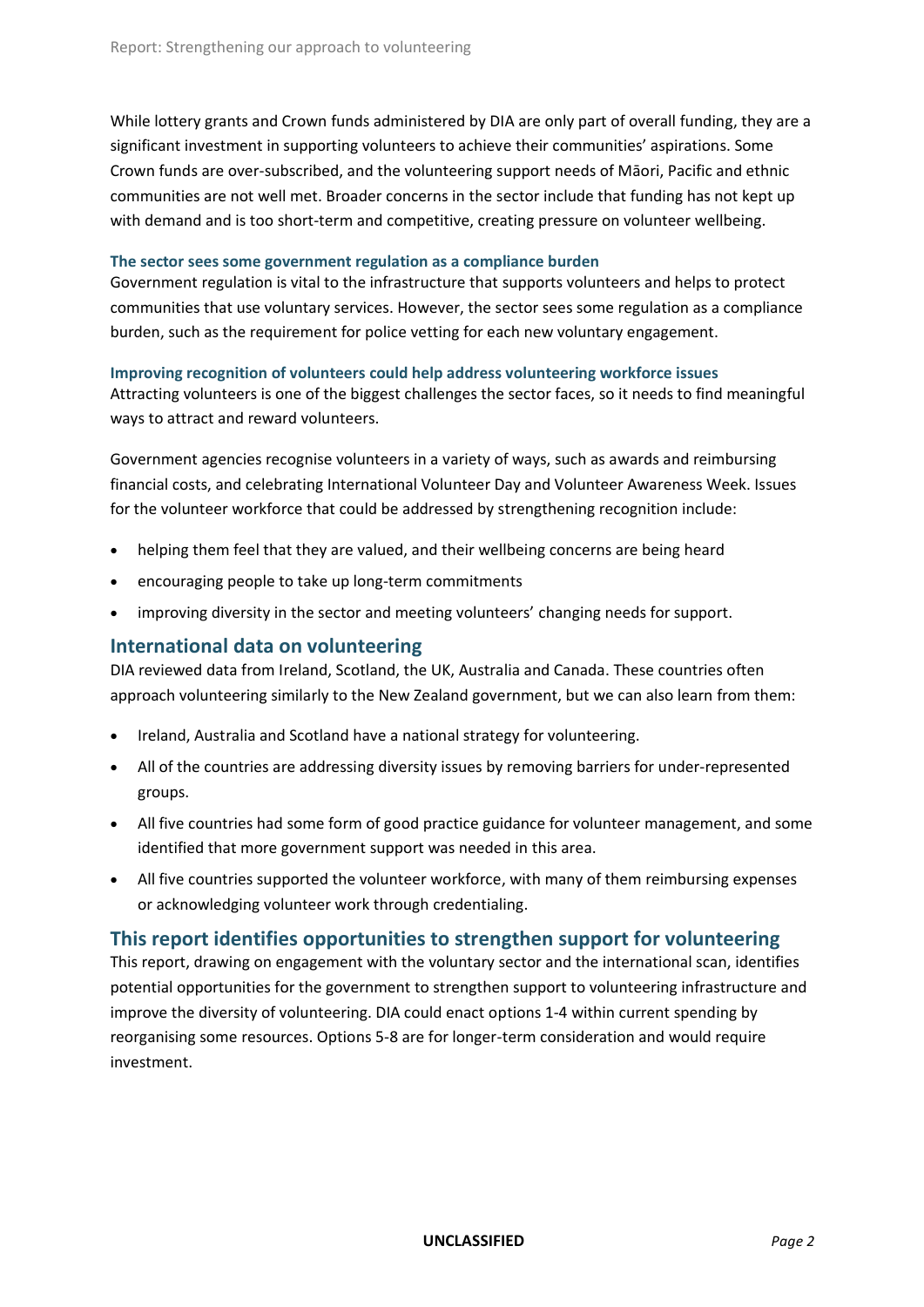While lottery grants and Crown funds administered by DIA are only part of overall funding, they are a significant investment in supporting volunteers to achieve their communities' aspirations. Some Crown funds are over-subscribed, and the volunteering support needs of Māori, Pacific and ethnic communities are not well met. Broader concerns in the sector include that funding has not kept up with demand and is too short-term and competitive, creating pressure on volunteer wellbeing.

### The sector sees some government regulation as a compliance burden

Government regulation is vital to the infrastructure that supports volunteers and helps to protect communities that use voluntary services. However, the sector sees some regulation as a compliance burden, such as the requirement for police vetting for each new voluntary engagement.

### Improving recognition of volunteers could help address volunteering workforce issues

Attracting volunteers is one of the biggest challenges the sector faces, so it needs to find meaningful ways to attract and reward volunteers.

Government agencies recognise volunteers in a variety of ways, such as awards and reimbursing financial costs, and celebrating International Volunteer Day and Volunteer Awareness Week. Issues for the volunteer workforce that could be addressed by strengthening recognition include:

- helping them feel that they are valued, and their wellbeing concerns are being heard
- encouraging people to take up long-term commitments
- improving diversity in the sector and meeting volunteers' changing needs for support.

## International data on volunteering

DIA reviewed data from Ireland, Scotland, the UK, Australia and Canada. These countries often approach volunteering similarly to the New Zealand government, but we can also learn from them:

- Ireland, Australia and Scotland have a national strategy for volunteering.
- All of the countries are addressing diversity issues by removing barriers for under-represented groups.
- All five countries had some form of good practice guidance for volunteer management, and some identified that more government support was needed in this area.
- All five countries supported the volunteer workforce, with many of them reimbursing expenses or acknowledging volunteer work through credentialing.

## This report identifies opportunities to strengthen support for volunteering

This report, drawing on engagement with the voluntary sector and the international scan, identifies potential opportunities for the government to strengthen support to volunteering infrastructure and improve the diversity of volunteering. DIA could enact options 1-4 within current spending by reorganising some resources. Options 5-8 are for longer-term consideration and would require investment.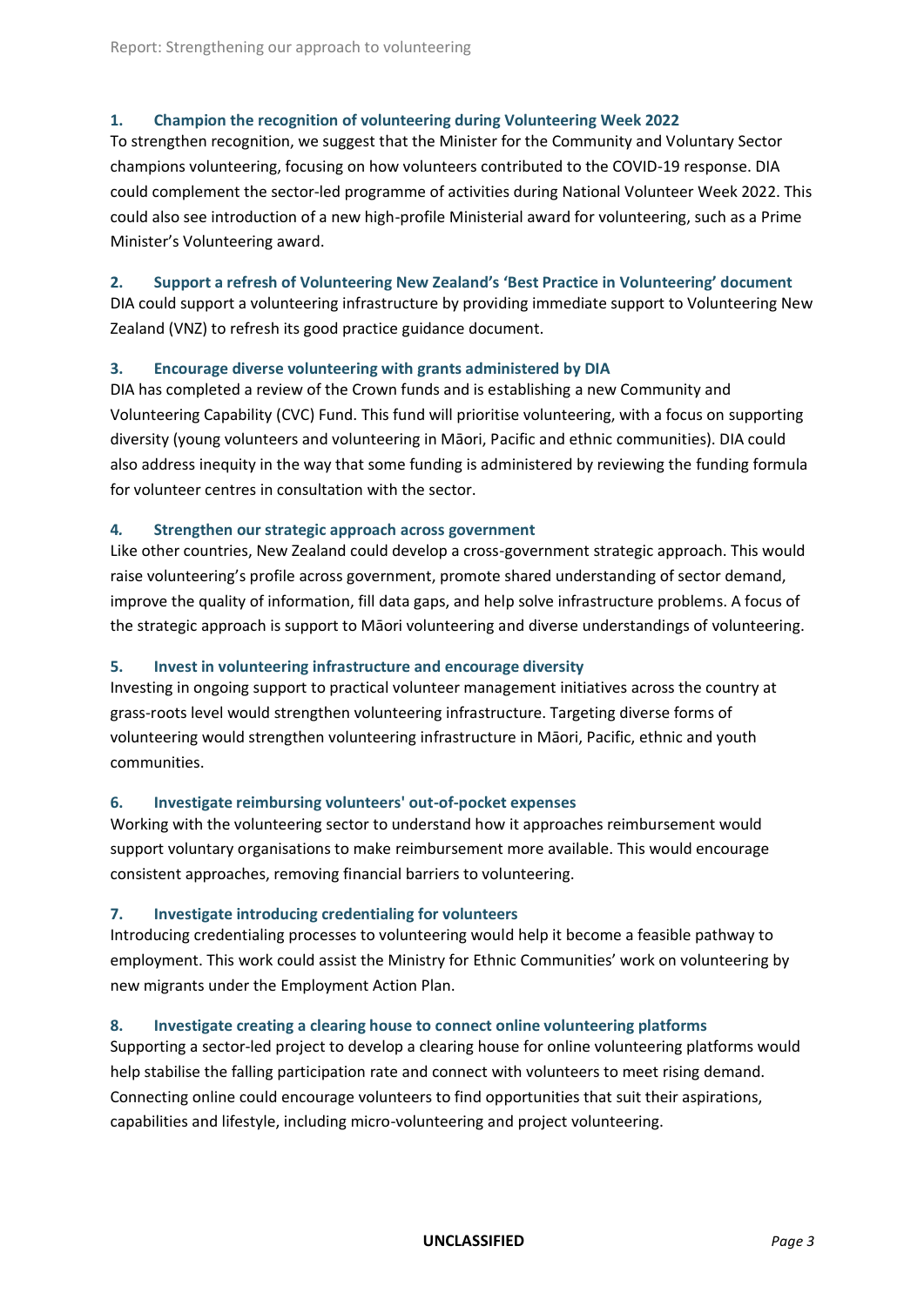### 1. Champion the recognition of volunteering during Volunteering Week 2022

To strengthen recognition, we suggest that the Minister for the Community and Voluntary Sector champions volunteering, focusing on how volunteers contributed to the COVID-19 response. DIA could complement the sector-led programme of activities during National Volunteer Week 2022. This could also see introduction of a new high-profile Ministerial award for volunteering, such as a Prime Minister's Volunteering award.

### 2. Support a refresh of Volunteering New Zealand's 'Best Practice in Volunteering' document

DIA could support a volunteering infrastructure by providing immediate support to Volunteering New Zealand (VNZ) to refresh its good practice guidance document.

### 3. Encourage diverse volunteering with grants administered by DIA

DIA has completed a review of the Crown funds and is establishing a new Community and Volunteering Capability (CVC) Fund. This fund will prioritise volunteering, with a focus on supporting diversity (young volunteers and volunteering in Māori, Pacific and ethnic communities). DIA could also address inequity in the way that some funding is administered by reviewing the funding formula for volunteer centres in consultation with the sector.

### 4. Strengthen our strategic approach across government

Like other countries, New Zealand could develop a cross-government strategic approach. This would raise volunteering's profile across government, promote shared understanding of sector demand, improve the quality of information, fill data gaps, and help solve infrastructure problems. A focus of the strategic approach is support to Māori volunteering and diverse understandings of volunteering.

### 5. Invest in volunteering infrastructure and encourage diversity

Investing in ongoing support to practical volunteer management initiatives across the country at grass-roots level would strengthen volunteering infrastructure. Targeting diverse forms of volunteering would strengthen volunteering infrastructure in Māori, Pacific, ethnic and youth communities.

### 6. Investigate reimbursing volunteers' out-of-pocket expenses

Working with the volunteering sector to understand how it approaches reimbursement would support voluntary organisations to make reimbursement more available. This would encourage consistent approaches, removing financial barriers to volunteering.

### 7. Investigate introducing credentialing for volunteers

Introducing credentialing processes to volunteering would help it become a feasible pathway to employment. This work could assist the Ministry for Ethnic Communities' work on volunteering by new migrants under the Employment Action Plan.

### 8. Investigate creating a clearing house to connect online volunteering platforms

Supporting a sector-led project to develop a clearing house for online volunteering platforms would help stabilise the falling participation rate and connect with volunteers to meet rising demand. Connecting online could encourage volunteers to find opportunities that suit their aspirations, capabilities and lifestyle, including micro-volunteering and project volunteering.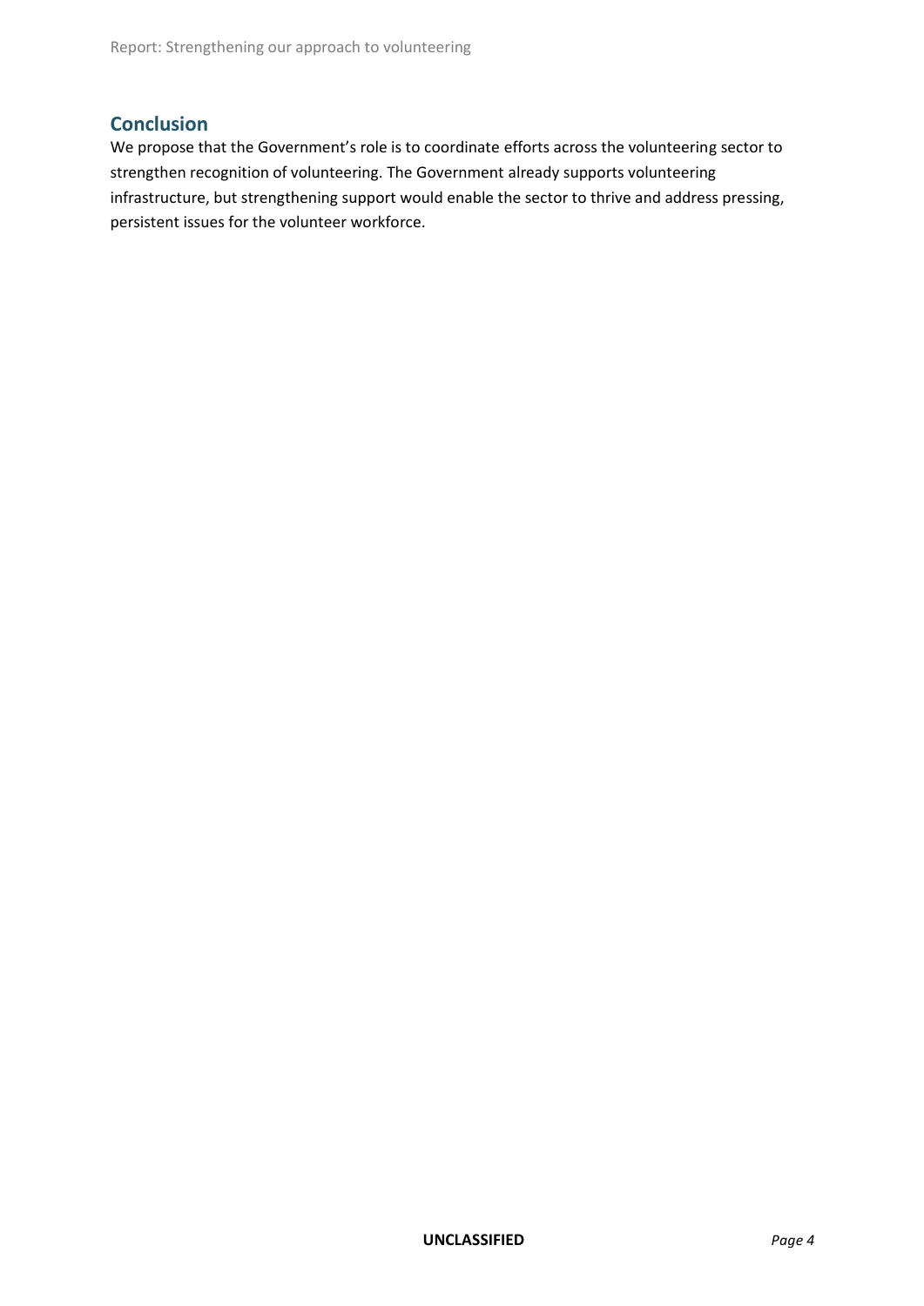## Conclusion

We propose that the Government's role is to coordinate efforts across the volunteering sector to strengthen recognition of volunteering. The Government already supports volunteering infrastructure, but strengthening support would enable the sector to thrive and address pressing, persistent issues for the volunteer workforce.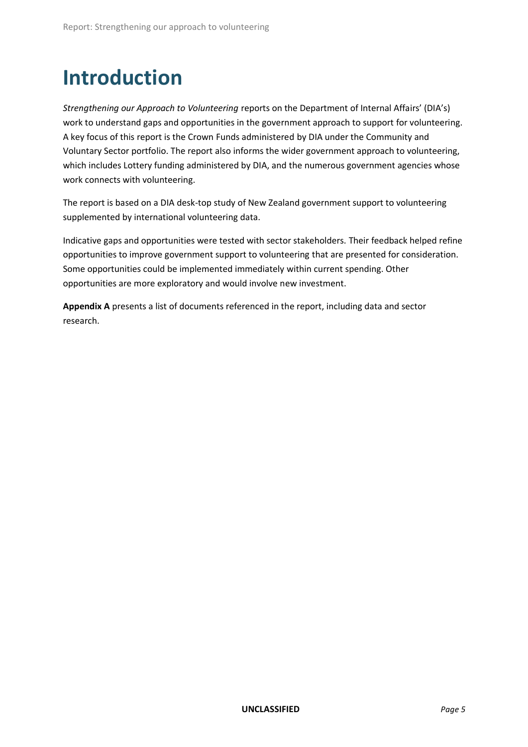# Introduction

*Strengthening our Approach to Volunteering* reports on the Department of Internal Affairs' (DIA's) work to understand gaps and opportunities in the government approach to support for volunteering. A key focus of this report is the Crown Funds administered by DIA under the Community and Voluntary Sector portfolio. The report also informs the wider government approach to volunteering, which includes Lottery funding administered by DIA, and the numerous government agencies whose work connects with volunteering.

The report is based on a DIA desk-top study of New Zealand government support to volunteering supplemented by international volunteering data.

Indicative gaps and opportunities were tested with sector stakeholders. Their feedback helped refine opportunities to improve government support to volunteering that are presented for consideration. Some opportunities could be implemented immediately within current spending. Other opportunities are more exploratory and would involve new investment.

**Appendix A** presents a list of documents referenced in the report, including data and sector research.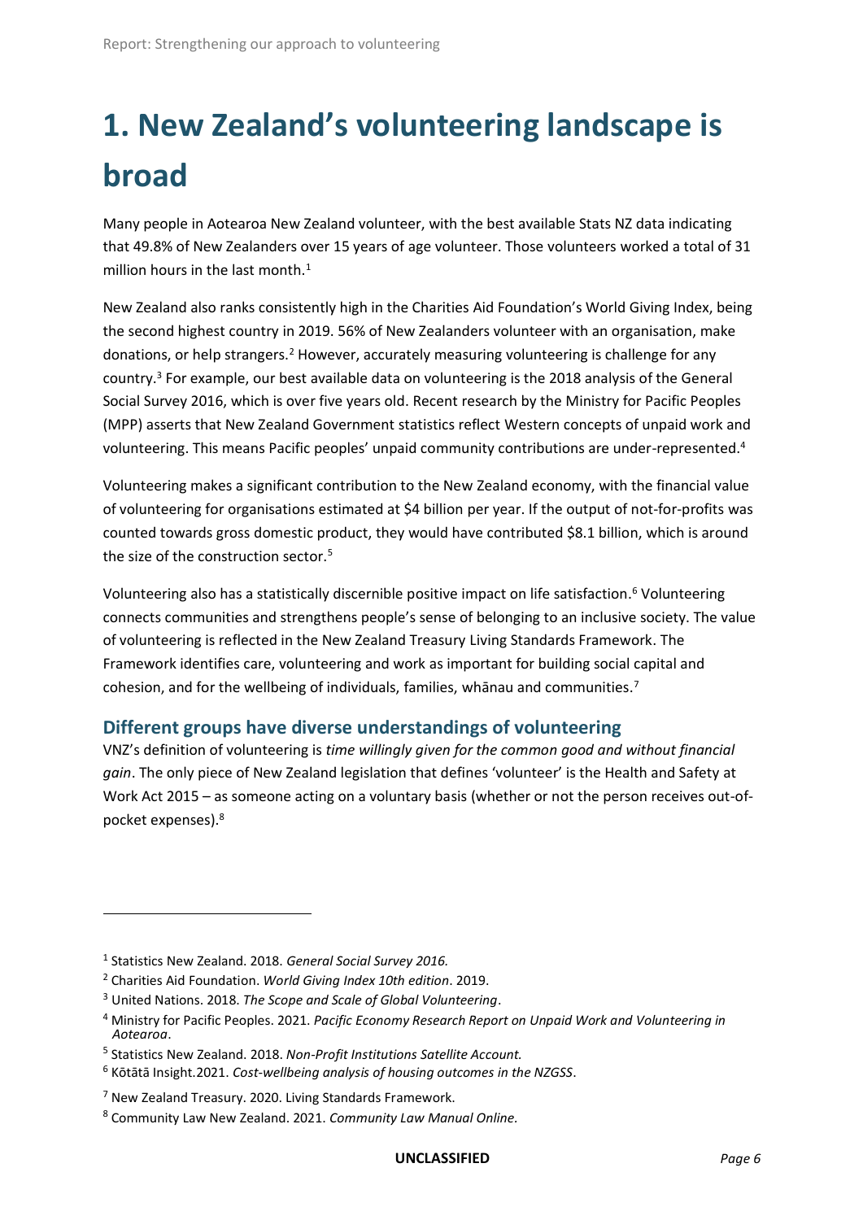# 1. New Zealand's volunteering landscape is broad

Many people in Aotearoa New Zealand volunteer, with the best available Stats NZ data indicating that 49.8% of New Zealanders over 15 years of age volunteer. Those volunteers worked a total of 31 million hours in the last month.[1]

New Zealand also ranks consistently high in the Charities Aid Foundation's World Giving Index, being the second highest country in 2019. 56% of New Zealanders volunteer with an organisation, make donations, or help strangers.[2] However, accurately measuring volunteering is challenge for any country.[3] For example, our best available data on volunteering is the 2018 analysis of the General Social Survey 2016, which is over five years old. Recent research by the Ministry for Pacific Peoples (MPP) asserts that New Zealand Government statistics reflect Western concepts of unpaid work and volunteering. This means Pacific peoples' unpaid community contributions are under-represented.[4]

Volunteering makes a significant contribution to the New Zealand economy, with the financial value of volunteering for organisations estimated at $4 billion per year. If the output of not-for-profits was counted towards gross domestic product, they would have contributed $8.1 billion, which is around the size of the construction sector.[5]

Volunteering also has a statistically discernible positive impact on life satisfaction.[6] Volunteering connects communities and strengthens people's sense of belonging to an inclusive society. The value of volunteering is reflected in the New Zealand Treasury Living Standards Framework. The Framework identifies care, volunteering and work as important for building social capital and cohesion, and for the wellbeing of individuals, families, whānau and communities.[7]

## Different groups have diverse understandings of volunteering

VNZ's definition of volunteering is *time willingly given for the common good and without financial gain*. The only piece of New Zealand legislation that defines 'volunteer' is the Health and Safety at Work Act 2015 – as someone acting on a voluntary basis (whether or not the person receives out-of-pocket expenses).[8]

---

[1] Statistics New Zealand. 2018. *General Social Survey 2016.*

[2] Charities Aid Foundation. *World Giving Index 10th edition*. 2019.

[3] United Nations. 2018. *The Scope and Scale of Global Volunteering*.

[4] Ministry for Pacific Peoples. 2021. *Pacific Economy Research Report on Unpaid Work and Volunteering in Aotearoa*.

[5] Statistics New Zealand. 2018. *Non-Profit Institutions Satellite Account.*

[6] Kōtātā Insight.2021. *Cost-wellbeing analysis of housing outcomes in the NZGSS*.

[7] New Zealand Treasury. 2020. Living Standards Framework.

[8] Community Law New Zealand. 2021. *Community Law Manual Online.*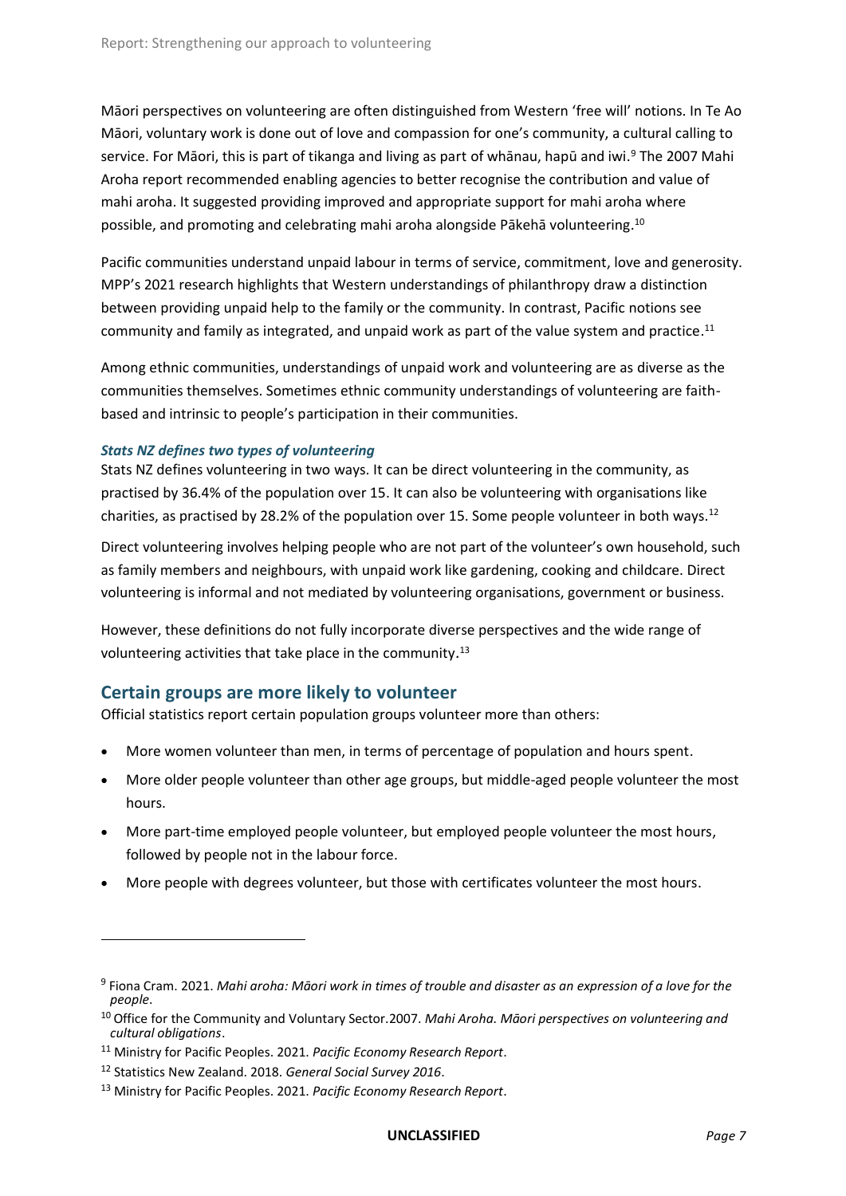Māori perspectives on volunteering are often distinguished from Western 'free will' notions. In Te Ao Māori, voluntary work is done out of love and compassion for one's community, a cultural calling to service. For Māori, this is part of tikanga and living as part of whānau, hapū and iwi.[9] The 2007 Mahi Aroha report recommended enabling agencies to better recognise the contribution and value of mahi aroha. It suggested providing improved and appropriate support for mahi aroha where possible, and promoting and celebrating mahi aroha alongside Pākehā volunteering.[10]

Pacific communities understand unpaid labour in terms of service, commitment, love and generosity. MPP's 2021 research highlights that Western understandings of philanthropy draw a distinction between providing unpaid help to the family or the community. In contrast, Pacific notions see community and family as integrated, and unpaid work as part of the value system and practice.[11]

Among ethnic communities, understandings of unpaid work and volunteering are as diverse as the communities themselves. Sometimes ethnic community understandings of volunteering are faith-based and intrinsic to people's participation in their communities.

### *Stats NZ defines two types of volunteering*

Stats NZ defines volunteering in two ways. It can be direct volunteering in the community, as practised by 36.4% of the population over 15. It can also be volunteering with organisations like charities, as practised by 28.2% of the population over 15. Some people volunteer in both ways.[12]

Direct volunteering involves helping people who are not part of the volunteer's own household, such as family members and neighbours, with unpaid work like gardening, cooking and childcare. Direct volunteering is informal and not mediated by volunteering organisations, government or business.

However, these definitions do not fully incorporate diverse perspectives and the wide range of volunteering activities that take place in the community.[13]

## Certain groups are more likely to volunteer

Official statistics report certain population groups volunteer more than others:

- More women volunteer than men, in terms of percentage of population and hours spent.
- More older people volunteer than other age groups, but middle-aged people volunteer the most hours.
- More part-time employed people volunteer, but employed people volunteer the most hours, followed by people not in the labour force.
- More people with degrees volunteer, but those with certificates volunteer the most hours.

---

[9] Fiona Cram. 2021. *Mahi aroha: Māori work in times of trouble and disaster as an expression of a love for the people*.

[10] Office for the Community and Voluntary Sector.2007. *Mahi Aroha. Māori perspectives on volunteering and cultural obligations*.

[11] Ministry for Pacific Peoples. 2021. *Pacific Economy Research Report*.

[12] Statistics New Zealand. 2018. *General Social Survey 2016*.

[13] Ministry for Pacific Peoples. 2021. *Pacific Economy Research Report*.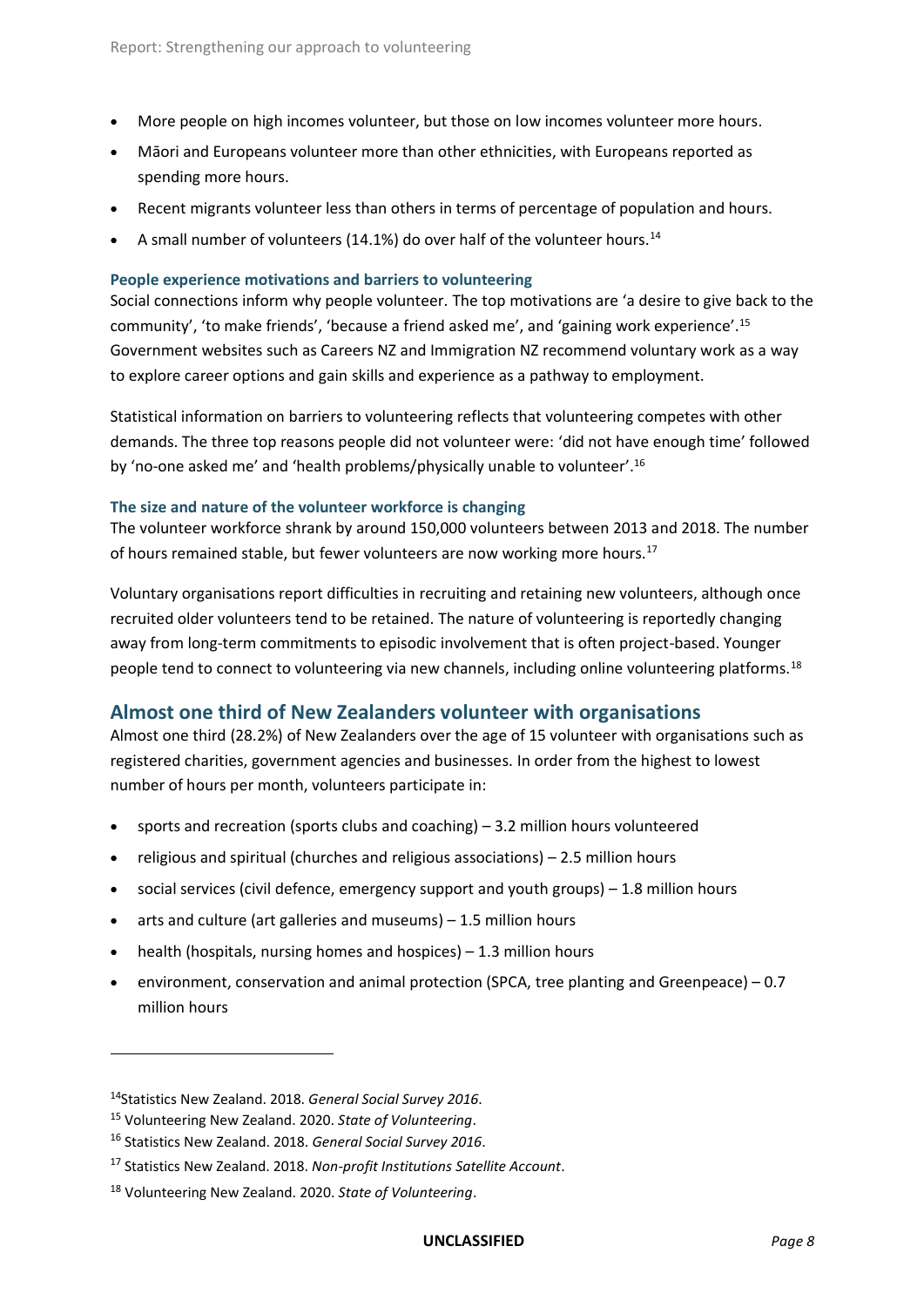- More people on high incomes volunteer, but those on low incomes volunteer more hours.
- Māori and Europeans volunteer more than other ethnicities, with Europeans reported as spending more hours.
- Recent migrants volunteer less than others in terms of percentage of population and hours.
- A small number of volunteers (14.1%) do over half of the volunteer hours.[14]

#### People experience motivations and barriers to volunteering

Social connections inform why people volunteer. The top motivations are 'a desire to give back to the community', 'to make friends', 'because a friend asked me', and 'gaining work experience'.[15] Government websites such as Careers NZ and Immigration NZ recommend voluntary work as a way to explore career options and gain skills and experience as a pathway to employment.

Statistical information on barriers to volunteering reflects that volunteering competes with other demands. The three top reasons people did not volunteer were: 'did not have enough time' followed by 'no-one asked me' and 'health problems/physically unable to volunteer'.[16]

#### The size and nature of the volunteer workforce is changing

The volunteer workforce shrank by around 150,000 volunteers between 2013 and 2018. The number of hours remained stable, but fewer volunteers are now working more hours.[17]

Voluntary organisations report difficulties in recruiting and retaining new volunteers, although once recruited older volunteers tend to be retained. The nature of volunteering is reportedly changing away from long-term commitments to episodic involvement that is often project-based. Younger people tend to connect to volunteering via new channels, including online volunteering platforms.[18]

## Almost one third of New Zealanders volunteer with organisations

Almost one third (28.2%) of New Zealanders over the age of 15 volunteer with organisations such as registered charities, government agencies and businesses. In order from the highest to lowest number of hours per month, volunteers participate in:

- sports and recreation (sports clubs and coaching) – 3.2 million hours volunteered
- religious and spiritual (churches and religious associations) – 2.5 million hours
- social services (civil defence, emergency support and youth groups) – 1.8 million hours
- arts and culture (art galleries and museums) – 1.5 million hours
- health (hospitals, nursing homes and hospices) – 1.3 million hours
- environment, conservation and animal protection (SPCA, tree planting and Greenpeace) – 0.7 million hours

---

[14] Statistics New Zealand. 2018. *General Social Survey 2016*.

[15] Volunteering New Zealand. 2020. *State of Volunteering*.

[16] Statistics New Zealand. 2018. *General Social Survey 2016*.

[17] Statistics New Zealand. 2018. *Non-profit Institutions Satellite Account*.

[18] Volunteering New Zealand. 2020. *State of Volunteering*.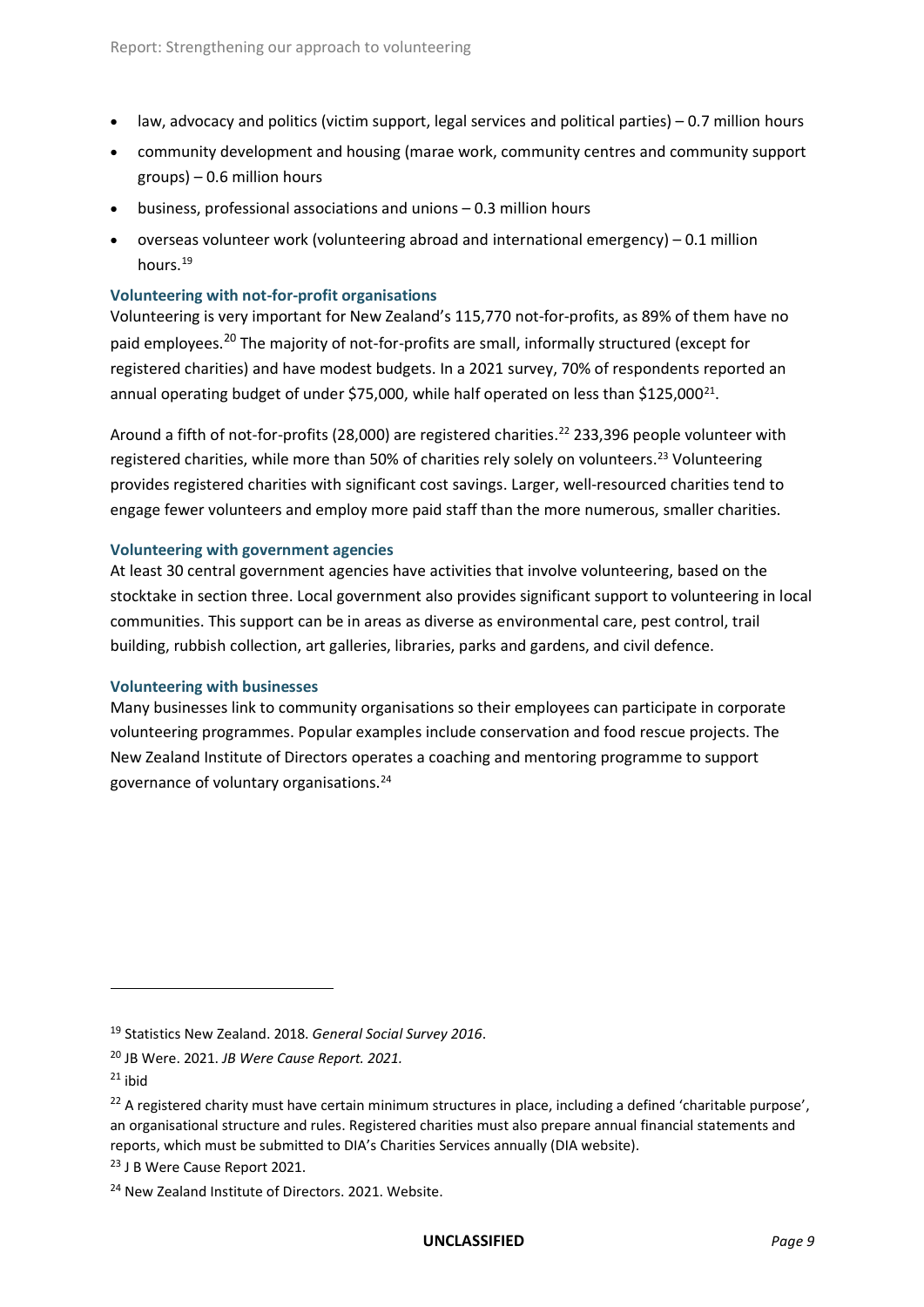- law, advocacy and politics (victim support, legal services and political parties) – 0.7 million hours
- community development and housing (marae work, community centres and community support groups) – 0.6 million hours
- business, professional associations and unions – 0.3 million hours
- overseas volunteer work (volunteering abroad and international emergency) – 0.1 million hours.[19]

### Volunteering with not-for-profit organisations

Volunteering is very important for New Zealand's 115,770 not-for-profits, as 89% of them have no paid employees.[20] The majority of not-for-profits are small, informally structured (except for registered charities) and have modest budgets. In a 2021 survey, 70% of respondents reported an annual operating budget of under $75,000, while half operated on less than $125,000[21].

Around a fifth of not-for-profits (28,000) are registered charities.[22] 233,396 people volunteer with registered charities, while more than 50% of charities rely solely on volunteers.[23] Volunteering provides registered charities with significant cost savings. Larger, well-resourced charities tend to engage fewer volunteers and employ more paid staff than the more numerous, smaller charities.

### Volunteering with government agencies

At least 30 central government agencies have activities that involve volunteering, based on the stocktake in section three. Local government also provides significant support to volunteering in local communities. This support can be in areas as diverse as environmental care, pest control, trail building, rubbish collection, art galleries, libraries, parks and gardens, and civil defence.

### Volunteering with businesses

Many businesses link to community organisations so their employees can participate in corporate volunteering programmes. Popular examples include conservation and food rescue projects. The New Zealand Institute of Directors operates a coaching and mentoring programme to support governance of voluntary organisations.[24]

---

[19] Statistics New Zealand. 2018. *General Social Survey 2016*.

[20] JB Were. 2021. *JB Were Cause Report. 2021.*

[21] ibid

[22] A registered charity must have certain minimum structures in place, including a defined 'charitable purpose', an organisational structure and rules. Registered charities must also prepare annual financial statements and reports, which must be submitted to DIA's Charities Services annually (DIA website).

[23] J B Were Cause Report 2021.

[24] New Zealand Institute of Directors. 2021. Website.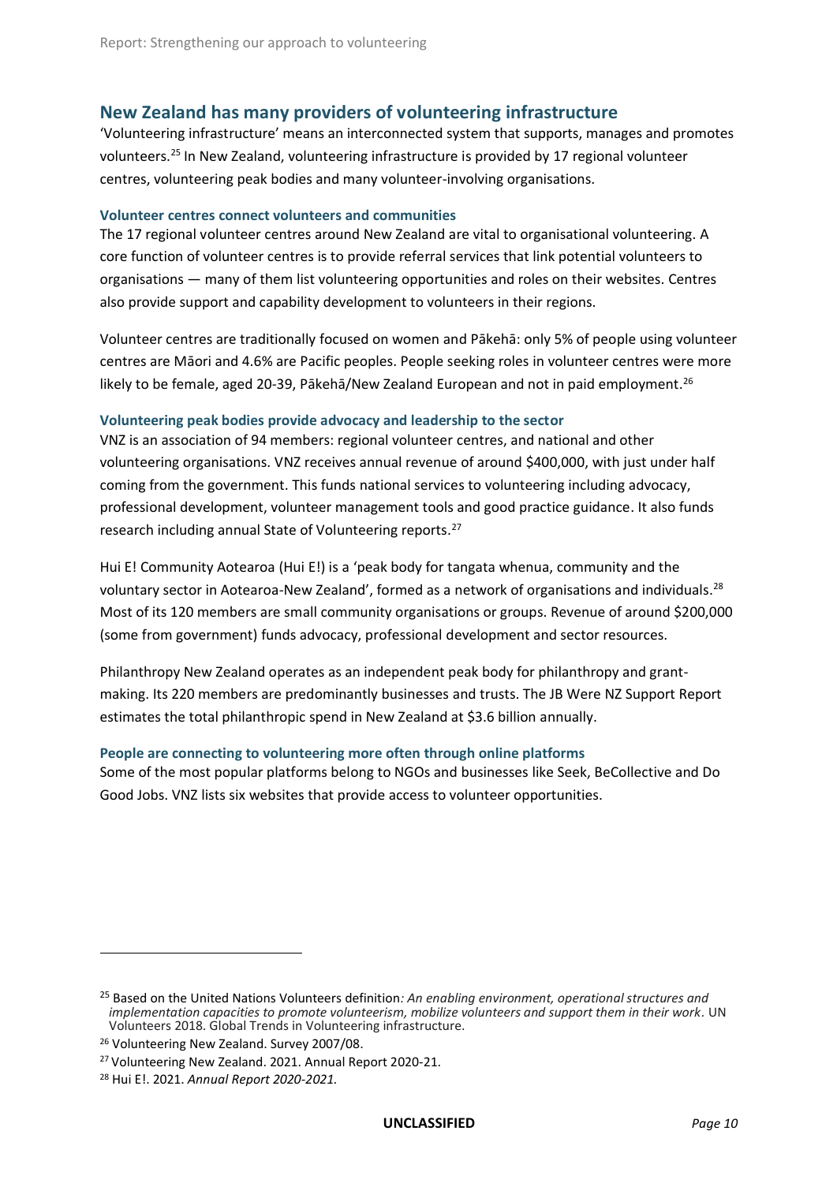## New Zealand has many providers of volunteering infrastructure

'Volunteering infrastructure' means an interconnected system that supports, manages and promotes volunteers.[25] In New Zealand, volunteering infrastructure is provided by 17 regional volunteer centres, volunteering peak bodies and many volunteer-involving organisations.

### Volunteer centres connect volunteers and communities

The 17 regional volunteer centres around New Zealand are vital to organisational volunteering. A core function of volunteer centres is to provide referral services that link potential volunteers to organisations — many of them list volunteering opportunities and roles on their websites. Centres also provide support and capability development to volunteers in their regions.

Volunteer centres are traditionally focused on women and Pākehā: only 5% of people using volunteer centres are Māori and 4.6% are Pacific peoples. People seeking roles in volunteer centres were more likely to be female, aged 20-39, Pākehā/New Zealand European and not in paid employment.[26]

### Volunteering peak bodies provide advocacy and leadership to the sector

VNZ is an association of 94 members: regional volunteer centres, and national and other volunteering organisations. VNZ receives annual revenue of around $400,000, with just under half coming from the government. This funds national services to volunteering including advocacy, professional development, volunteer management tools and good practice guidance. It also funds research including annual State of Volunteering reports.[27]

Hui E! Community Aotearoa (Hui E!) is a 'peak body for tangata whenua, community and the voluntary sector in Aotearoa-New Zealand', formed as a network of organisations and individuals.[28] Most of its 120 members are small community organisations or groups. Revenue of around $200,000 (some from government) funds advocacy, professional development and sector resources.

Philanthropy New Zealand operates as an independent peak body for philanthropy and grant-making. Its 220 members are predominantly businesses and trusts. The JB Were NZ Support Report estimates the total philanthropic spend in New Zealand at $3.6 billion annually.

### People are connecting to volunteering more often through online platforms

Some of the most popular platforms belong to NGOs and businesses like Seek, BeCollective and Do Good Jobs. VNZ lists six websites that provide access to volunteer opportunities.

---

[25] Based on the United Nations Volunteers definition*: An enabling environment, operational structures and implementation capacities to promote volunteerism, mobilize volunteers and support them in their work*. UN Volunteers 2018. Global Trends in Volunteering infrastructure.

[26] Volunteering New Zealand. Survey 2007/08.

[27] Volunteering New Zealand. 2021. Annual Report 2020-21.

[28] Hui E!. 2021. *Annual Report 2020-2021.*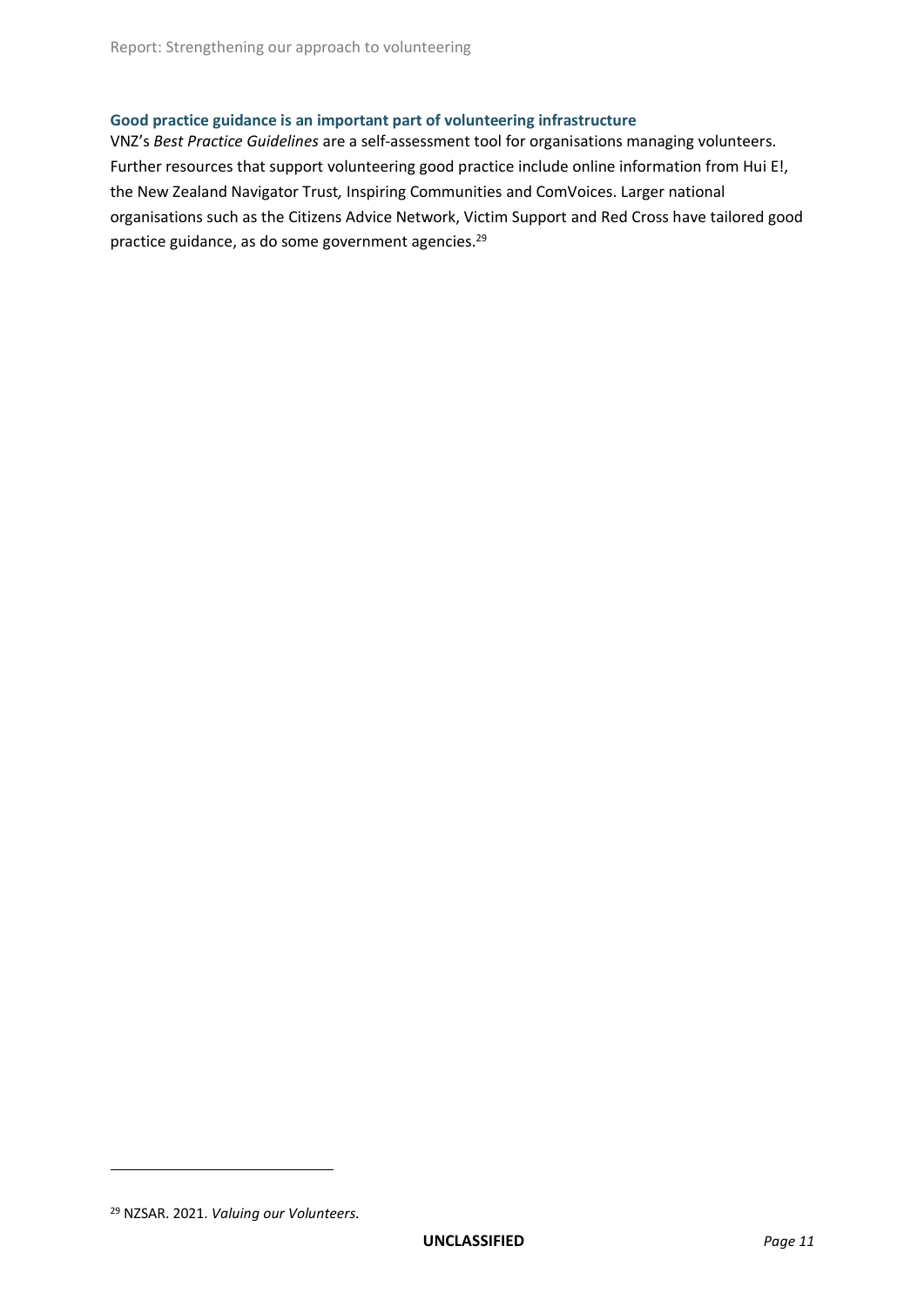### Good practice guidance is an important part of volunteering infrastructure

VNZ's *Best Practice Guidelines* are a self-assessment tool for organisations managing volunteers. Further resources that support volunteering good practice include online information from Hui E!, the New Zealand Navigator Trust, Inspiring Communities and ComVoices. Larger national organisations such as the Citizens Advice Network, Victim Support and Red Cross have tailored good practice guidance, as do some government agencies.[29]

---

[29] NZSAR. 2021. *Valuing our Volunteers.*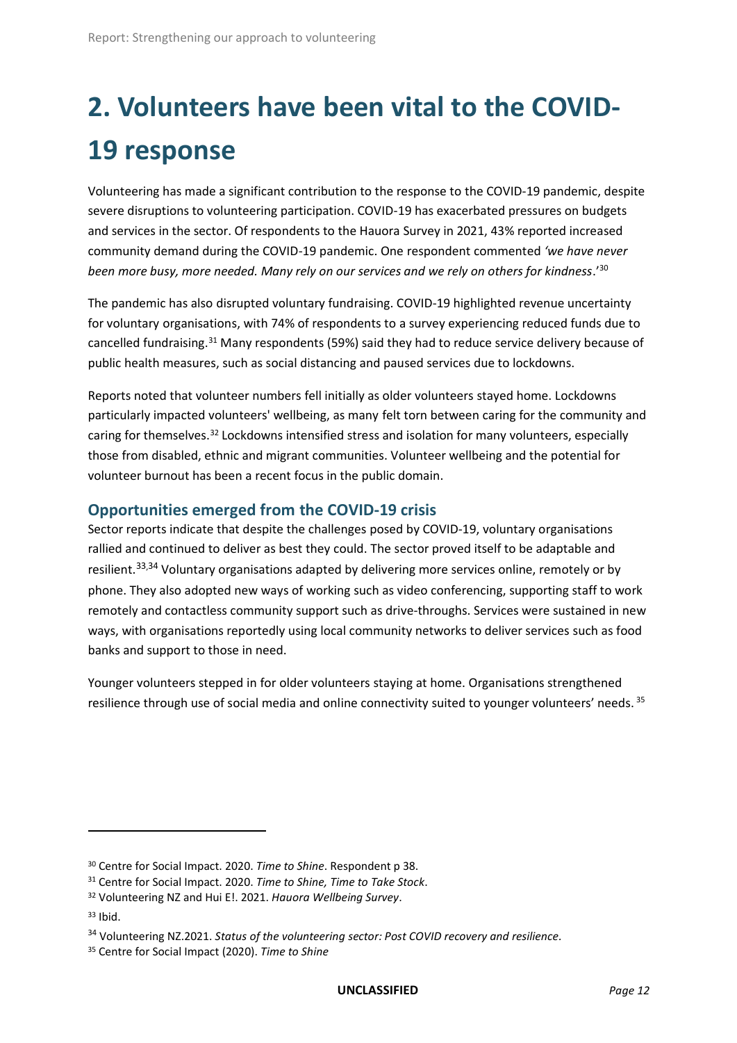# 2. Volunteers have been vital to the COVID-19 response

Volunteering has made a significant contribution to the response to the COVID-19 pandemic, despite severe disruptions to volunteering participation. COVID-19 has exacerbated pressures on budgets and services in the sector. Of respondents to the Hauora Survey in 2021, 43% reported increased community demand during the COVID-19 pandemic. One respondent commented *'we have never been more busy, more needed. Many rely on our services and we rely on others for kindness*.'[30]

The pandemic has also disrupted voluntary fundraising. COVID-19 highlighted revenue uncertainty for voluntary organisations, with 74% of respondents to a survey experiencing reduced funds due to cancelled fundraising.[31] Many respondents (59%) said they had to reduce service delivery because of public health measures, such as social distancing and paused services due to lockdowns.

Reports noted that volunteer numbers fell initially as older volunteers stayed home. Lockdowns particularly impacted volunteers' wellbeing, as many felt torn between caring for the community and caring for themselves.[32] Lockdowns intensified stress and isolation for many volunteers, especially those from disabled, ethnic and migrant communities. Volunteer wellbeing and the potential for volunteer burnout has been a recent focus in the public domain.

## Opportunities emerged from the COVID-19 crisis

Sector reports indicate that despite the challenges posed by COVID-19, voluntary organisations rallied and continued to deliver as best they could. The sector proved itself to be adaptable and resilient.[33,34] Voluntary organisations adapted by delivering more services online, remotely or by phone. They also adopted new ways of working such as video conferencing, supporting staff to work remotely and contactless community support such as drive-throughs. Services were sustained in new ways, with organisations reportedly using local community networks to deliver services such as food banks and support to those in need.

Younger volunteers stepped in for older volunteers staying at home. Organisations strengthened resilience through use of social media and online connectivity suited to younger volunteers' needs. [35]

---

[30] Centre for Social Impact. 2020. *Time to Shine*. Respondent p 38.

[31] Centre for Social Impact. 2020. *Time to Shine, Time to Take Stock*.

[32] Volunteering NZ and Hui E!. 2021. *Hauora Wellbeing Survey*.

[33] Ibid.

[34] Volunteering NZ.2021. *Status of the volunteering sector: Post COVID recovery and resilience*.

[35] Centre for Social Impact (2020). *Time to Shine*

UNCLASSIFIED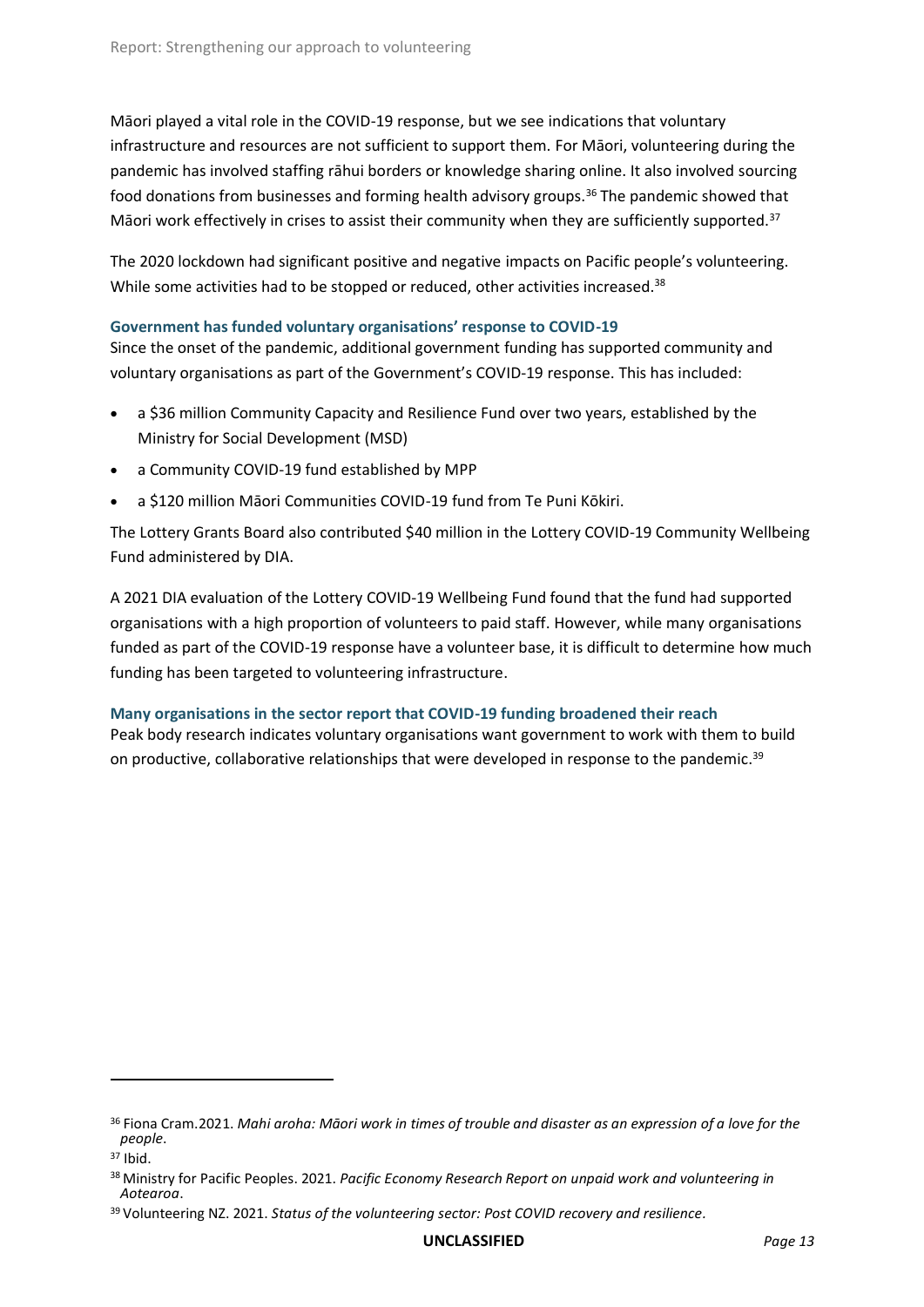Māori played a vital role in the COVID-19 response, but we see indications that voluntary infrastructure and resources are not sufficient to support them. For Māori, volunteering during the pandemic has involved staffing rāhui borders or knowledge sharing online. It also involved sourcing food donations from businesses and forming health advisory groups.[36] The pandemic showed that Māori work effectively in crises to assist their community when they are sufficiently supported.[37]

The 2020 lockdown had significant positive and negative impacts on Pacific people's volunteering. While some activities had to be stopped or reduced, other activities increased.[38]

### Government has funded voluntary organisations' response to COVID-19

Since the onset of the pandemic, additional government funding has supported community and voluntary organisations as part of the Government's COVID-19 response. This has included:

- a $36 million Community Capacity and Resilience Fund over two years, established by the Ministry for Social Development (MSD)
- a Community COVID-19 fund established by MPP
- a $120 million Māori Communities COVID-19 fund from Te Puni Kōkiri.

The Lottery Grants Board also contributed $40 million in the Lottery COVID-19 Community Wellbeing Fund administered by DIA.

A 2021 DIA evaluation of the Lottery COVID-19 Wellbeing Fund found that the fund had supported organisations with a high proportion of volunteers to paid staff. However, while many organisations funded as part of the COVID-19 response have a volunteer base, it is difficult to determine how much funding has been targeted to volunteering infrastructure.

### Many organisations in the sector report that COVID-19 funding broadened their reach

Peak body research indicates voluntary organisations want government to work with them to build on productive, collaborative relationships that were developed in response to the pandemic.[39]

---

[36] Fiona Cram.2021. *Mahi aroha: Māori work in times of trouble and disaster as an expression of a love for the people*.

[37] Ibid.

[38] Ministry for Pacific Peoples. 2021. *Pacific Economy Research Report on unpaid work and volunteering in Aotearoa*.

[39] Volunteering NZ. 2021. *Status of the volunteering sector: Post COVID recovery and resilience*.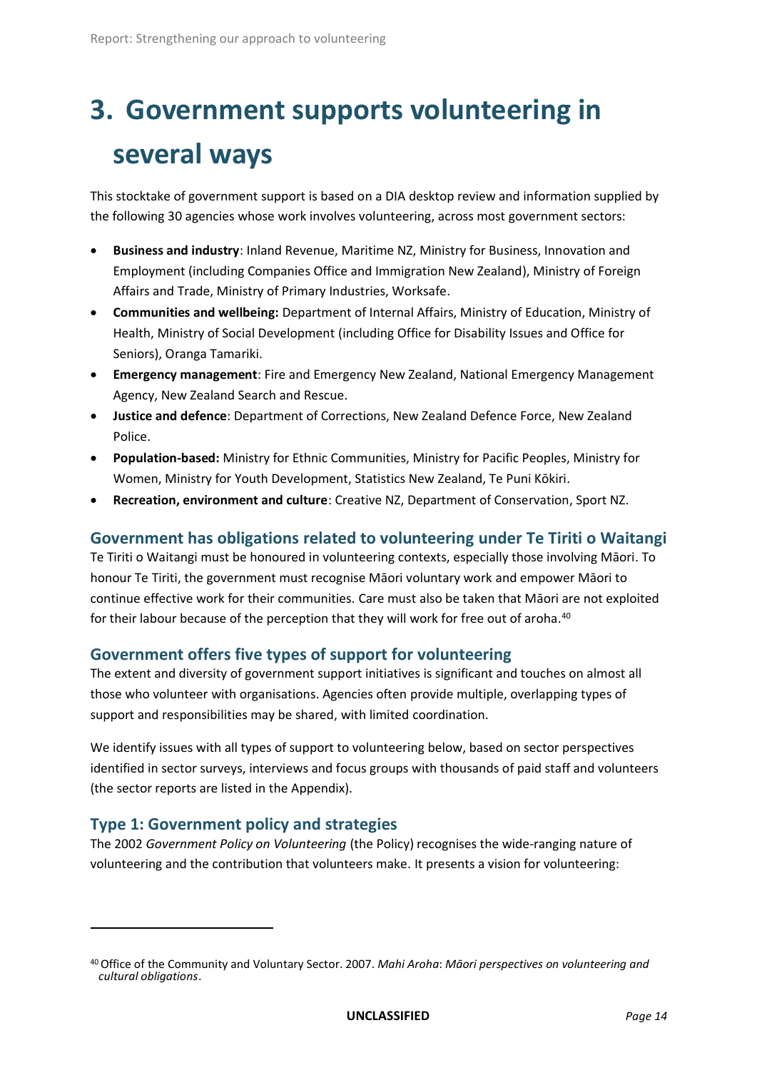# 3. Government supports volunteering in several ways

This stocktake of government support is based on a DIA desktop review and information supplied by the following 30 agencies whose work involves volunteering, across most government sectors:

- **Business and industry**: Inland Revenue, Maritime NZ, Ministry for Business, Innovation and Employment (including Companies Office and Immigration New Zealand), Ministry of Foreign Affairs and Trade, Ministry of Primary Industries, Worksafe.
- **Communities and wellbeing:** Department of Internal Affairs, Ministry of Education, Ministry of Health, Ministry of Social Development (including Office for Disability Issues and Office for Seniors), Oranga Tamariki.
- **Emergency management**: Fire and Emergency New Zealand, National Emergency Management Agency, New Zealand Search and Rescue.
- **Justice and defence**: Department of Corrections, New Zealand Defence Force, New Zealand Police.
- **Population-based:** Ministry for Ethnic Communities, Ministry for Pacific Peoples, Ministry for Women, Ministry for Youth Development, Statistics New Zealand, Te Puni Kōkiri.
- **Recreation, environment and culture**: Creative NZ, Department of Conservation, Sport NZ.

## Government has obligations related to volunteering under Te Tiriti o Waitangi

Te Tiriti o Waitangi must be honoured in volunteering contexts, especially those involving Māori. To honour Te Tiriti, the government must recognise Māori voluntary work and empower Māori to continue effective work for their communities. Care must also be taken that Māori are not exploited for their labour because of the perception that they will work for free out of aroha.[40]

## Government offers five types of support for volunteering

The extent and diversity of government support initiatives is significant and touches on almost all those who volunteer with organisations. Agencies often provide multiple, overlapping types of support and responsibilities may be shared, with limited coordination.

We identify issues with all types of support to volunteering below, based on sector perspectives identified in sector surveys, interviews and focus groups with thousands of paid staff and volunteers (the sector reports are listed in the Appendix).

## Type 1: Government policy and strategies

The 2002 *Government Policy on Volunteering* (the Policy) recognises the wide-ranging nature of volunteering and the contribution that volunteers make. It presents a vision for volunteering:

---

[40] Office of the Community and Voluntary Sector. 2007. *Mahi Aroha*: *Māori perspectives on volunteering and cultural obligations*.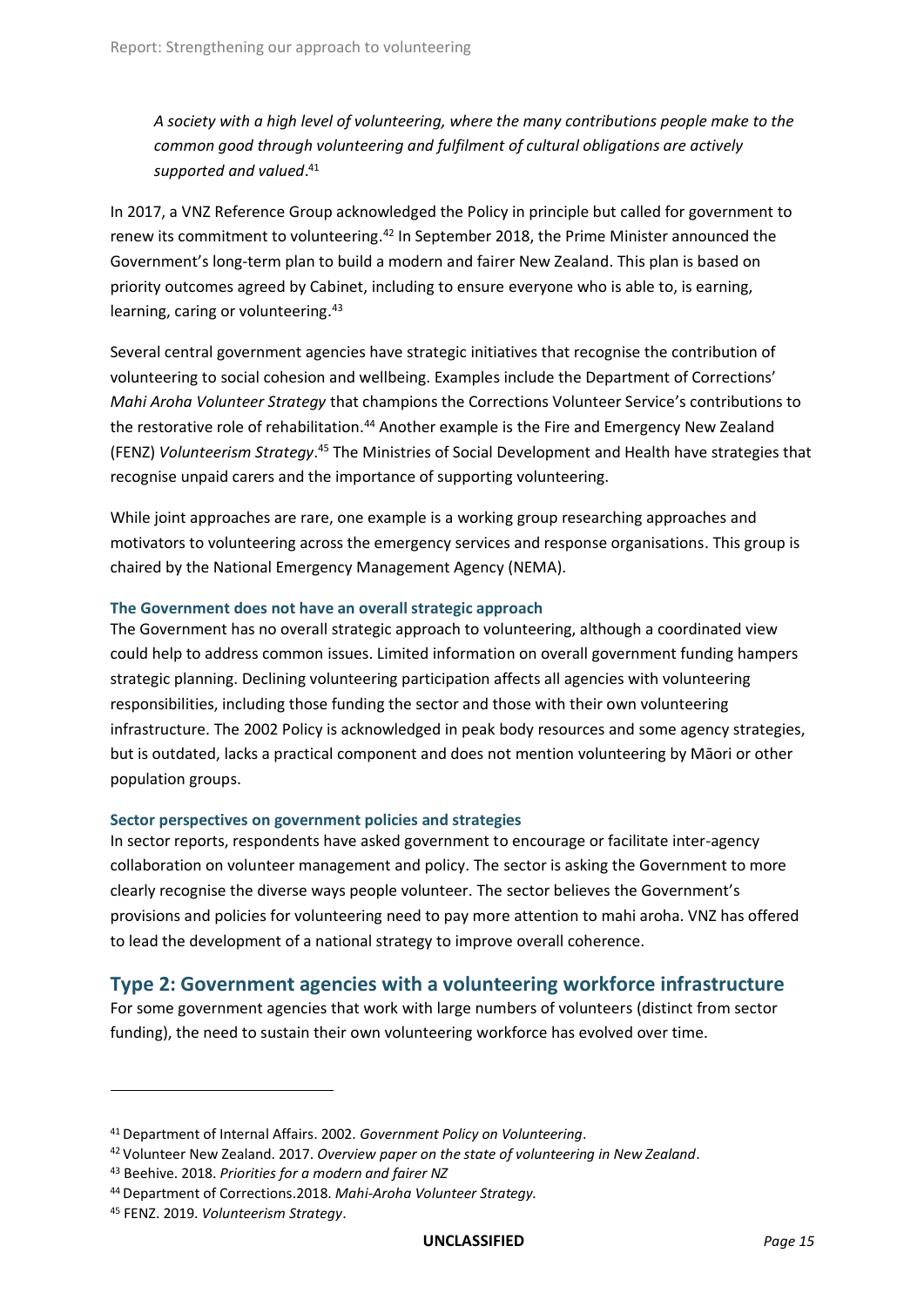*A society with a high level of volunteering, where the many contributions people make to the common good through volunteering and fulfilment of cultural obligations are actively supported and valued*.[41]

In 2017, a VNZ Reference Group acknowledged the Policy in principle but called for government to renew its commitment to volunteering.[42] In September 2018, the Prime Minister announced the Government's long-term plan to build a modern and fairer New Zealand. This plan is based on priority outcomes agreed by Cabinet, including to ensure everyone who is able to, is earning, learning, caring or volunteering.[43]

Several central government agencies have strategic initiatives that recognise the contribution of volunteering to social cohesion and wellbeing. Examples include the Department of Corrections' *Mahi Aroha Volunteer Strategy* that champions the Corrections Volunteer Service's contributions to the restorative role of rehabilitation.[44] Another example is the Fire and Emergency New Zealand (FENZ) *Volunteerism Strategy*.[45] The Ministries of Social Development and Health have strategies that recognise unpaid carers and the importance of supporting volunteering.

While joint approaches are rare, one example is a working group researching approaches and motivators to volunteering across the emergency services and response organisations. This group is chaired by the National Emergency Management Agency (NEMA).

#### The Government does not have an overall strategic approach

The Government has no overall strategic approach to volunteering, although a coordinated view could help to address common issues. Limited information on overall government funding hampers strategic planning. Declining volunteering participation affects all agencies with volunteering responsibilities, including those funding the sector and those with their own volunteering infrastructure. The 2002 Policy is acknowledged in peak body resources and some agency strategies, but is outdated, lacks a practical component and does not mention volunteering by Māori or other population groups.

#### Sector perspectives on government policies and strategies

In sector reports, respondents have asked government to encourage or facilitate inter-agency collaboration on volunteer management and policy. The sector is asking the Government to more clearly recognise the diverse ways people volunteer. The sector believes the Government's provisions and policies for volunteering need to pay more attention to mahi aroha. VNZ has offered to lead the development of a national strategy to improve overall coherence.

### Type 2: Government agencies with a volunteering workforce infrastructure

For some government agencies that work with large numbers of volunteers (distinct from sector funding), the need to sustain their own volunteering workforce has evolved over time.

---

[41] Department of Internal Affairs. 2002. *Government Policy on Volunteering*.

[42] Volunteer New Zealand. 2017. *Overview paper on the state of volunteering in New Zealand*.

[43] Beehive. 2018. *Priorities for a modern and fairer NZ*

[44] Department of Corrections.2018. *Mahi-Aroha Volunteer Strategy.*

[45] FENZ. 2019. *Volunteerism Strategy*.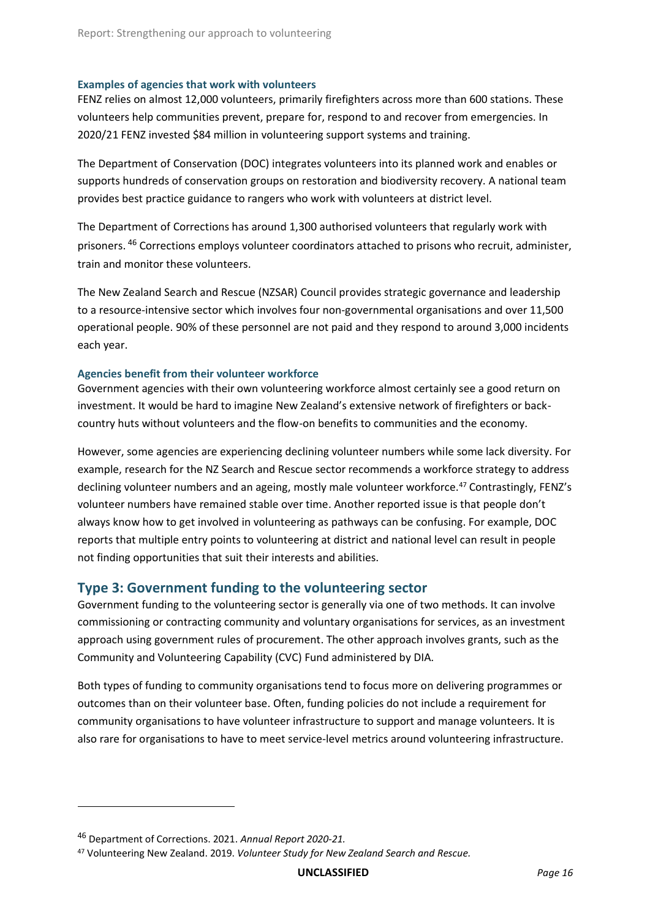### Examples of agencies that work with volunteers

FENZ relies on almost 12,000 volunteers, primarily firefighters across more than 600 stations. These volunteers help communities prevent, prepare for, respond to and recover from emergencies. In 2020/21 FENZ invested $84 million in volunteering support systems and training.

The Department of Conservation (DOC) integrates volunteers into its planned work and enables or supports hundreds of conservation groups on restoration and biodiversity recovery. A national team provides best practice guidance to rangers who work with volunteers at district level.

The Department of Corrections has around 1,300 authorised volunteers that regularly work with prisoners. [46] Corrections employs volunteer coordinators attached to prisons who recruit, administer, train and monitor these volunteers.

The New Zealand Search and Rescue (NZSAR) Council provides strategic governance and leadership to a resource-intensive sector which involves four non-governmental organisations and over 11,500 operational people. 90% of these personnel are not paid and they respond to around 3,000 incidents each year.

### Agencies benefit from their volunteer workforce

Government agencies with their own volunteering workforce almost certainly see a good return on investment. It would be hard to imagine New Zealand's extensive network of firefighters or back-country huts without volunteers and the flow-on benefits to communities and the economy.

However, some agencies are experiencing declining volunteer numbers while some lack diversity. For example, research for the NZ Search and Rescue sector recommends a workforce strategy to address declining volunteer numbers and an ageing, mostly male volunteer workforce.[47] Contrastingly, FENZ's volunteer numbers have remained stable over time. Another reported issue is that people don't always know how to get involved in volunteering as pathways can be confusing. For example, DOC reports that multiple entry points to volunteering at district and national level can result in people not finding opportunities that suit their interests and abilities.

## Type 3: Government funding to the volunteering sector

Government funding to the volunteering sector is generally via one of two methods. It can involve commissioning or contracting community and voluntary organisations for services, as an investment approach using government rules of procurement. The other approach involves grants, such as the Community and Volunteering Capability (CVC) Fund administered by DIA.

Both types of funding to community organisations tend to focus more on delivering programmes or outcomes than on their volunteer base. Often, funding policies do not include a requirement for community organisations to have volunteer infrastructure to support and manage volunteers. It is also rare for organisations to have to meet service-level metrics around volunteering infrastructure.

---

[46] Department of Corrections. 2021. *Annual Report 2020-21.*

[47] Volunteering New Zealand. 2019. *Volunteer Study for New Zealand Search and Rescue.*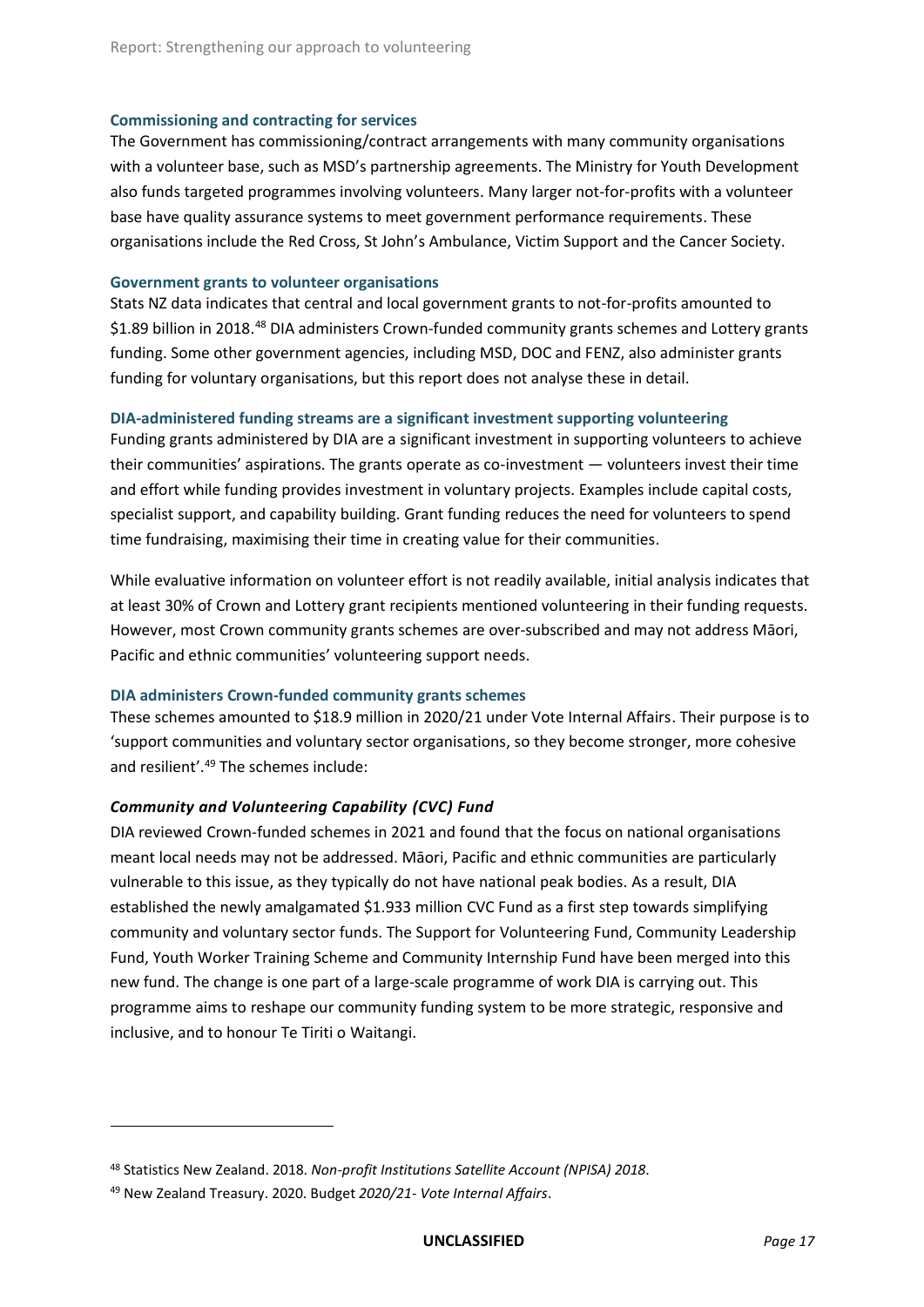### Commissioning and contracting for services

The Government has commissioning/contract arrangements with many community organisations with a volunteer base, such as MSD's partnership agreements. The Ministry for Youth Development also funds targeted programmes involving volunteers. Many larger not-for-profits with a volunteer base have quality assurance systems to meet government performance requirements. These organisations include the Red Cross, St John's Ambulance, Victim Support and the Cancer Society.

### Government grants to volunteer organisations

Stats NZ data indicates that central and local government grants to not-for-profits amounted to $1.89 billion in 2018.[48] DIA administers Crown-funded community grants schemes and Lottery grants funding. Some other government agencies, including MSD, DOC and FENZ, also administer grants funding for voluntary organisations, but this report does not analyse these in detail.

### DIA-administered funding streams are a significant investment supporting volunteering

Funding grants administered by DIA are a significant investment in supporting volunteers to achieve their communities' aspirations. The grants operate as co-investment — volunteers invest their time and effort while funding provides investment in voluntary projects. Examples include capital costs, specialist support, and capability building. Grant funding reduces the need for volunteers to spend time fundraising, maximising their time in creating value for their communities.

While evaluative information on volunteer effort is not readily available, initial analysis indicates that at least 30% of Crown and Lottery grant recipients mentioned volunteering in their funding requests. However, most Crown community grants schemes are over-subscribed and may not address Māori, Pacific and ethnic communities' volunteering support needs.

### DIA administers Crown-funded community grants schemes

These schemes amounted to $18.9 million in 2020/21 under Vote Internal Affairs. Their purpose is to 'support communities and voluntary sector organisations, so they become stronger, more cohesive and resilient'.[49] The schemes include:

#### *Community and Volunteering Capability (CVC) Fund*

DIA reviewed Crown-funded schemes in 2021 and found that the focus on national organisations meant local needs may not be addressed. Māori, Pacific and ethnic communities are particularly vulnerable to this issue, as they typically do not have national peak bodies. As a result, DIA established the newly amalgamated $1.933 million CVC Fund as a first step towards simplifying community and voluntary sector funds. The Support for Volunteering Fund, Community Leadership Fund, Youth Worker Training Scheme and Community Internship Fund have been merged into this new fund. The change is one part of a large-scale programme of work DIA is carrying out. This programme aims to reshape our community funding system to be more strategic, responsive and inclusive, and to honour Te Tiriti o Waitangi.

---

[48] Statistics New Zealand. 2018. *Non-profit Institutions Satellite Account (NPISA) 2018*.

[49] New Zealand Treasury. 2020. Budget *2020/21- Vote Internal Affairs*.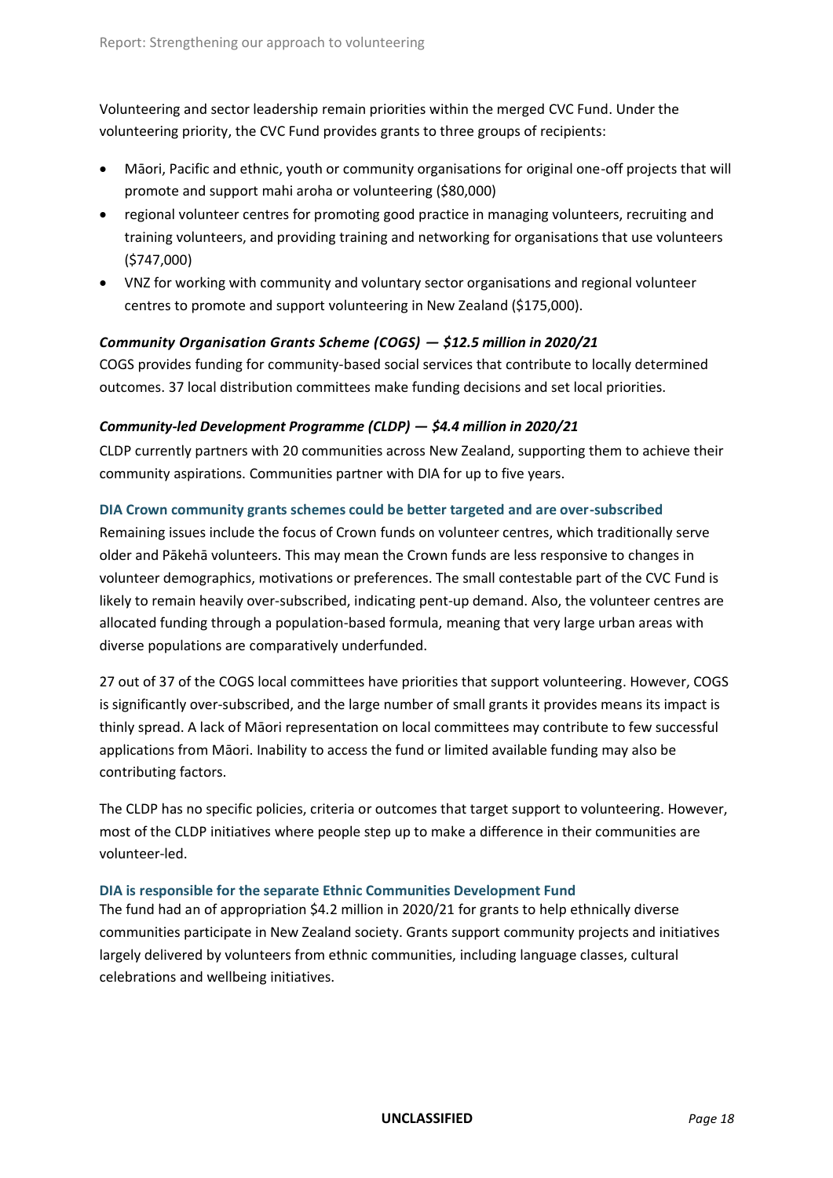Volunteering and sector leadership remain priorities within the merged CVC Fund. Under the volunteering priority, the CVC Fund provides grants to three groups of recipients:

- Māori, Pacific and ethnic, youth or community organisations for original one-off projects that will promote and support mahi aroha or volunteering ($80,000)
- regional volunteer centres for promoting good practice in managing volunteers, recruiting and training volunteers, and providing training and networking for organisations that use volunteers ($747,000)
- VNZ for working with community and voluntary sector organisations and regional volunteer centres to promote and support volunteering in New Zealand ($175,000).

#### *Community Organisation Grants Scheme (COGS) — $12.5 million in 2020/21*

COGS provides funding for community-based social services that contribute to locally determined outcomes. 37 local distribution committees make funding decisions and set local priorities.

#### *Community-led Development Programme (CLDP) — $4.4 million in 2020/21*

CLDP currently partners with 20 communities across New Zealand, supporting them to achieve their community aspirations. Communities partner with DIA for up to five years.

### DIA Crown community grants schemes could be better targeted and are over-subscribed

Remaining issues include the focus of Crown funds on volunteer centres, which traditionally serve older and Pākehā volunteers. This may mean the Crown funds are less responsive to changes in volunteer demographics, motivations or preferences. The small contestable part of the CVC Fund is likely to remain heavily over-subscribed, indicating pent-up demand. Also, the volunteer centres are allocated funding through a population-based formula, meaning that very large urban areas with diverse populations are comparatively underfunded.

27 out of 37 of the COGS local committees have priorities that support volunteering. However, COGS is significantly over-subscribed, and the large number of small grants it provides means its impact is thinly spread. A lack of Māori representation on local committees may contribute to few successful applications from Māori. Inability to access the fund or limited available funding may also be contributing factors.

The CLDP has no specific policies, criteria or outcomes that target support to volunteering. However, most of the CLDP initiatives where people step up to make a difference in their communities are volunteer-led.

### DIA is responsible for the separate Ethnic Communities Development Fund

The fund had an of appropriation $4.2 million in 2020/21 for grants to help ethnically diverse communities participate in New Zealand society. Grants support community projects and initiatives largely delivered by volunteers from ethnic communities, including language classes, cultural celebrations and wellbeing initiatives.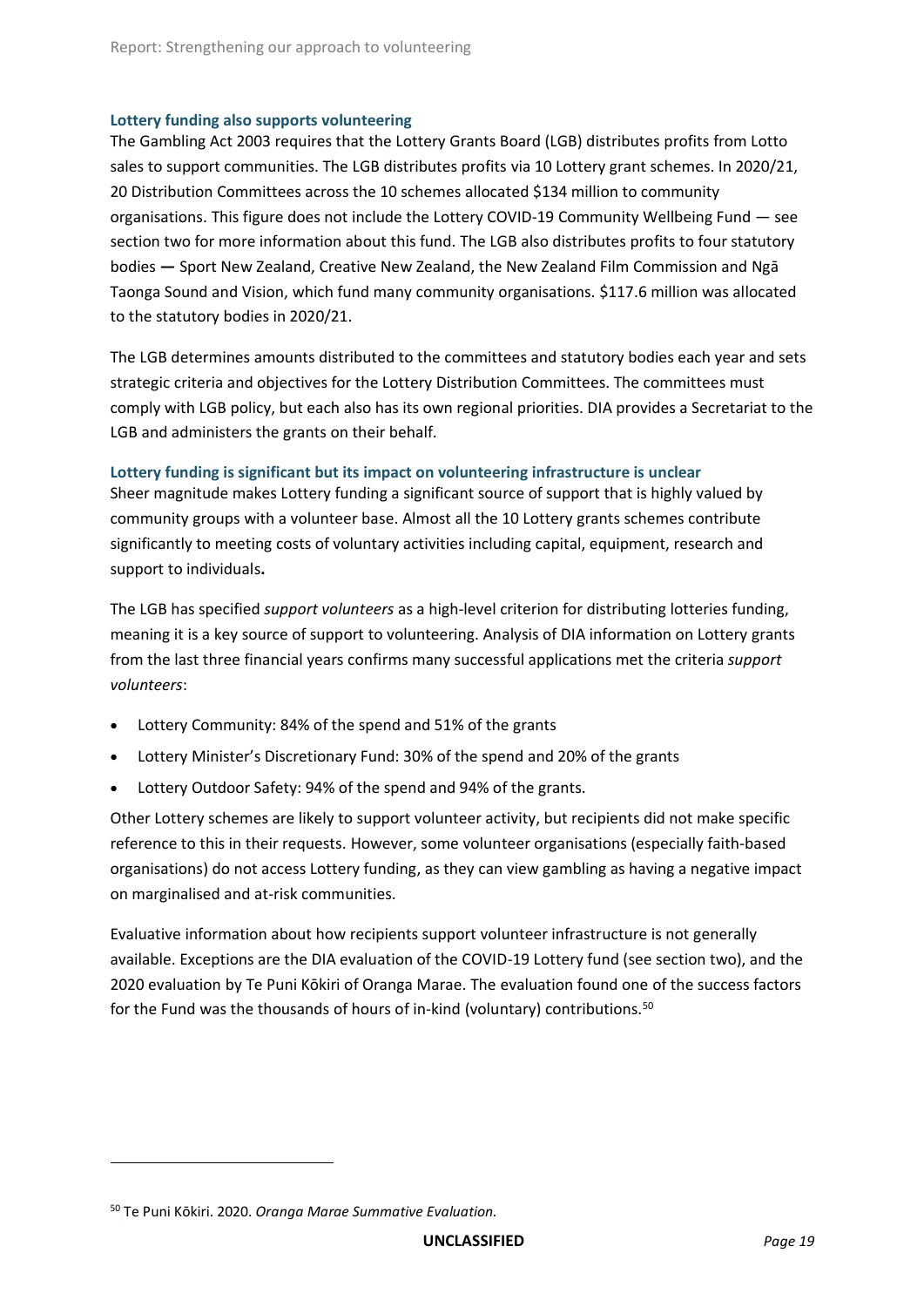### Lottery funding also supports volunteering

The Gambling Act 2003 requires that the Lottery Grants Board (LGB) distributes profits from Lotto sales to support communities. The LGB distributes profits via 10 Lottery grant schemes. In 2020/21, 20 Distribution Committees across the 10 schemes allocated $134 million to community organisations. This figure does not include the Lottery COVID-19 Community Wellbeing Fund — see section two for more information about this fund. The LGB also distributes profits to four statutory bodies — Sport New Zealand, Creative New Zealand, the New Zealand Film Commission and Ngā Taonga Sound and Vision, which fund many community organisations. $117.6 million was allocated to the statutory bodies in 2020/21.

The LGB determines amounts distributed to the committees and statutory bodies each year and sets strategic criteria and objectives for the Lottery Distribution Committees. The committees must comply with LGB policy, but each also has its own regional priorities. DIA provides a Secretariat to the LGB and administers the grants on their behalf.

### Lottery funding is significant but its impact on volunteering infrastructure is unclear

Sheer magnitude makes Lottery funding a significant source of support that is highly valued by community groups with a volunteer base. Almost all the 10 Lottery grants schemes contribute significantly to meeting costs of voluntary activities including capital, equipment, research and support to individuals**.**

The LGB has specified *support volunteers* as a high-level criterion for distributing lotteries funding, meaning it is a key source of support to volunteering. Analysis of DIA information on Lottery grants from the last three financial years confirms many successful applications met the criteria *support volunteers*:

- Lottery Community: 84% of the spend and 51% of the grants
- Lottery Minister's Discretionary Fund: 30% of the spend and 20% of the grants
- Lottery Outdoor Safety: 94% of the spend and 94% of the grants.

Other Lottery schemes are likely to support volunteer activity, but recipients did not make specific reference to this in their requests. However, some volunteer organisations (especially faith-based organisations) do not access Lottery funding, as they can view gambling as having a negative impact on marginalised and at-risk communities.

Evaluative information about how recipients support volunteer infrastructure is not generally available. Exceptions are the DIA evaluation of the COVID-19 Lottery fund (see section two), and the 2020 evaluation by Te Puni Kōkiri of Oranga Marae. The evaluation found one of the success factors for the Fund was the thousands of hours of in-kind (voluntary) contributions.[50]

[50] Te Puni Kōkiri. 2020. *Oranga Marae Summative Evaluation.*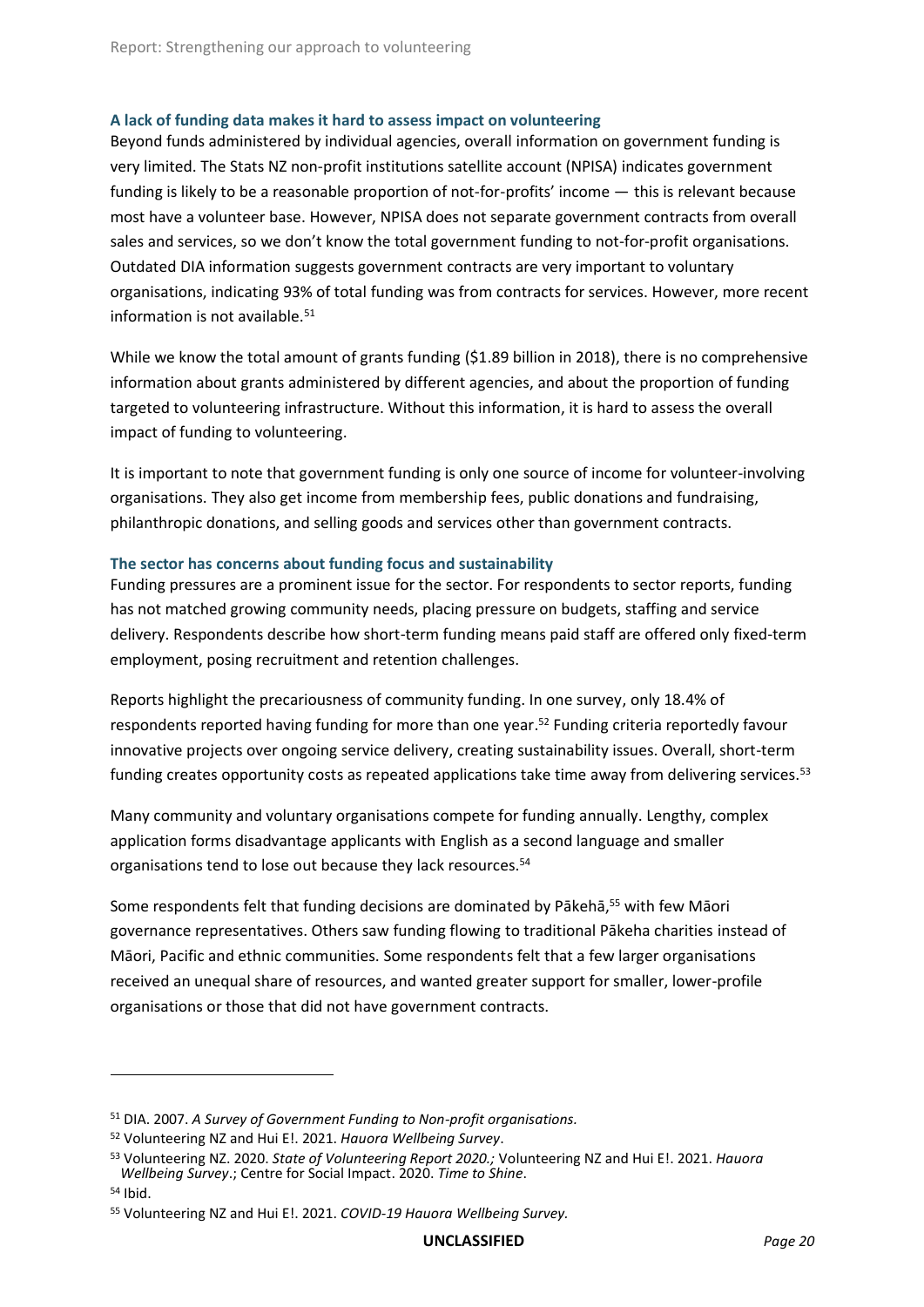### A lack of funding data makes it hard to assess impact on volunteering

Beyond funds administered by individual agencies, overall information on government funding is very limited. The Stats NZ non-profit institutions satellite account (NPISA) indicates government funding is likely to be a reasonable proportion of not-for-profits' income — this is relevant because most have a volunteer base. However, NPISA does not separate government contracts from overall sales and services, so we don't know the total government funding to not-for-profit organisations. Outdated DIA information suggests government contracts are very important to voluntary organisations, indicating 93% of total funding was from contracts for services. However, more recent information is not available.[51]

While we know the total amount of grants funding ($1.89 billion in 2018), there is no comprehensive information about grants administered by different agencies, and about the proportion of funding targeted to volunteering infrastructure. Without this information, it is hard to assess the overall impact of funding to volunteering.

It is important to note that government funding is only one source of income for volunteer-involving organisations. They also get income from membership fees, public donations and fundraising, philanthropic donations, and selling goods and services other than government contracts.

### The sector has concerns about funding focus and sustainability

Funding pressures are a prominent issue for the sector. For respondents to sector reports, funding has not matched growing community needs, placing pressure on budgets, staffing and service delivery. Respondents describe how short-term funding means paid staff are offered only fixed-term employment, posing recruitment and retention challenges.

Reports highlight the precariousness of community funding. In one survey, only 18.4% of respondents reported having funding for more than one year.[52] Funding criteria reportedly favour innovative projects over ongoing service delivery, creating sustainability issues. Overall, short-term funding creates opportunity costs as repeated applications take time away from delivering services.[53]

Many community and voluntary organisations compete for funding annually. Lengthy, complex application forms disadvantage applicants with English as a second language and smaller organisations tend to lose out because they lack resources.[54]

Some respondents felt that funding decisions are dominated by Pākehā,[55] with few Māori governance representatives. Others saw funding flowing to traditional Pākeha charities instead of Māori, Pacific and ethnic communities. Some respondents felt that a few larger organisations received an unequal share of resources, and wanted greater support for smaller, lower-profile organisations or those that did not have government contracts.

---

[51] DIA. 2007. *A Survey of Government Funding to Non-profit organisations.*

[52] Volunteering NZ and Hui E!. 2021. *Hauora Wellbeing Survey*.

[53] Volunteering NZ. 2020. *State of Volunteering Report 2020.;* Volunteering NZ and Hui E!. 2021. *Hauora Wellbeing Survey*.; Centre for Social Impact. 2020. *Time to Shine*.

[54] Ibid.

[55] Volunteering NZ and Hui E!. 2021. *COVID-19 Hauora Wellbeing Survey.*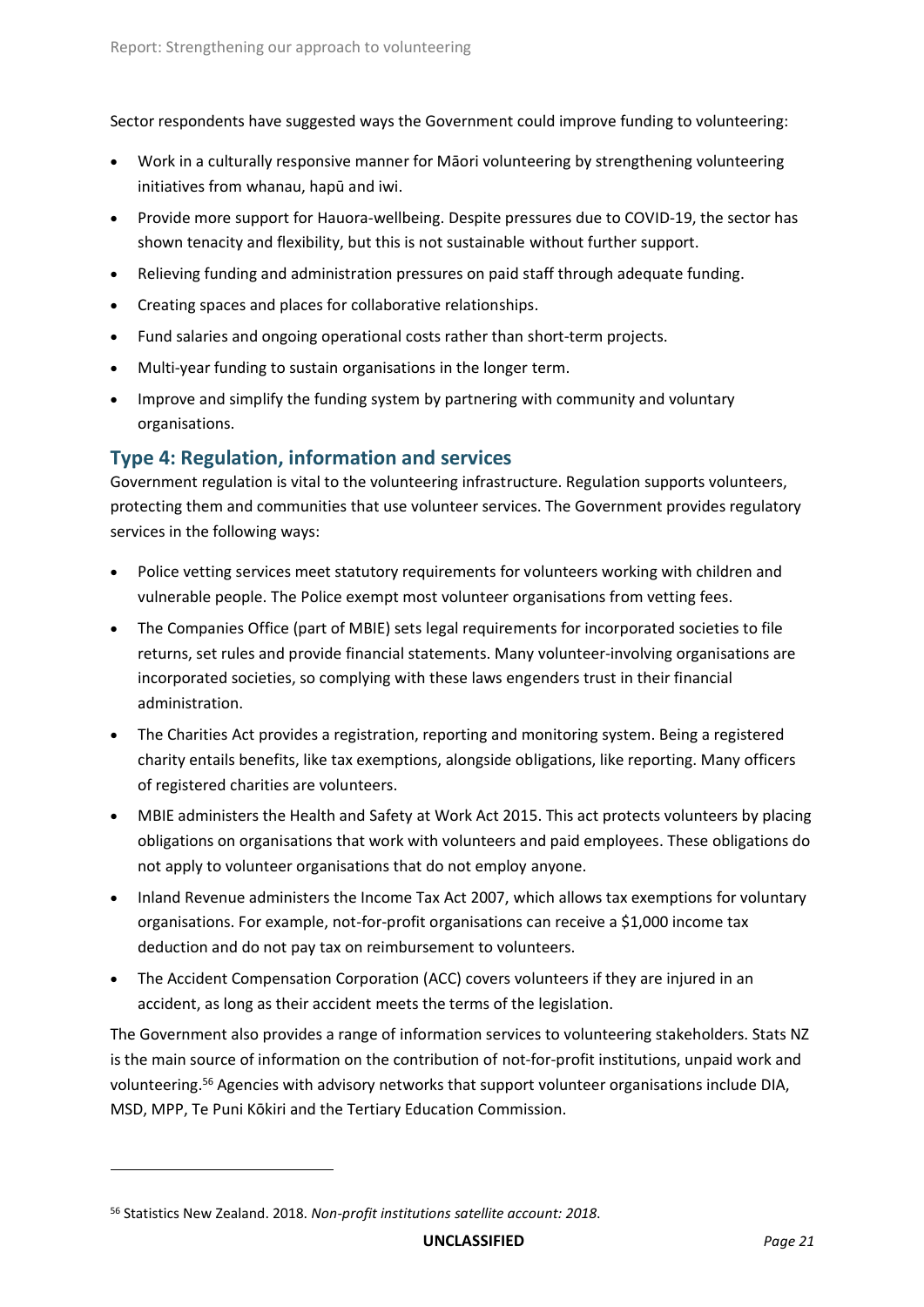Sector respondents have suggested ways the Government could improve funding to volunteering:

- Work in a culturally responsive manner for Māori volunteering by strengthening volunteering initiatives from whanau, hapū and iwi.
- Provide more support for Hauora-wellbeing. Despite pressures due to COVID-19, the sector has shown tenacity and flexibility, but this is not sustainable without further support.
- Relieving funding and administration pressures on paid staff through adequate funding.
- Creating spaces and places for collaborative relationships.
- Fund salaries and ongoing operational costs rather than short-term projects.
- Multi-year funding to sustain organisations in the longer term.
- Improve and simplify the funding system by partnering with community and voluntary organisations.

## Type 4: Regulation, information and services

Government regulation is vital to the volunteering infrastructure. Regulation supports volunteers, protecting them and communities that use volunteer services. The Government provides regulatory services in the following ways:

- Police vetting services meet statutory requirements for volunteers working with children and vulnerable people. The Police exempt most volunteer organisations from vetting fees.
- The Companies Office (part of MBIE) sets legal requirements for incorporated societies to file returns, set rules and provide financial statements. Many volunteer-involving organisations are incorporated societies, so complying with these laws engenders trust in their financial administration.
- The Charities Act provides a registration, reporting and monitoring system. Being a registered charity entails benefits, like tax exemptions, alongside obligations, like reporting. Many officers of registered charities are volunteers.
- MBIE administers the Health and Safety at Work Act 2015. This act protects volunteers by placing obligations on organisations that work with volunteers and paid employees. These obligations do not apply to volunteer organisations that do not employ anyone.
- Inland Revenue administers the Income Tax Act 2007, which allows tax exemptions for voluntary organisations. For example, not-for-profit organisations can receive a $1,000 income tax deduction and do not pay tax on reimbursement to volunteers.
- The Accident Compensation Corporation (ACC) covers volunteers if they are injured in an accident, as long as their accident meets the terms of the legislation.

The Government also provides a range of information services to volunteering stakeholders. Stats NZ is the main source of information on the contribution of not-for-profit institutions, unpaid work and volunteering.[56] Agencies with advisory networks that support volunteer organisations include DIA, MSD, MPP, Te Puni Kōkiri and the Tertiary Education Commission.

---

[56] Statistics New Zealand. 2018. *Non-profit institutions satellite account: 2018*.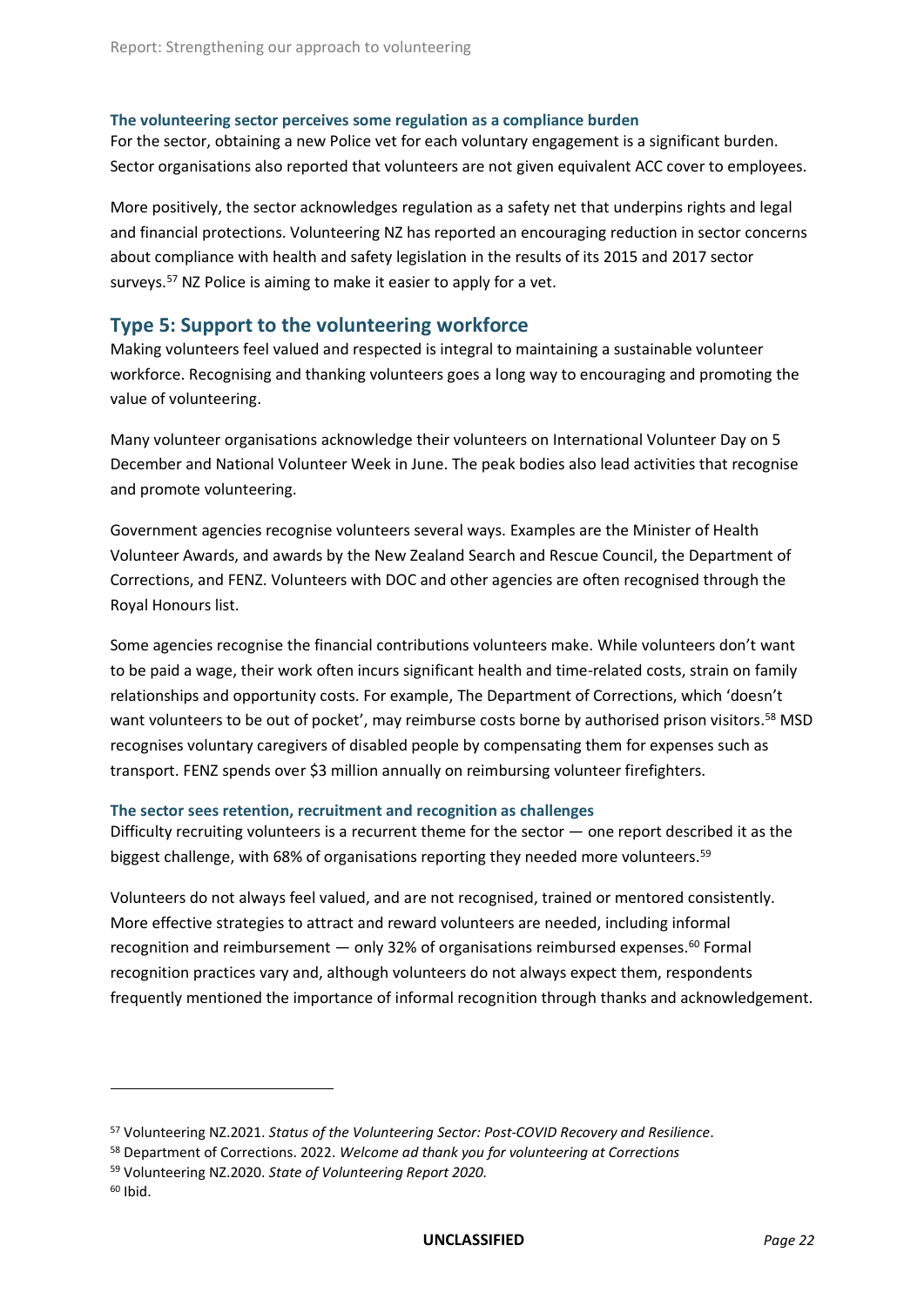### The volunteering sector perceives some regulation as a compliance burden

For the sector, obtaining a new Police vet for each voluntary engagement is a significant burden. Sector organisations also reported that volunteers are not given equivalent ACC cover to employees.

More positively, the sector acknowledges regulation as a safety net that underpins rights and legal and financial protections. Volunteering NZ has reported an encouraging reduction in sector concerns about compliance with health and safety legislation in the results of its 2015 and 2017 sector surveys.[57] NZ Police is aiming to make it easier to apply for a vet.

## Type 5: Support to the volunteering workforce

Making volunteers feel valued and respected is integral to maintaining a sustainable volunteer workforce. Recognising and thanking volunteers goes a long way to encouraging and promoting the value of volunteering.

Many volunteer organisations acknowledge their volunteers on International Volunteer Day on 5 December and National Volunteer Week in June. The peak bodies also lead activities that recognise and promote volunteering.

Government agencies recognise volunteers several ways. Examples are the Minister of Health Volunteer Awards, and awards by the New Zealand Search and Rescue Council, the Department of Corrections, and FENZ. Volunteers with DOC and other agencies are often recognised through the Royal Honours list.

Some agencies recognise the financial contributions volunteers make. While volunteers don't want to be paid a wage, their work often incurs significant health and time-related costs, strain on family relationships and opportunity costs. For example, The Department of Corrections, which 'doesn't want volunteers to be out of pocket', may reimburse costs borne by authorised prison visitors.[58] MSD recognises voluntary caregivers of disabled people by compensating them for expenses such as transport. FENZ spends over $3 million annually on reimbursing volunteer firefighters.

### The sector sees retention, recruitment and recognition as challenges

Difficulty recruiting volunteers is a recurrent theme for the sector — one report described it as the biggest challenge, with 68% of organisations reporting they needed more volunteers.[59]

Volunteers do not always feel valued, and are not recognised, trained or mentored consistently. More effective strategies to attract and reward volunteers are needed, including informal recognition and reimbursement — only 32% of organisations reimbursed expenses.[60] Formal recognition practices vary and, although volunteers do not always expect them, respondents frequently mentioned the importance of informal recognition through thanks and acknowledgement.

---

[57] Volunteering NZ.2021. *Status of the Volunteering Sector: Post-COVID Recovery and Resilience*.

[58] Department of Corrections. 2022. *Welcome ad thank you for volunteering at Corrections*

[59] Volunteering NZ.2020. *State of Volunteering Report 2020.*

[60] Ibid.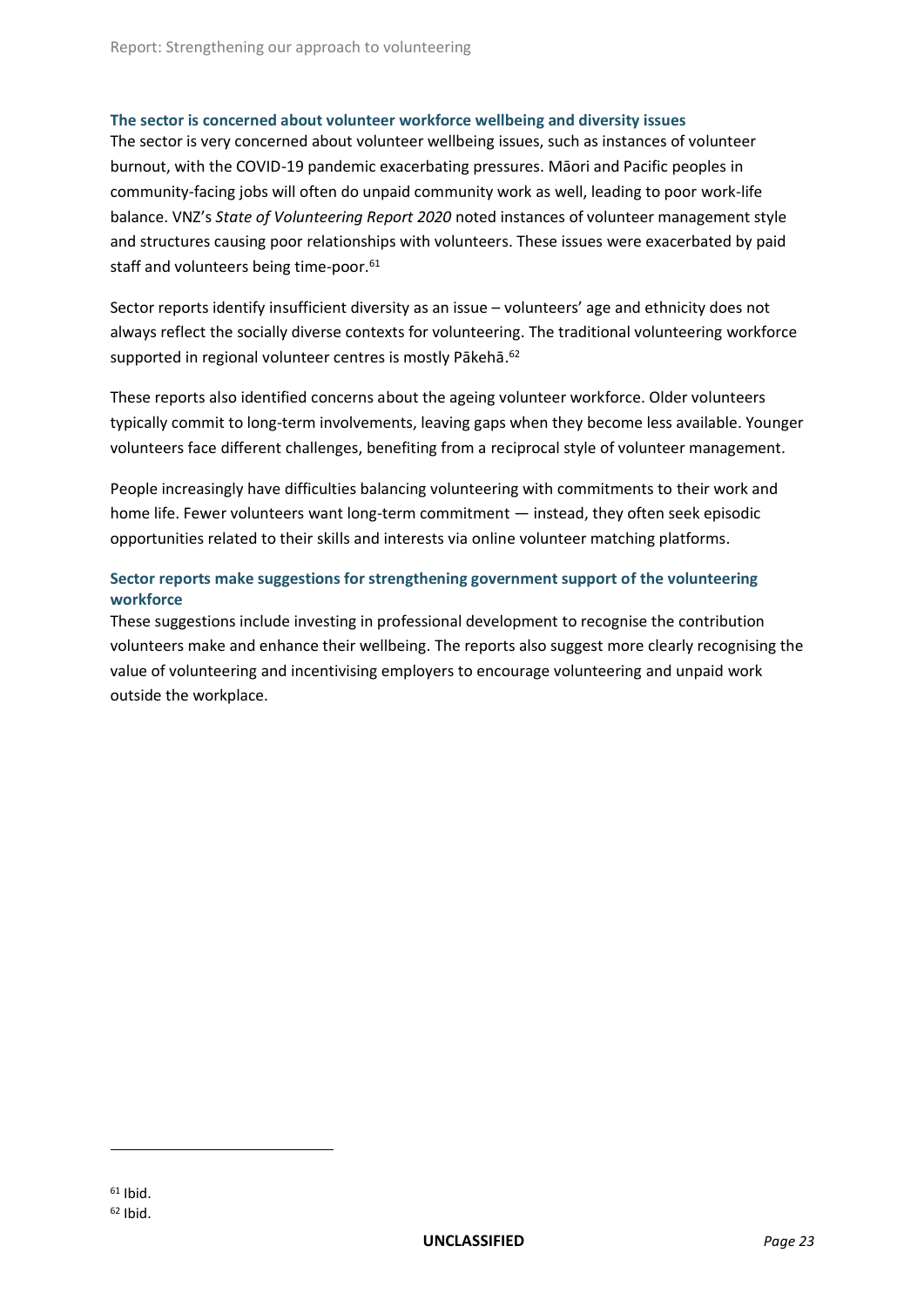### The sector is concerned about volunteer workforce wellbeing and diversity issues

The sector is very concerned about volunteer wellbeing issues, such as instances of volunteer burnout, with the COVID-19 pandemic exacerbating pressures. Māori and Pacific peoples in community-facing jobs will often do unpaid community work as well, leading to poor work-life balance. VNZ's *State of Volunteering Report 2020* noted instances of volunteer management style and structures causing poor relationships with volunteers. These issues were exacerbated by paid staff and volunteers being time-poor.[61]

Sector reports identify insufficient diversity as an issue – volunteers' age and ethnicity does not always reflect the socially diverse contexts for volunteering. The traditional volunteering workforce supported in regional volunteer centres is mostly Pākehā.[62]

These reports also identified concerns about the ageing volunteer workforce. Older volunteers typically commit to long-term involvements, leaving gaps when they become less available. Younger volunteers face different challenges, benefiting from a reciprocal style of volunteer management.

People increasingly have difficulties balancing volunteering with commitments to their work and home life. Fewer volunteers want long-term commitment — instead, they often seek episodic opportunities related to their skills and interests via online volunteer matching platforms.

### Sector reports make suggestions for strengthening government support of the volunteering workforce

These suggestions include investing in professional development to recognise the contribution volunteers make and enhance their wellbeing. The reports also suggest more clearly recognising the value of volunteering and incentivising employers to encourage volunteering and unpaid work outside the workplace.

[61] Ibid.

[62] Ibid.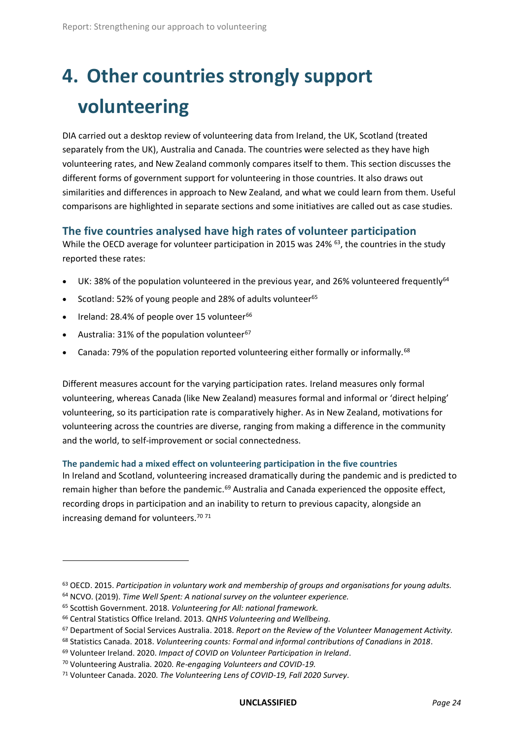# 4. Other countries strongly support volunteering

DIA carried out a desktop review of volunteering data from Ireland, the UK, Scotland (treated separately from the UK), Australia and Canada. The countries were selected as they have high volunteering rates, and New Zealand commonly compares itself to them. This section discusses the different forms of government support for volunteering in those countries. It also draws out similarities and differences in approach to New Zealand, and what we could learn from them. Useful comparisons are highlighted in separate sections and some initiatives are called out as case studies.

## The five countries analysed have high rates of volunteer participation

While the OECD average for volunteer participation in 2015 was 24% [63], the countries in the study reported these rates:

- UK: 38% of the population volunteered in the previous year, and 26% volunteered frequently[64]
- Scotland: 52% of young people and 28% of adults volunteer[65]
- Ireland: 28.4% of people over 15 volunteer[66]
- Australia: 31% of the population volunteer[67]
- Canada: 79% of the population reported volunteering either formally or informally.[68]

Different measures account for the varying participation rates. Ireland measures only formal volunteering, whereas Canada (like New Zealand) measures formal and informal or 'direct helping' volunteering, so its participation rate is comparatively higher. As in New Zealand, motivations for volunteering across the countries are diverse, ranging from making a difference in the community and the world, to self-improvement or social connectedness.

### The pandemic had a mixed effect on volunteering participation in the five countries

In Ireland and Scotland, volunteering increased dramatically during the pandemic and is predicted to remain higher than before the pandemic.[69] Australia and Canada experienced the opposite effect, recording drops in participation and an inability to return to previous capacity, alongside an increasing demand for volunteers.[70] [71]

---

[63] OECD. 2015. *Participation in voluntary work and membership of groups and organisations for young adults.*

[64] NCVO. (2019). *Time Well Spent: A national survey on the volunteer experience.*

[65] Scottish Government. 2018. *Volunteering for All: national framework.*

[66] Central Statistics Office Ireland. 2013. *QNHS Volunteering and Wellbeing.*

[67] Department of Social Services Australia. 2018. *Report on the Review of the Volunteer Management Activity.*

[68] Statistics Canada. 2018. *Volunteering counts: Formal and informal contributions of Canadians in 2018*.

[69] Volunteer Ireland. 2020. *Impact of COVID on Volunteer Participation in Ireland*.

[70] Volunteering Australia. 2020. *Re-engaging Volunteers and COVID-19.*

[71] Volunteer Canada. 2020. *The Volunteering Lens of COVID-19, Fall 2020 Survey*.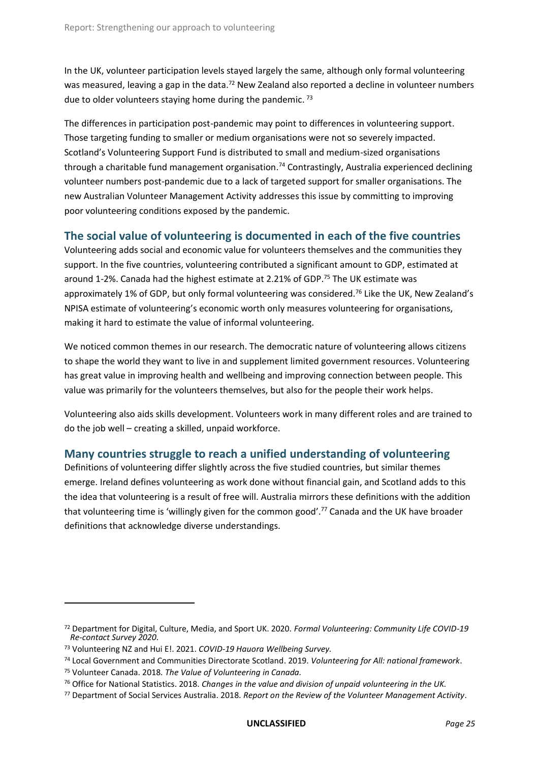In the UK, volunteer participation levels stayed largely the same, although only formal volunteering was measured, leaving a gap in the data.[72] New Zealand also reported a decline in volunteer numbers due to older volunteers staying home during the pandemic. [73]

The differences in participation post-pandemic may point to differences in volunteering support. Those targeting funding to smaller or medium organisations were not so severely impacted. Scotland's Volunteering Support Fund is distributed to small and medium-sized organisations through a charitable fund management organisation.[74] Contrastingly, Australia experienced declining volunteer numbers post-pandemic due to a lack of targeted support for smaller organisations. The new Australian Volunteer Management Activity addresses this issue by committing to improving poor volunteering conditions exposed by the pandemic.

## The social value of volunteering is documented in each of the five countries

Volunteering adds social and economic value for volunteers themselves and the communities they support. In the five countries, volunteering contributed a significant amount to GDP, estimated at around 1-2%. Canada had the highest estimate at 2.21% of GDP.[75] The UK estimate was approximately 1% of GDP, but only formal volunteering was considered.[76] Like the UK, New Zealand's NPISA estimate of volunteering's economic worth only measures volunteering for organisations, making it hard to estimate the value of informal volunteering.

We noticed common themes in our research. The democratic nature of volunteering allows citizens to shape the world they want to live in and supplement limited government resources. Volunteering has great value in improving health and wellbeing and improving connection between people. This value was primarily for the volunteers themselves, but also for the people their work helps.

Volunteering also aids skills development. Volunteers work in many different roles and are trained to do the job well – creating a skilled, unpaid workforce.

## Many countries struggle to reach a unified understanding of volunteering

Definitions of volunteering differ slightly across the five studied countries, but similar themes emerge. Ireland defines volunteering as work done without financial gain, and Scotland adds to this the idea that volunteering is a result of free will. Australia mirrors these definitions with the addition that volunteering time is 'willingly given for the common good'.[77] Canada and the UK have broader definitions that acknowledge diverse understandings.

---

[72] Department for Digital, Culture, Media, and Sport UK. 2020. *Formal Volunteering: Community Life COVID-19 Re-contact Survey 2020*.

[73] Volunteering NZ and Hui E!. 2021. *COVID-19 Hauora Wellbeing Survey.*

[74] Local Government and Communities Directorate Scotland. 2019. *Volunteering for All: national framework*.

[75] Volunteer Canada. 2018. *The Value of Volunteering in Canada.*

[76] Office for National Statistics. 2018. *Changes in the value and division of unpaid volunteering in the UK.*

[77] Department of Social Services Australia. 2018. *Report on the Review of the Volunteer Management Activity*.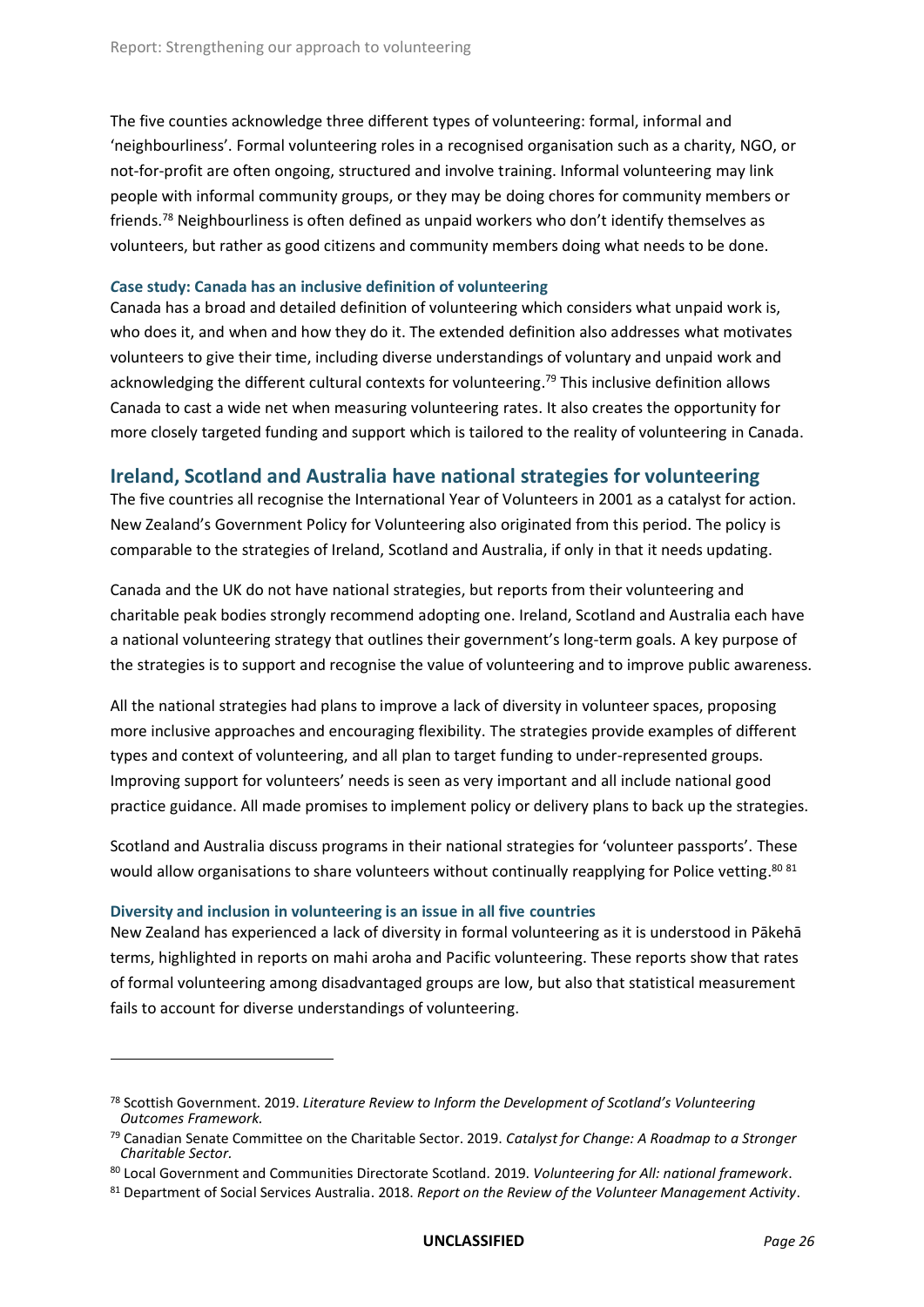The five counties acknowledge three different types of volunteering: formal, informal and 'neighbourliness'. Formal volunteering roles in a recognised organisation such as a charity, NGO, or not-for-profit are often ongoing, structured and involve training. Informal volunteering may link people with informal community groups, or they may be doing chores for community members or friends.[78] Neighbourliness is often defined as unpaid workers who don't identify themselves as volunteers, but rather as good citizens and community members doing what needs to be done.

#### Case study: Canada has an inclusive definition of volunteering

Canada has a broad and detailed definition of volunteering which considers what unpaid work is, who does it, and when and how they do it. The extended definition also addresses what motivates volunteers to give their time, including diverse understandings of voluntary and unpaid work and acknowledging the different cultural contexts for volunteering.[79] This inclusive definition allows Canada to cast a wide net when measuring volunteering rates. It also creates the opportunity for more closely targeted funding and support which is tailored to the reality of volunteering in Canada.

## Ireland, Scotland and Australia have national strategies for volunteering

The five countries all recognise the International Year of Volunteers in 2001 as a catalyst for action. New Zealand's Government Policy for Volunteering also originated from this period. The policy is comparable to the strategies of Ireland, Scotland and Australia, if only in that it needs updating.

Canada and the UK do not have national strategies, but reports from their volunteering and charitable peak bodies strongly recommend adopting one. Ireland, Scotland and Australia each have a national volunteering strategy that outlines their government's long-term goals. A key purpose of the strategies is to support and recognise the value of volunteering and to improve public awareness.

All the national strategies had plans to improve a lack of diversity in volunteer spaces, proposing more inclusive approaches and encouraging flexibility. The strategies provide examples of different types and context of volunteering, and all plan to target funding to under-represented groups. Improving support for volunteers' needs is seen as very important and all include national good practice guidance. All made promises to implement policy or delivery plans to back up the strategies.

Scotland and Australia discuss programs in their national strategies for 'volunteer passports'. These would allow organisations to share volunteers without continually reapplying for Police vetting.[80] [81]

#### Diversity and inclusion in volunteering is an issue in all five countries

New Zealand has experienced a lack of diversity in formal volunteering as it is understood in Pākehā terms, highlighted in reports on mahi aroha and Pacific volunteering. These reports show that rates of formal volunteering among disadvantaged groups are low, but also that statistical measurement fails to account for diverse understandings of volunteering.

---

[78] Scottish Government. 2019. *Literature Review to Inform the Development of Scotland's Volunteering Outcomes Framework.*

[79] Canadian Senate Committee on the Charitable Sector. 2019. *Catalyst for Change: A Roadmap to a Stronger Charitable Sector.*

[80] Local Government and Communities Directorate Scotland. 2019. *Volunteering for All: national framework*.

[81] Department of Social Services Australia. 2018. *Report on the Review of the Volunteer Management Activity*.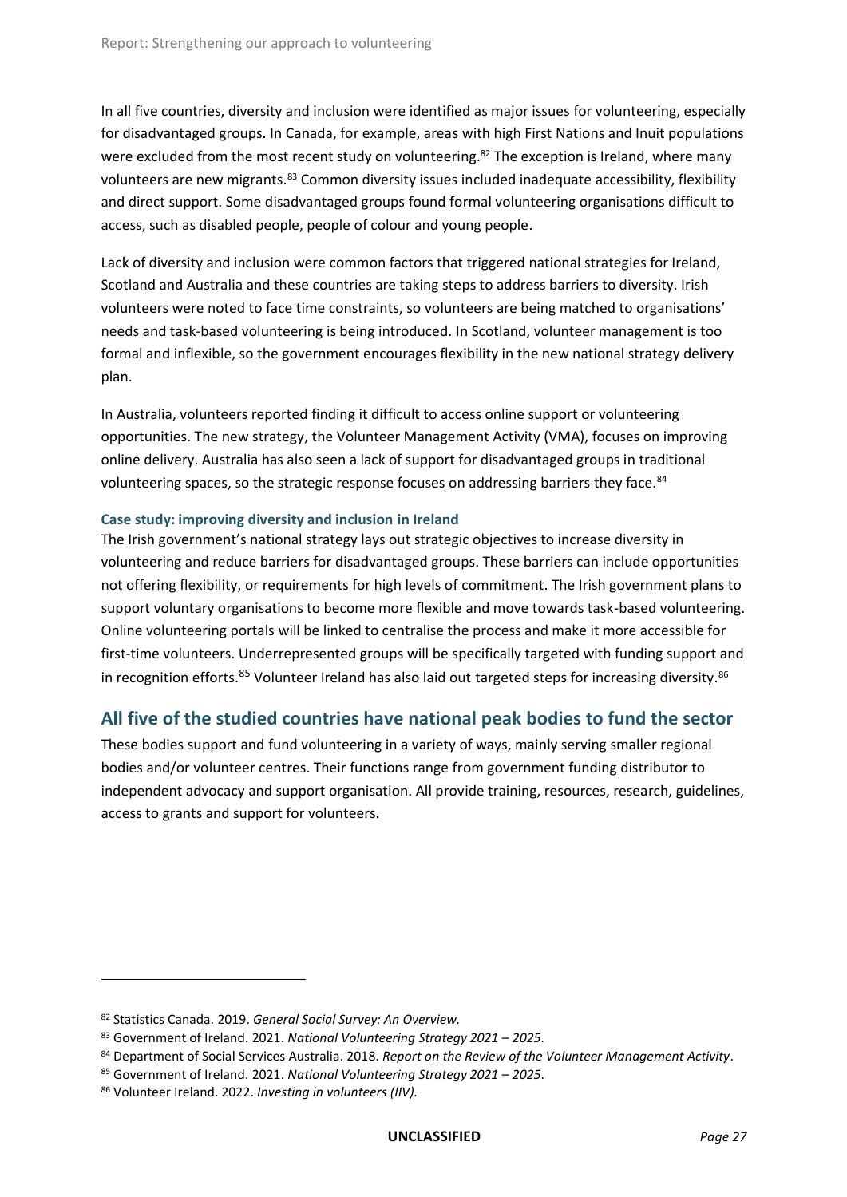In all five countries, diversity and inclusion were identified as major issues for volunteering, especially for disadvantaged groups. In Canada, for example, areas with high First Nations and Inuit populations were excluded from the most recent study on volunteering.[82] The exception is Ireland, where many volunteers are new migrants.[83] Common diversity issues included inadequate accessibility, flexibility and direct support. Some disadvantaged groups found formal volunteering organisations difficult to access, such as disabled people, people of colour and young people.

Lack of diversity and inclusion were common factors that triggered national strategies for Ireland, Scotland and Australia and these countries are taking steps to address barriers to diversity. Irish volunteers were noted to face time constraints, so volunteers are being matched to organisations' needs and task-based volunteering is being introduced. In Scotland, volunteer management is too formal and inflexible, so the government encourages flexibility in the new national strategy delivery plan.

In Australia, volunteers reported finding it difficult to access online support or volunteering opportunities. The new strategy, the Volunteer Management Activity (VMA), focuses on improving online delivery. Australia has also seen a lack of support for disadvantaged groups in traditional volunteering spaces, so the strategic response focuses on addressing barriers they face.[84]

#### Case study: improving diversity and inclusion in Ireland

The Irish government's national strategy lays out strategic objectives to increase diversity in volunteering and reduce barriers for disadvantaged groups. These barriers can include opportunities not offering flexibility, or requirements for high levels of commitment. The Irish government plans to support voluntary organisations to become more flexible and move towards task-based volunteering. Online volunteering portals will be linked to centralise the process and make it more accessible for first-time volunteers. Underrepresented groups will be specifically targeted with funding support and in recognition efforts.[85] Volunteer Ireland has also laid out targeted steps for increasing diversity.[86]

## All five of the studied countries have national peak bodies to fund the sector

These bodies support and fund volunteering in a variety of ways, mainly serving smaller regional bodies and/or volunteer centres. Their functions range from government funding distributor to independent advocacy and support organisation. All provide training, resources, research, guidelines, access to grants and support for volunteers.

---

[82] Statistics Canada. 2019. *General Social Survey: An Overview.*

[83] Government of Ireland. 2021. *National Volunteering Strategy 2021 – 2025*.

[84] Department of Social Services Australia. 2018. *Report on the Review of the Volunteer Management Activity*.

[85] Government of Ireland. 2021. *National Volunteering Strategy 2021 – 2025*.

[86] Volunteer Ireland. 2022. *Investing in volunteers (IIV).*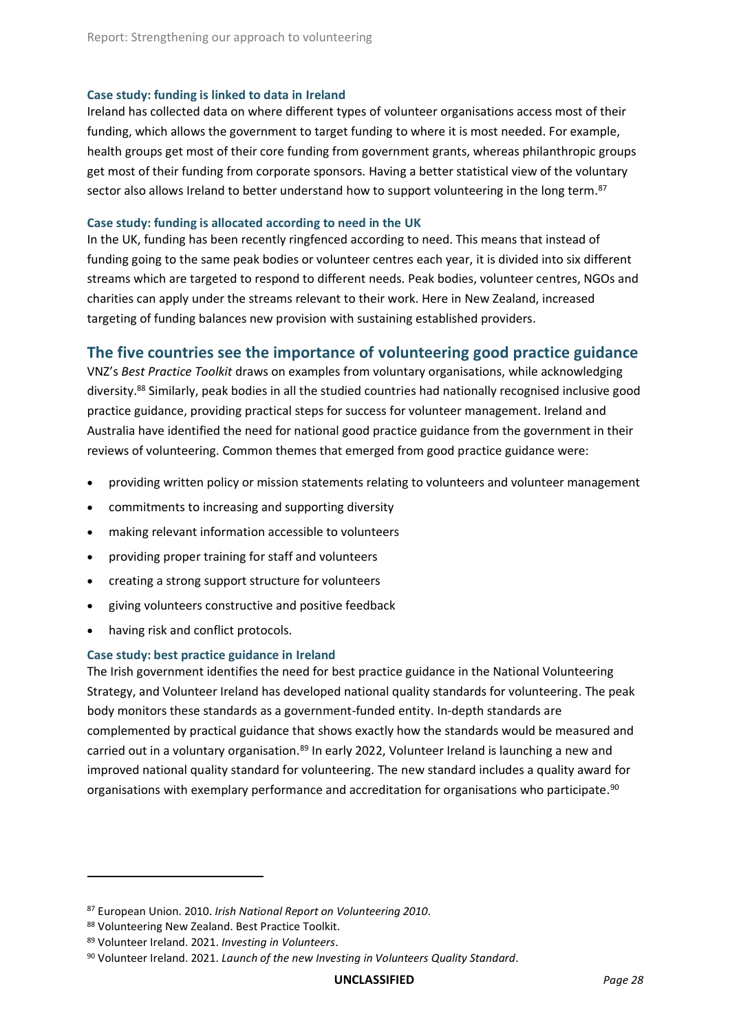### Case study: funding is linked to data in Ireland

Ireland has collected data on where different types of volunteer organisations access most of their funding, which allows the government to target funding to where it is most needed. For example, health groups get most of their core funding from government grants, whereas philanthropic groups get most of their funding from corporate sponsors. Having a better statistical view of the voluntary sector also allows Ireland to better understand how to support volunteering in the long term.[87]

### Case study: funding is allocated according to need in the UK

In the UK, funding has been recently ringfenced according to need. This means that instead of funding going to the same peak bodies or volunteer centres each year, it is divided into six different streams which are targeted to respond to different needs. Peak bodies, volunteer centres, NGOs and charities can apply under the streams relevant to their work. Here in New Zealand, increased targeting of funding balances new provision with sustaining established providers.

## The five countries see the importance of volunteering good practice guidance

VNZ's *Best Practice Toolkit* draws on examples from voluntary organisations, while acknowledging diversity.[88] Similarly, peak bodies in all the studied countries had nationally recognised inclusive good practice guidance, providing practical steps for success for volunteer management. Ireland and Australia have identified the need for national good practice guidance from the government in their reviews of volunteering. Common themes that emerged from good practice guidance were:

- providing written policy or mission statements relating to volunteers and volunteer management
- commitments to increasing and supporting diversity
- making relevant information accessible to volunteers
- providing proper training for staff and volunteers
- creating a strong support structure for volunteers
- giving volunteers constructive and positive feedback
- having risk and conflict protocols.

### Case study: best practice guidance in Ireland

The Irish government identifies the need for best practice guidance in the National Volunteering Strategy, and Volunteer Ireland has developed national quality standards for volunteering. The peak body monitors these standards as a government-funded entity. In-depth standards are complemented by practical guidance that shows exactly how the standards would be measured and carried out in a voluntary organisation.[89] In early 2022, Volunteer Ireland is launching a new and improved national quality standard for volunteering. The new standard includes a quality award for organisations with exemplary performance and accreditation for organisations who participate.[90]

---

[87] European Union. 2010. *Irish National Report on Volunteering 2010*.
[88] Volunteering New Zealand. Best Practice Toolkit.
[89] Volunteer Ireland. 2021. *Investing in Volunteers*.
[90] Volunteer Ireland. 2021. *Launch of the new Investing in Volunteers Quality Standard*.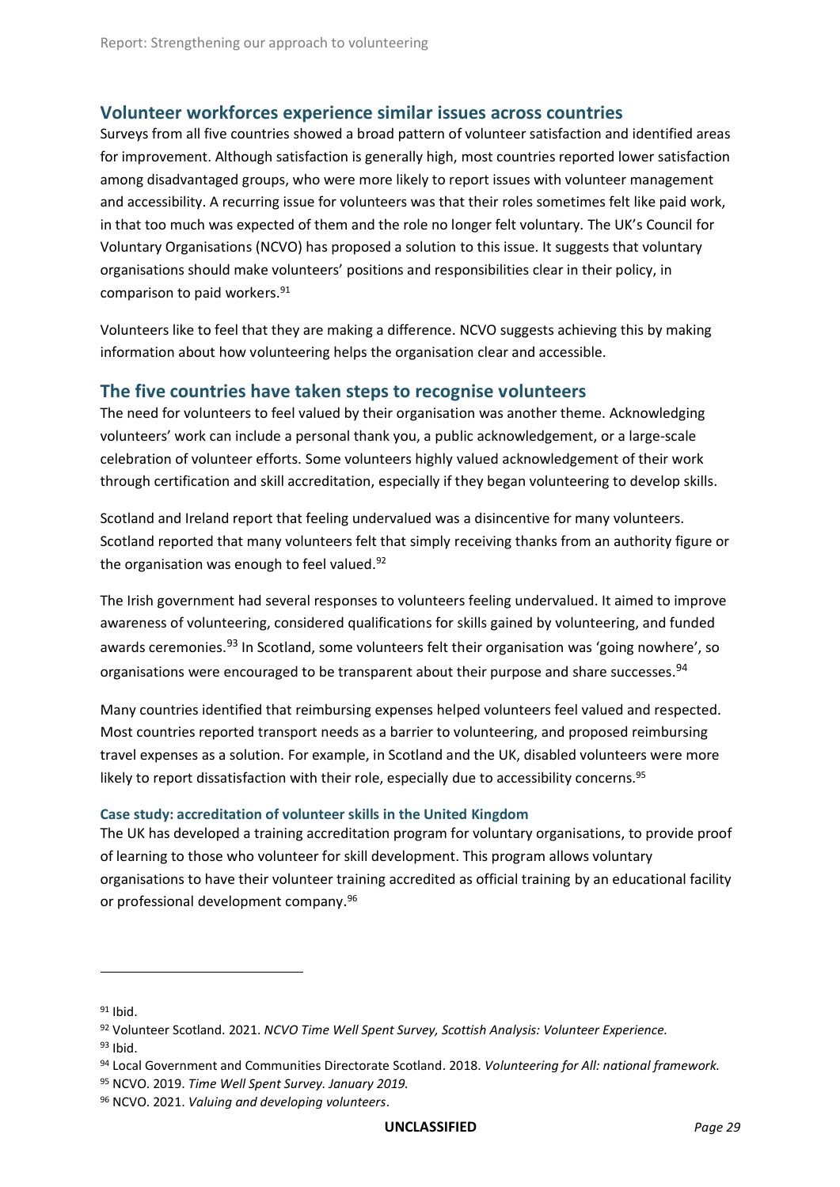## Volunteer workforces experience similar issues across countries

Surveys from all five countries showed a broad pattern of volunteer satisfaction and identified areas for improvement. Although satisfaction is generally high, most countries reported lower satisfaction among disadvantaged groups, who were more likely to report issues with volunteer management and accessibility. A recurring issue for volunteers was that their roles sometimes felt like paid work, in that too much was expected of them and the role no longer felt voluntary. The UK's Council for Voluntary Organisations (NCVO) has proposed a solution to this issue. It suggests that voluntary organisations should make volunteers' positions and responsibilities clear in their policy, in comparison to paid workers.[91]

Volunteers like to feel that they are making a difference. NCVO suggests achieving this by making information about how volunteering helps the organisation clear and accessible.

## The five countries have taken steps to recognise volunteers

The need for volunteers to feel valued by their organisation was another theme. Acknowledging volunteers' work can include a personal thank you, a public acknowledgement, or a large-scale celebration of volunteer efforts. Some volunteers highly valued acknowledgement of their work through certification and skill accreditation, especially if they began volunteering to develop skills.

Scotland and Ireland report that feeling undervalued was a disincentive for many volunteers. Scotland reported that many volunteers felt that simply receiving thanks from an authority figure or the organisation was enough to feel valued.[92]

The Irish government had several responses to volunteers feeling undervalued. It aimed to improve awareness of volunteering, considered qualifications for skills gained by volunteering, and funded awards ceremonies.[93] In Scotland, some volunteers felt their organisation was 'going nowhere', so organisations were encouraged to be transparent about their purpose and share successes.[94]

Many countries identified that reimbursing expenses helped volunteers feel valued and respected. Most countries reported transport needs as a barrier to volunteering, and proposed reimbursing travel expenses as a solution. For example, in Scotland and the UK, disabled volunteers were more likely to report dissatisfaction with their role, especially due to accessibility concerns.[95]

### Case study: accreditation of volunteer skills in the United Kingdom

The UK has developed a training accreditation program for voluntary organisations, to provide proof of learning to those who volunteer for skill development. This program allows voluntary organisations to have their volunteer training accredited as official training by an educational facility or professional development company.[96]

---

[91] Ibid.

[92] Volunteer Scotland. 2021. *NCVO Time Well Spent Survey, Scottish Analysis: Volunteer Experience.*

[93] Ibid.

[94] Local Government and Communities Directorate Scotland. 2018. *Volunteering for All: national framework.*

[95] NCVO. 2019. *Time Well Spent Survey. January 2019.*

[96] NCVO. 2021. *Valuing and developing volunteers*.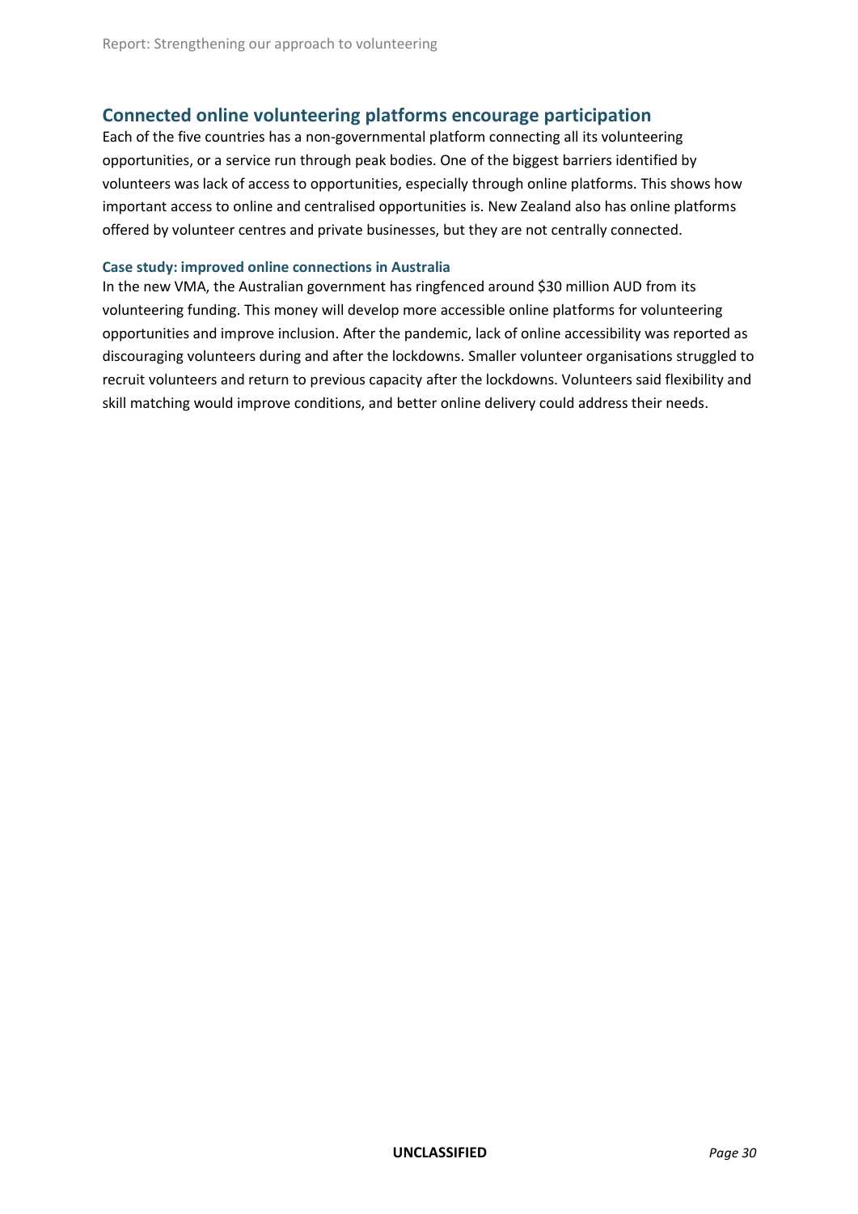## Connected online volunteering platforms encourage participation

Each of the five countries has a non-governmental platform connecting all its volunteering opportunities, or a service run through peak bodies. One of the biggest barriers identified by volunteers was lack of access to opportunities, especially through online platforms. This shows how important access to online and centralised opportunities is. New Zealand also has online platforms offered by volunteer centres and private businesses, but they are not centrally connected.

#### Case study: improved online connections in Australia

In the new VMA, the Australian government has ringfenced around $30 million AUD from its volunteering funding. This money will develop more accessible online platforms for volunteering opportunities and improve inclusion. After the pandemic, lack of online accessibility was reported as discouraging volunteers during and after the lockdowns. Smaller volunteer organisations struggled to recruit volunteers and return to previous capacity after the lockdowns. Volunteers said flexibility and skill matching would improve conditions, and better online delivery could address their needs.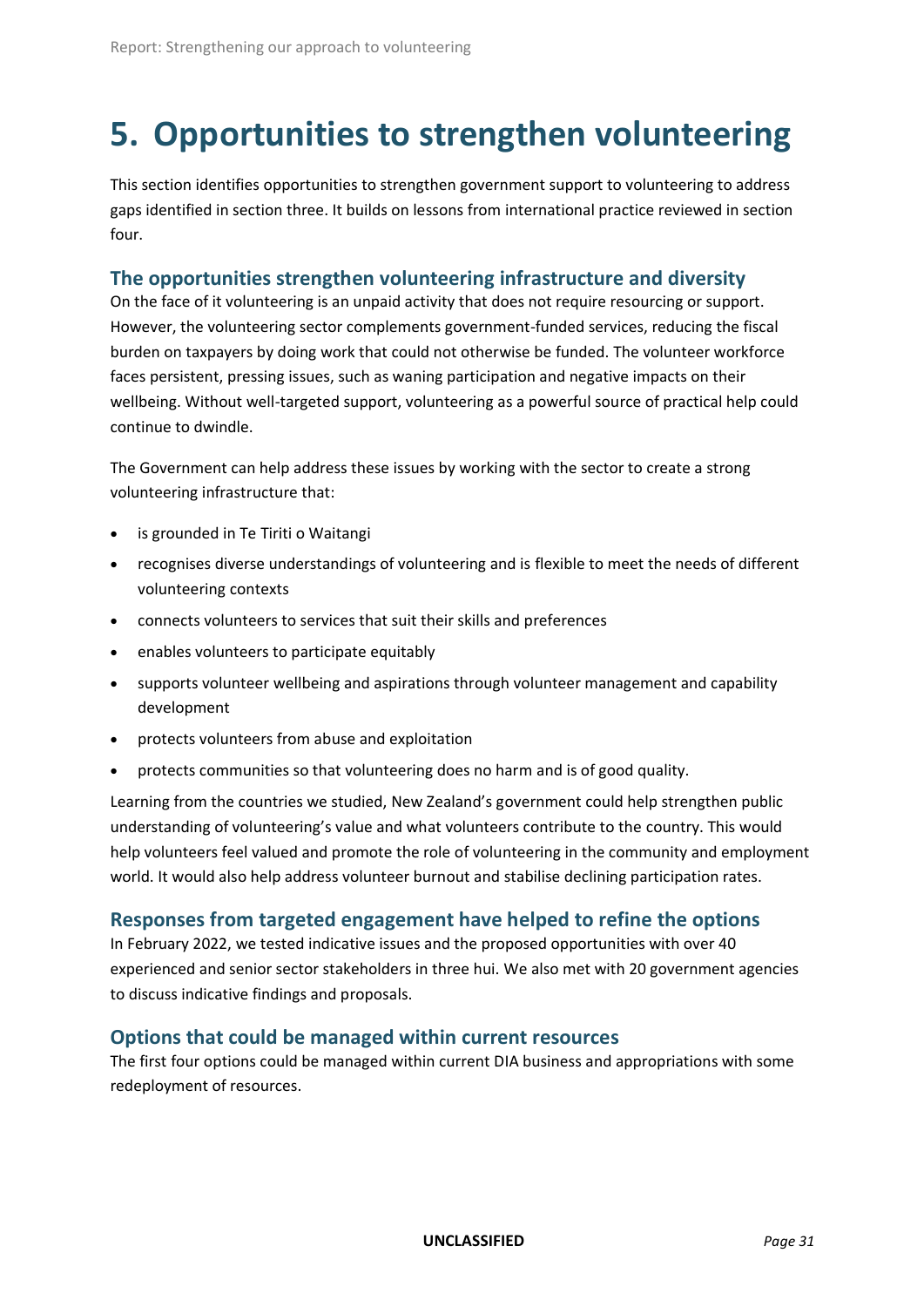# 5. Opportunities to strengthen volunteering

This section identifies opportunities to strengthen government support to volunteering to address gaps identified in section three. It builds on lessons from international practice reviewed in section four.

## The opportunities strengthen volunteering infrastructure and diversity

On the face of it volunteering is an unpaid activity that does not require resourcing or support. However, the volunteering sector complements government-funded services, reducing the fiscal burden on taxpayers by doing work that could not otherwise be funded. The volunteer workforce faces persistent, pressing issues, such as waning participation and negative impacts on their wellbeing. Without well-targeted support, volunteering as a powerful source of practical help could continue to dwindle.

The Government can help address these issues by working with the sector to create a strong volunteering infrastructure that:

- is grounded in Te Tiriti o Waitangi
- recognises diverse understandings of volunteering and is flexible to meet the needs of different volunteering contexts
- connects volunteers to services that suit their skills and preferences
- enables volunteers to participate equitably
- supports volunteer wellbeing and aspirations through volunteer management and capability development
- protects volunteers from abuse and exploitation
- protects communities so that volunteering does no harm and is of good quality.

Learning from the countries we studied, New Zealand's government could help strengthen public understanding of volunteering's value and what volunteers contribute to the country. This would help volunteers feel valued and promote the role of volunteering in the community and employment world. It would also help address volunteer burnout and stabilise declining participation rates.

## Responses from targeted engagement have helped to refine the options

In February 2022, we tested indicative issues and the proposed opportunities with over 40 experienced and senior sector stakeholders in three hui. We also met with 20 government agencies to discuss indicative findings and proposals.

## Options that could be managed within current resources

The first four options could be managed within current DIA business and appropriations with some redeployment of resources.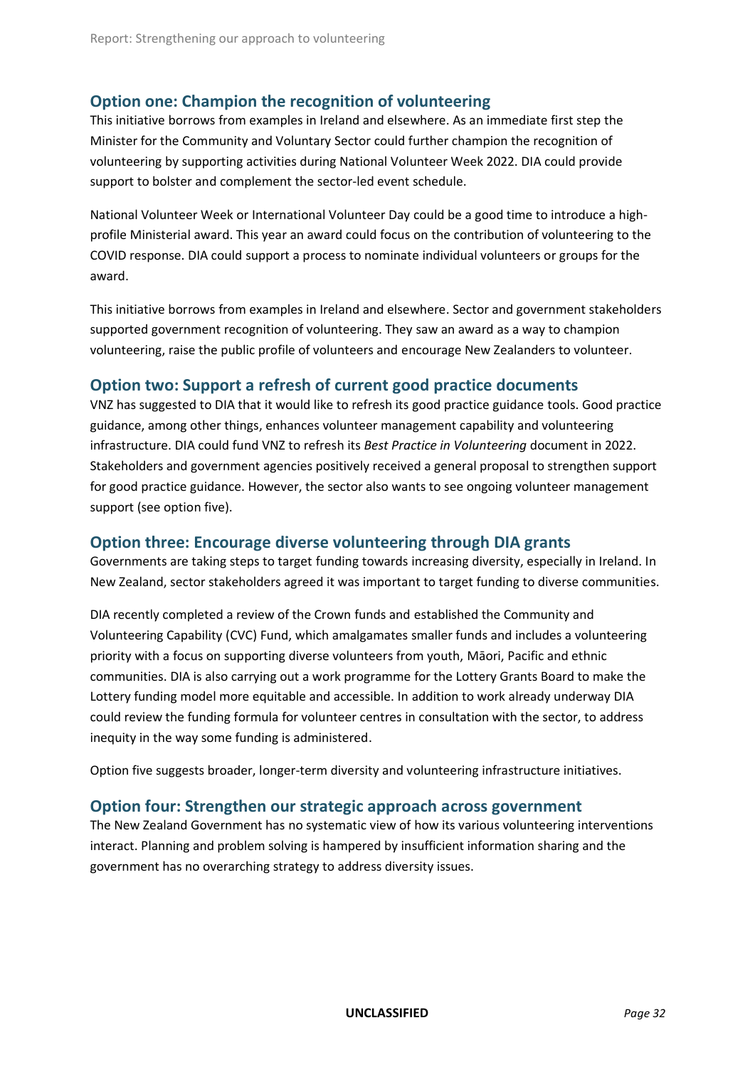## Option one: Champion the recognition of volunteering

This initiative borrows from examples in Ireland and elsewhere. As an immediate first step the Minister for the Community and Voluntary Sector could further champion the recognition of volunteering by supporting activities during National Volunteer Week 2022. DIA could provide support to bolster and complement the sector-led event schedule.

National Volunteer Week or International Volunteer Day could be a good time to introduce a high-profile Ministerial award. This year an award could focus on the contribution of volunteering to the COVID response. DIA could support a process to nominate individual volunteers or groups for the award.

This initiative borrows from examples in Ireland and elsewhere. Sector and government stakeholders supported government recognition of volunteering. They saw an award as a way to champion volunteering, raise the public profile of volunteers and encourage New Zealanders to volunteer.

## Option two: Support a refresh of current good practice documents

VNZ has suggested to DIA that it would like to refresh its good practice guidance tools. Good practice guidance, among other things, enhances volunteer management capability and volunteering infrastructure. DIA could fund VNZ to refresh its *Best Practice in Volunteering* document in 2022. Stakeholders and government agencies positively received a general proposal to strengthen support for good practice guidance. However, the sector also wants to see ongoing volunteer management support (see option five).

## Option three: Encourage diverse volunteering through DIA grants

Governments are taking steps to target funding towards increasing diversity, especially in Ireland. In New Zealand, sector stakeholders agreed it was important to target funding to diverse communities.

DIA recently completed a review of the Crown funds and established the Community and Volunteering Capability (CVC) Fund, which amalgamates smaller funds and includes a volunteering priority with a focus on supporting diverse volunteers from youth, Māori, Pacific and ethnic communities. DIA is also carrying out a work programme for the Lottery Grants Board to make the Lottery funding model more equitable and accessible. In addition to work already underway DIA could review the funding formula for volunteer centres in consultation with the sector, to address inequity in the way some funding is administered.

Option five suggests broader, longer-term diversity and volunteering infrastructure initiatives.

## Option four: Strengthen our strategic approach across government

The New Zealand Government has no systematic view of how its various volunteering interventions interact. Planning and problem solving is hampered by insufficient information sharing and the government has no overarching strategy to address diversity issues.

**UNCLASSIFIED**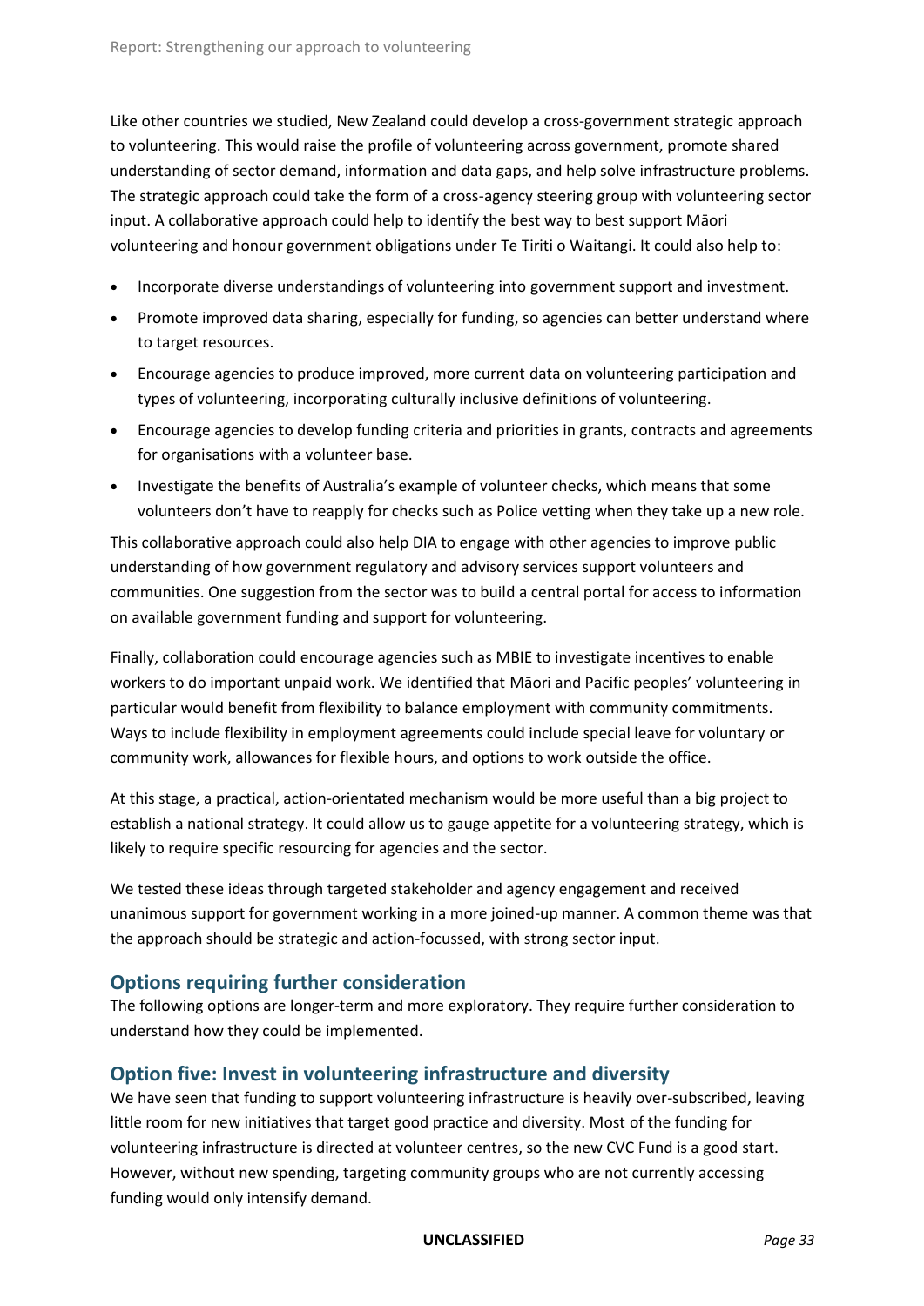Like other countries we studied, New Zealand could develop a cross-government strategic approach to volunteering. This would raise the profile of volunteering across government, promote shared understanding of sector demand, information and data gaps, and help solve infrastructure problems. The strategic approach could take the form of a cross-agency steering group with volunteering sector input. A collaborative approach could help to identify the best way to best support Māori volunteering and honour government obligations under Te Tiriti o Waitangi. It could also help to:

- Incorporate diverse understandings of volunteering into government support and investment.
- Promote improved data sharing, especially for funding, so agencies can better understand where to target resources.
- Encourage agencies to produce improved, more current data on volunteering participation and types of volunteering, incorporating culturally inclusive definitions of volunteering.
- Encourage agencies to develop funding criteria and priorities in grants, contracts and agreements for organisations with a volunteer base.
- Investigate the benefits of Australia's example of volunteer checks, which means that some volunteers don't have to reapply for checks such as Police vetting when they take up a new role.

This collaborative approach could also help DIA to engage with other agencies to improve public understanding of how government regulatory and advisory services support volunteers and communities. One suggestion from the sector was to build a central portal for access to information on available government funding and support for volunteering.

Finally, collaboration could encourage agencies such as MBIE to investigate incentives to enable workers to do important unpaid work. We identified that Māori and Pacific peoples' volunteering in particular would benefit from flexibility to balance employment with community commitments. Ways to include flexibility in employment agreements could include special leave for voluntary or community work, allowances for flexible hours, and options to work outside the office.

At this stage, a practical, action-orientated mechanism would be more useful than a big project to establish a national strategy. It could allow us to gauge appetite for a volunteering strategy, which is likely to require specific resourcing for agencies and the sector.

We tested these ideas through targeted stakeholder and agency engagement and received unanimous support for government working in a more joined-up manner. A common theme was that the approach should be strategic and action-focussed, with strong sector input.

## Options requiring further consideration

The following options are longer-term and more exploratory. They require further consideration to understand how they could be implemented.

## Option five: Invest in volunteering infrastructure and diversity

We have seen that funding to support volunteering infrastructure is heavily over-subscribed, leaving little room for new initiatives that target good practice and diversity. Most of the funding for volunteering infrastructure is directed at volunteer centres, so the new CVC Fund is a good start. However, without new spending, targeting community groups who are not currently accessing funding would only intensify demand.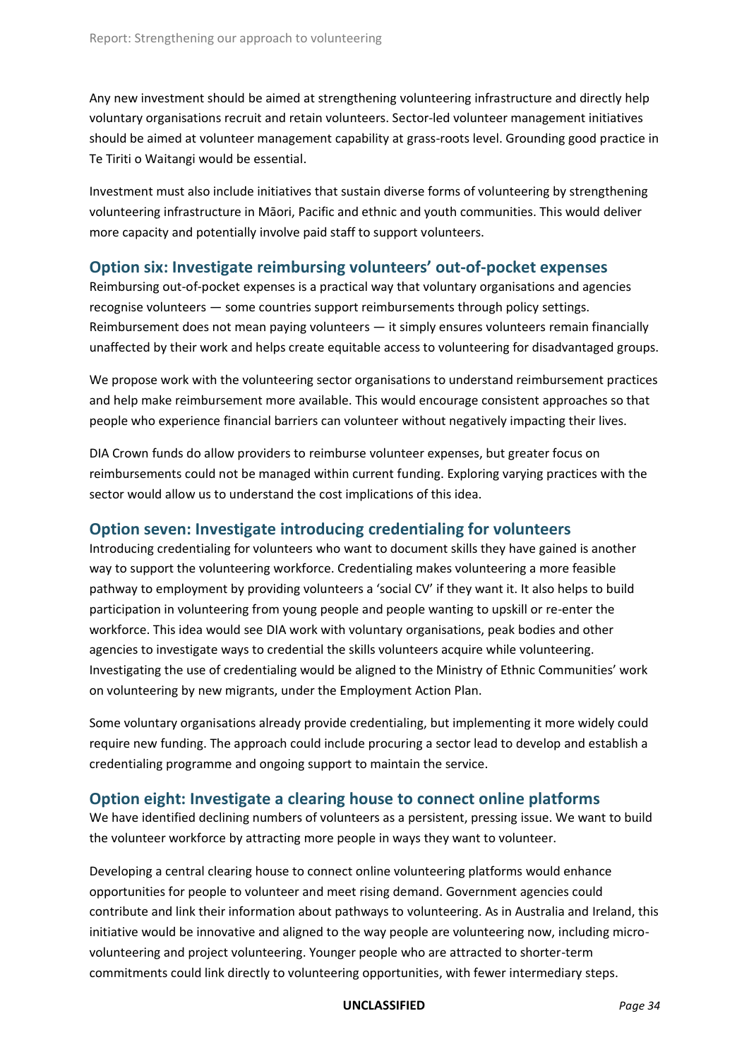Any new investment should be aimed at strengthening volunteering infrastructure and directly help voluntary organisations recruit and retain volunteers. Sector-led volunteer management initiatives should be aimed at volunteer management capability at grass-roots level. Grounding good practice in Te Tiriti o Waitangi would be essential.

Investment must also include initiatives that sustain diverse forms of volunteering by strengthening volunteering infrastructure in Māori, Pacific and ethnic and youth communities. This would deliver more capacity and potentially involve paid staff to support volunteers.

### Option six: Investigate reimbursing volunteers' out-of-pocket expenses

Reimbursing out-of-pocket expenses is a practical way that voluntary organisations and agencies recognise volunteers — some countries support reimbursements through policy settings. Reimbursement does not mean paying volunteers — it simply ensures volunteers remain financially unaffected by their work and helps create equitable access to volunteering for disadvantaged groups.

We propose work with the volunteering sector organisations to understand reimbursement practices and help make reimbursement more available. This would encourage consistent approaches so that people who experience financial barriers can volunteer without negatively impacting their lives.

DIA Crown funds do allow providers to reimburse volunteer expenses, but greater focus on reimbursements could not be managed within current funding. Exploring varying practices with the sector would allow us to understand the cost implications of this idea.

### Option seven: Investigate introducing credentialing for volunteers

Introducing credentialing for volunteers who want to document skills they have gained is another way to support the volunteering workforce. Credentialing makes volunteering a more feasible pathway to employment by providing volunteers a 'social CV' if they want it. It also helps to build participation in volunteering from young people and people wanting to upskill or re-enter the workforce. This idea would see DIA work with voluntary organisations, peak bodies and other agencies to investigate ways to credential the skills volunteers acquire while volunteering. Investigating the use of credentialing would be aligned to the Ministry of Ethnic Communities' work on volunteering by new migrants, under the Employment Action Plan.

Some voluntary organisations already provide credentialing, but implementing it more widely could require new funding. The approach could include procuring a sector lead to develop and establish a credentialing programme and ongoing support to maintain the service.

### Option eight: Investigate a clearing house to connect online platforms

We have identified declining numbers of volunteers as a persistent, pressing issue. We want to build the volunteer workforce by attracting more people in ways they want to volunteer.

Developing a central clearing house to connect online volunteering platforms would enhance opportunities for people to volunteer and meet rising demand. Government agencies could contribute and link their information about pathways to volunteering. As in Australia and Ireland, this initiative would be innovative and aligned to the way people are volunteering now, including micro-volunteering and project volunteering. Younger people who are attracted to shorter-term commitments could link directly to volunteering opportunities, with fewer intermediary steps.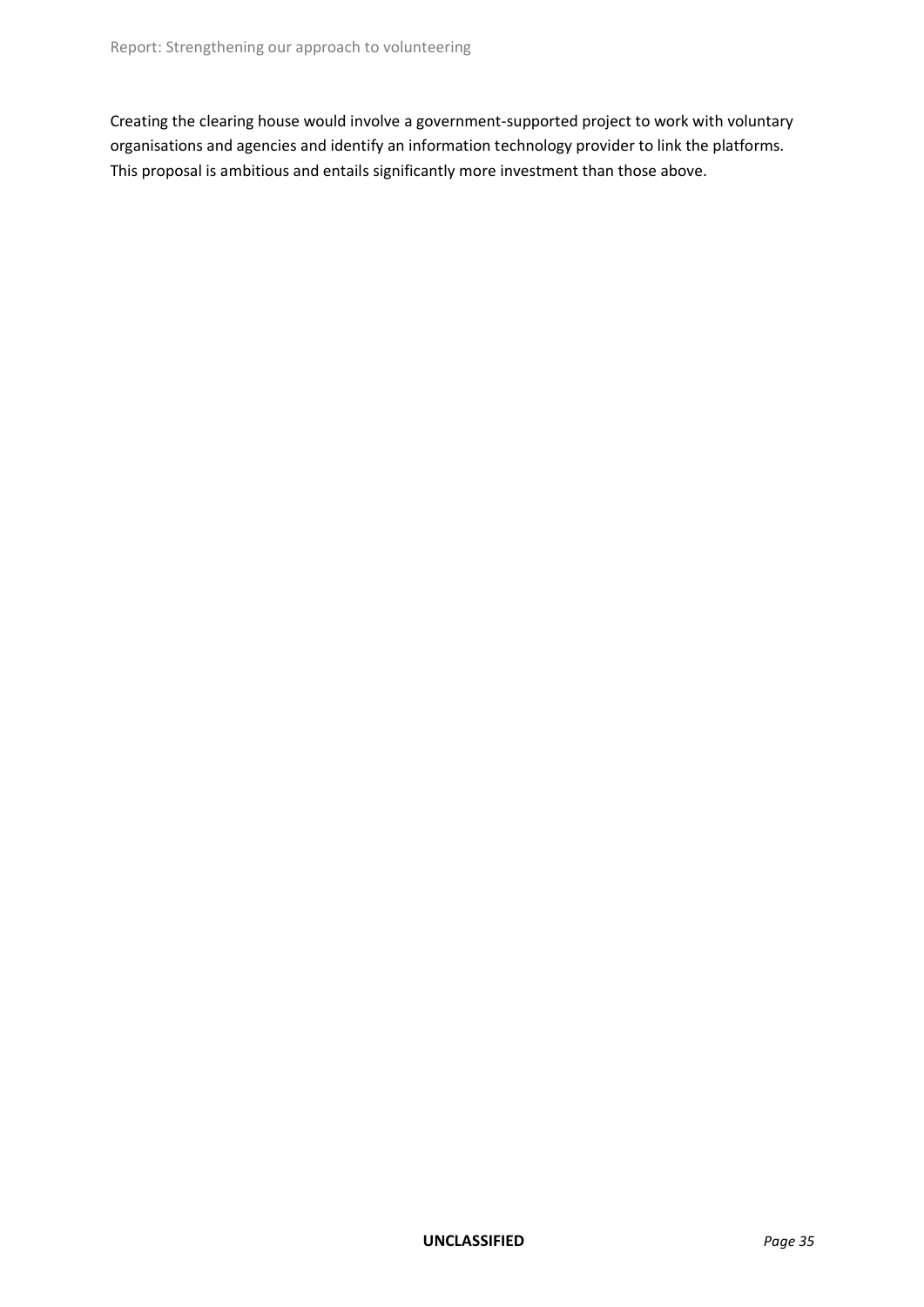Creating the clearing house would involve a government-supported project to work with voluntary organisations and agencies and identify an information technology provider to link the platforms. This proposal is ambitious and entails significantly more investment than those above.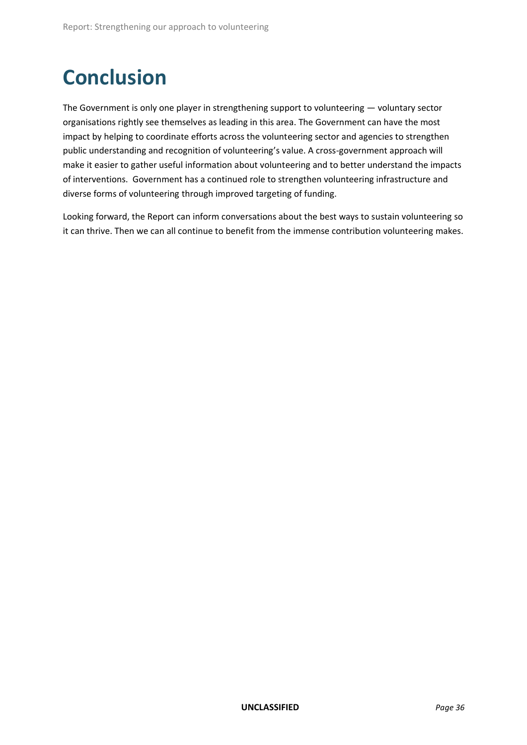# Conclusion

The Government is only one player in strengthening support to volunteering — voluntary sector organisations rightly see themselves as leading in this area. The Government can have the most impact by helping to coordinate efforts across the volunteering sector and agencies to strengthen public understanding and recognition of volunteering's value. A cross-government approach will make it easier to gather useful information about volunteering and to better understand the impacts of interventions. Government has a continued role to strengthen volunteering infrastructure and diverse forms of volunteering through improved targeting of funding.

Looking forward, the Report can inform conversations about the best ways to sustain volunteering so it can thrive. Then we can all continue to benefit from the immense contribution volunteering makes.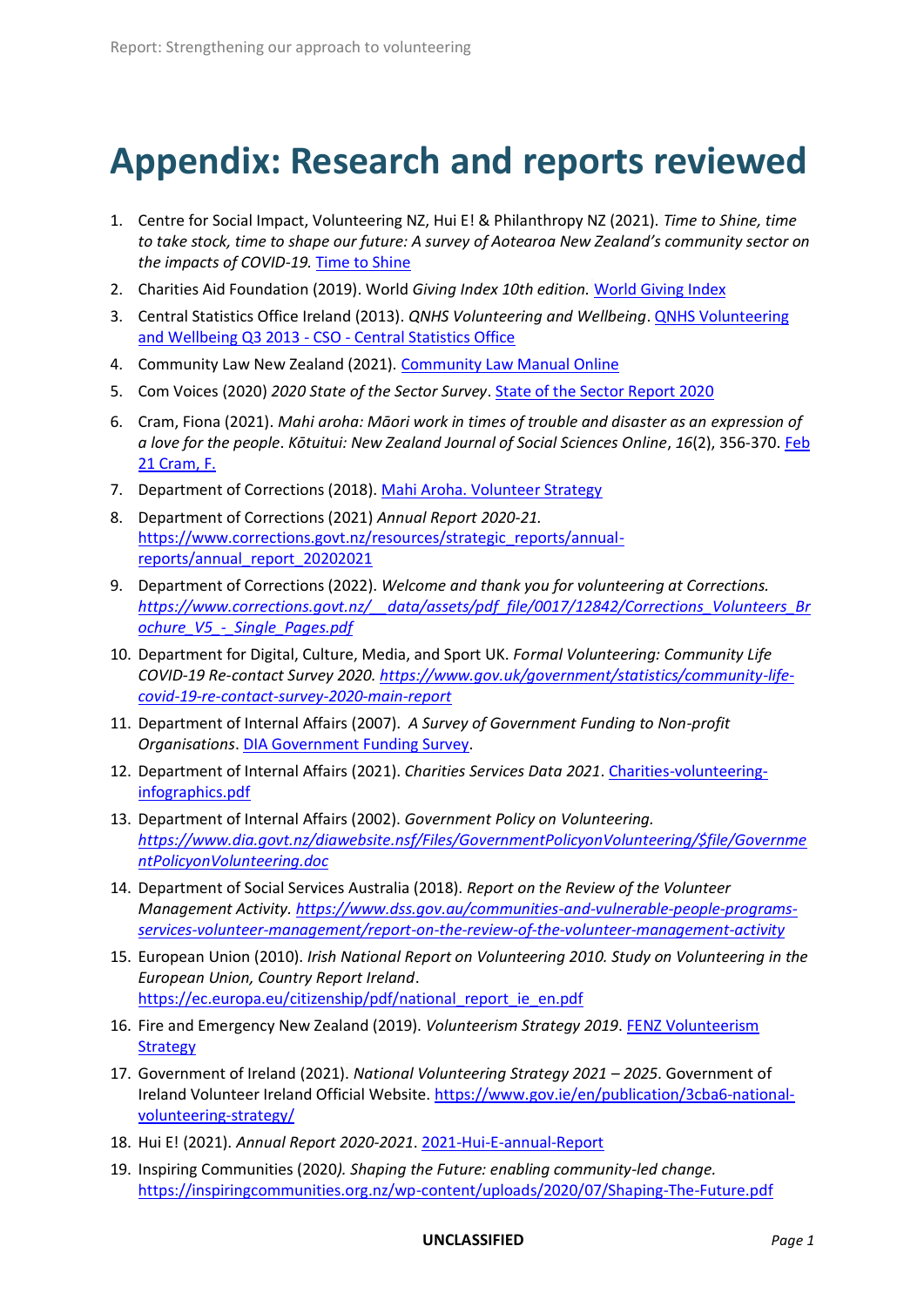# Appendix: Research and reports reviewed

1. Centre for Social Impact, Volunteering NZ, Hui E! & Philanthropy NZ (2021). *Time to Shine, time to take stock, time to shape our future: A survey of Aotearoa New Zealand's community sector on the impacts of COVID-19.* Time to Shine
2. Charities Aid Foundation (2019). World *Giving Index 10th edition.* World Giving Index
3. Central Statistics Office Ireland (2013). *QNHS Volunteering and Wellbeing*. QNHS Volunteering and Wellbeing Q3 2013 - CSO - Central Statistics Office
4. Community Law New Zealand (2021). Community Law Manual Online
5. Com Voices (2020) *2020 State of the Sector Survey*. State of the Sector Report 2020
6. Cram, Fiona (2021). *Mahi aroha: Māori work in times of trouble and disaster as an expression of a love for the people*. *Kōtuitui: New Zealand Journal of Social Sciences Online*, *16*(2), 356-370. Feb 21 Cram, F.
7. Department of Corrections (2018). Mahi Aroha. Volunteer Strategy
8. Department of Corrections (2021) *Annual Report 2020-21.* https://www.corrections.govt.nz/resources/strategic_reports/annual-reports/annual_report_20202021
9. Department of Corrections (2022). *Welcome and thank you for volunteering at Corrections. https://www.corrections.govt.nz/__data/assets/pdf_file/0017/12842/Corrections_Volunteers_Brochure_V5_-_Single_Pages.pdf*
10. Department for Digital, Culture, Media, and Sport UK. *Formal Volunteering: Community Life COVID-19 Re-contact Survey 2020. https://www.gov.uk/government/statistics/community-life-covid-19-re-contact-survey-2020-main-report*
11. Department of Internal Affairs (2007). *A Survey of Government Funding to Non-profit Organisations*. DIA Government Funding Survey.
12. Department of Internal Affairs (2021). *Charities Services Data 2021*. Charities-volunteering-infographics.pdf
13. Department of Internal Affairs (2002). *Government Policy on Volunteering. https://www.dia.govt.nz/diawebsite.nsf/Files/GovernmentPolicyonVolunteering/$file/GovernmentPolicyonVolunteering.doc*
14. Department of Social Services Australia (2018). *Report on the Review of the Volunteer Management Activity. https://www.dss.gov.au/communities-and-vulnerable-people-programs-services-volunteer-management/report-on-the-review-of-the-volunteer-management-activity*
15. European Union (2010). *Irish National Report on Volunteering 2010. Study on Volunteering in the European Union, Country Report Ireland*. https://ec.europa.eu/citizenship/pdf/national_report_ie_en.pdf
16. Fire and Emergency New Zealand (2019). *Volunteerism Strategy 2019*. FENZ Volunteerism Strategy
17. Government of Ireland (2021). *National Volunteering Strategy 2021 – 2025*. Government of Ireland Volunteer Ireland Official Website. https://www.gov.ie/en/publication/3cba6-national-volunteering-strategy/
18. Hui E! (2021). *Annual Report 2020-2021*. 2021-Hui-E-annual-Report
19. Inspiring Communities (2020*). Shaping the Future: enabling community-led change.* https://inspiringcommunities.org.nz/wp-content/uploads/2020/07/Shaping-The-Future.pdf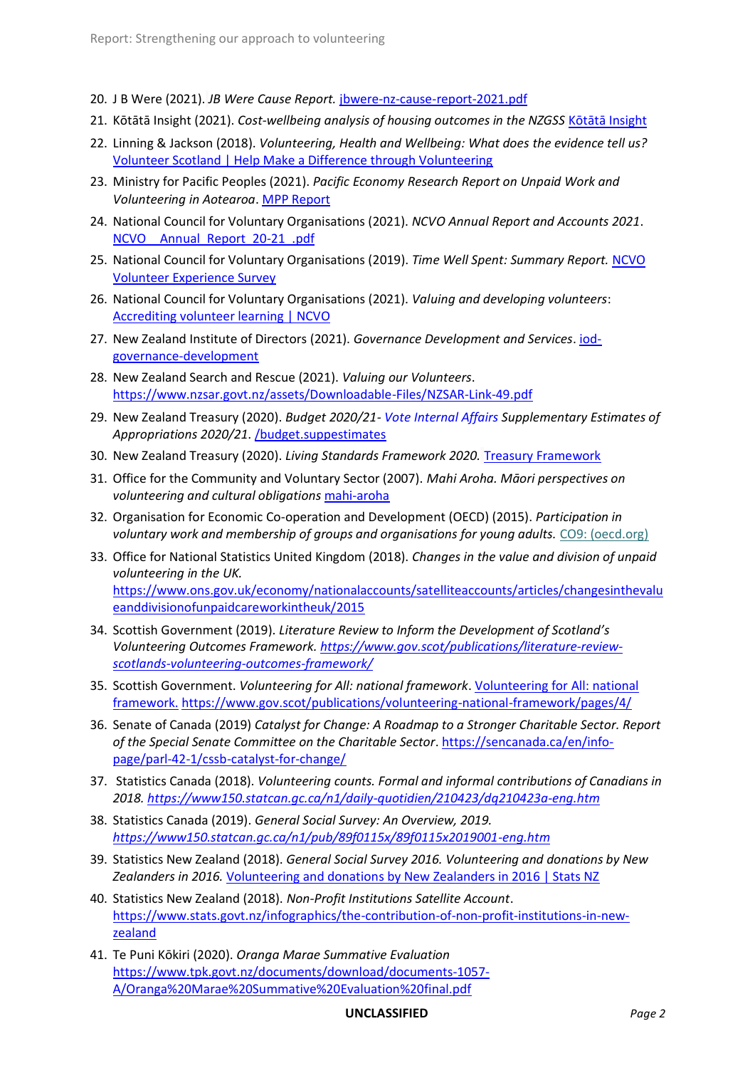20. J B Were (2021). *JB Were Cause Report.* [jbwere-nz-cause-report-2021.pdf]
21. Kōtātā Insight (2021). *Cost-wellbeing analysis of housing outcomes in the NZGSS* Kōtātā Insight
22. Linning & Jackson (2018). *Volunteering, Health and Wellbeing: What does the evidence tell us?* Volunteer Scotland | Help Make a Difference through Volunteering
23. Ministry for Pacific Peoples (2021). *Pacific Economy Research Report on Unpaid Work and Volunteering in Aotearoa*. MPP Report
24. National Council for Voluntary Organisations (2021). *NCVO Annual Report and Accounts 2021*. NCVO\_\_Annual\_Report\_20-21\_.pdf
25. National Council for Voluntary Organisations (2019). *Time Well Spent: Summary Report.* NCVO Volunteer Experience Survey
26. National Council for Voluntary Organisations (2021). *Valuing and developing volunteers*: Accrediting volunteer learning | NCVO
27. New Zealand Institute of Directors (2021). *Governance Development and Services*. iod-governance-development
28. New Zealand Search and Rescue (2021). *Valuing our Volunteers*. https://www.nzsar.govt.nz/assets/Downloadable-Files/NZSAR-Link-49.pdf
29. New Zealand Treasury (2020). *Budget 2020/21- Vote Internal Affairs Supplementary Estimates of Appropriations 2020/21*. /budget.suppestimates
30. New Zealand Treasury (2020). *Living Standards Framework 2020.* Treasury Framework
31. Office for the Community and Voluntary Sector (2007). *Mahi Aroha. Māori perspectives on volunteering and cultural obligations* mahi-aroha
32. Organisation for Economic Co-operation and Development (OECD) (2015). *Participation in voluntary work and membership of groups and organisations for young adults.* CO9: (oecd.org)
33. Office for National Statistics United Kingdom (2018). *Changes in the value and division of unpaid volunteering in the UK.* https://www.ons.gov.uk/economy/nationalaccounts/satelliteaccounts/articles/changesinthevalueanddivisionofunpaidcareworkintheuk/2015
34. Scottish Government (2019). *Literature Review to Inform the Development of Scotland's Volunteering Outcomes Framework. https://www.gov.scot/publications/literature-review-scotlands-volunteering-outcomes-framework/*
35. Scottish Government. *Volunteering for All: national framework*. Volunteering for All: national framework. https://www.gov.scot/publications/volunteering-national-framework/pages/4/
36. Senate of Canada (2019) *Catalyst for Change: A Roadmap to a Stronger Charitable Sector. Report of the Special Senate Committee on the Charitable Sector*. https://sencanada.ca/en/info-page/parl-42-1/cssb-catalyst-for-change/
37. Statistics Canada (2018). *Volunteering counts. Formal and informal contributions of Canadians in 2018. https://www150.statcan.gc.ca/n1/daily-quotidien/210423/dq210423a-eng.htm*
38. Statistics Canada (2019). *General Social Survey: An Overview, 2019. https://www150.statcan.gc.ca/n1/pub/89f0115x/89f0115x2019001-eng.htm*
39. Statistics New Zealand (2018). *General Social Survey 2016. Volunteering and donations by New Zealanders in 2016.* Volunteering and donations by New Zealanders in 2016 | Stats NZ
40. Statistics New Zealand (2018). *Non-Profit Institutions Satellite Account*. https://www.stats.govt.nz/infographics/the-contribution-of-non-profit-institutions-in-new-zealand
41. Te Puni Kōkiri (2020). *Oranga Marae Summative Evaluation* https://www.tpk.govt.nz/documents/download/documents-1057-A/Oranga%20Marae%20Summative%20Evaluation%20final.pdf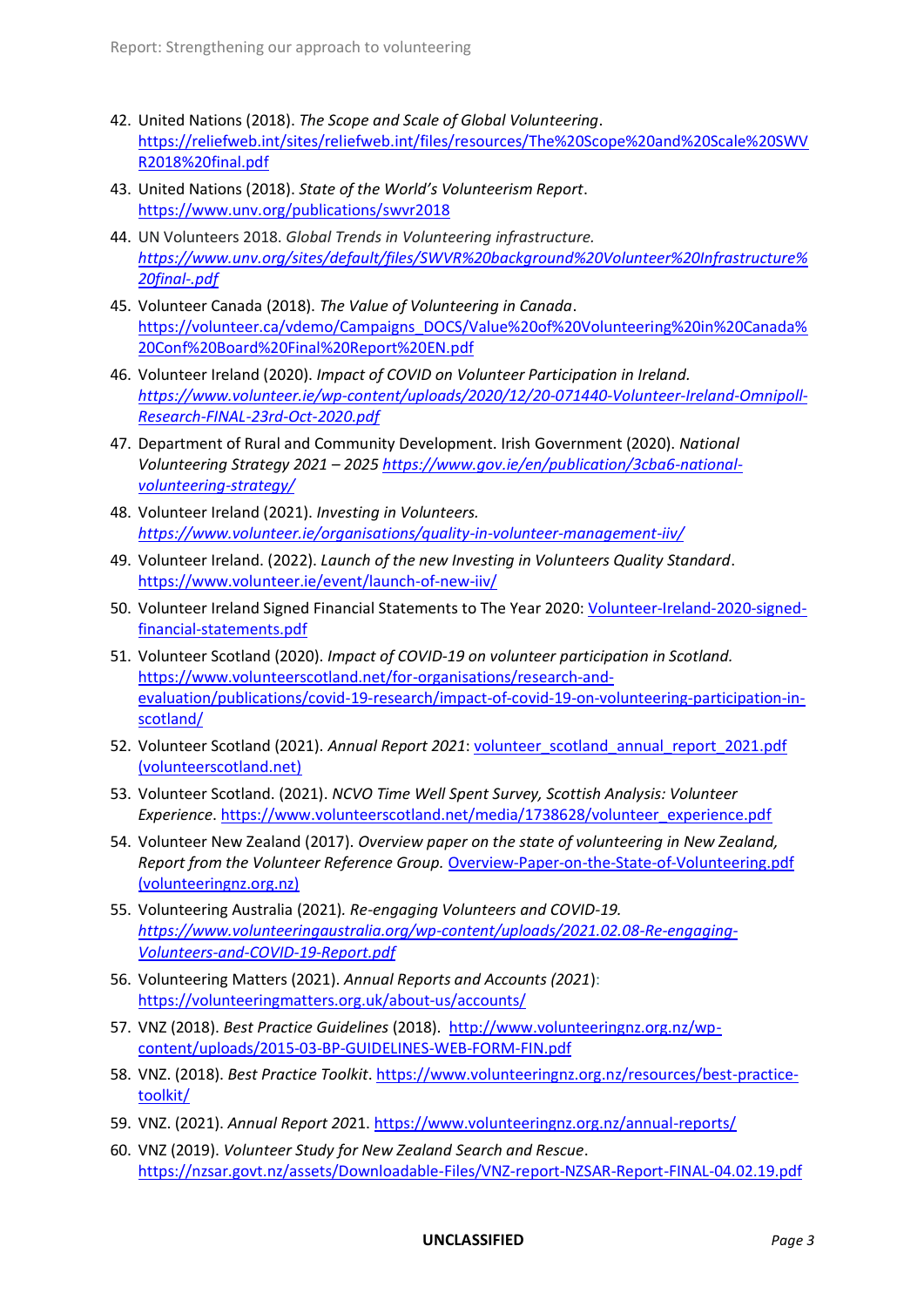42. United Nations (2018). *The Scope and Scale of Global Volunteering*. https://reliefweb.int/sites/reliefweb.int/files/resources/The%20Scope%20and%20Scale%20SWVR2018%20final.pdf
43. United Nations (2018). *State of the World's Volunteerism Report*. https://www.unv.org/publications/swvr2018
44. UN Volunteers 2018. *Global Trends in Volunteering infrastructure. https://www.unv.org/sites/default/files/SWVR%20background%20Volunteer%20Infrastructure%20final-.pdf*
45. Volunteer Canada (2018). *The Value of Volunteering in Canada*. https://volunteer.ca/vdemo/Campaigns_DOCS/Value%20of%20Volunteering%20in%20Canada%20Conf%20Board%20Final%20Report%20EN.pdf
46. Volunteer Ireland (2020). *Impact of COVID on Volunteer Participation in Ireland. https://www.volunteer.ie/wp-content/uploads/2020/12/20-071440-Volunteer-Ireland-Omnipoll-Research-FINAL-23rd-Oct-2020.pdf*
47. Department of Rural and Community Development. Irish Government (2020). *National Volunteering Strategy 2021 – 2025 https://www.gov.ie/en/publication/3cba6-national-volunteering-strategy/*
48. Volunteer Ireland (2021). *Investing in Volunteers. https://www.volunteer.ie/organisations/quality-in-volunteer-management-iiv/*
49. Volunteer Ireland. (2022). *Launch of the new Investing in Volunteers Quality Standard*. https://www.volunteer.ie/event/launch-of-new-iiv/
50. Volunteer Ireland Signed Financial Statements to The Year 2020: Volunteer-Ireland-2020-signed-financial-statements.pdf
51. Volunteer Scotland (2020). *Impact of COVID-19 on volunteer participation in Scotland.* https://www.volunteerscotland.net/for-organisations/research-and-evaluation/publications/covid-19-research/impact-of-covid-19-on-volunteering-participation-in-scotland/
52. Volunteer Scotland (2021). *Annual Report 2021*: volunteer_scotland_annual_report_2021.pdf (volunteerscotland.net)
53. Volunteer Scotland. (2021). *NCVO Time Well Spent Survey, Scottish Analysis: Volunteer Experience*. https://www.volunteerscotland.net/media/1738628/volunteer_experience.pdf
54. Volunteer New Zealand (2017). *Overview paper on the state of volunteering in New Zealand, Report from the Volunteer Reference Group.* Overview-Paper-on-the-State-of-Volunteering.pdf (volunteeringnz.org.nz)
55. Volunteering Australia (2021). *Re-engaging Volunteers and COVID-19. https://www.volunteeringaustralia.org/wp-content/uploads/2021.02.08-Re-engaging-Volunteers-and-COVID-19-Report.pdf*
56. Volunteering Matters (2021). *Annual Reports and Accounts (2021)*: https://volunteeringmatters.org.uk/about-us/accounts/
57. VNZ (2018). *Best Practice Guidelines* (2018). http://www.volunteeringnz.org.nz/wp-content/uploads/2015-03-BP-GUIDELINES-WEB-FORM-FIN.pdf
58. VNZ. (2018). *Best Practice Toolkit*. https://www.volunteeringnz.org.nz/resources/best-practice-toolkit/
59. VNZ. (2021). *Annual Report 2021*. https://www.volunteeringnz.org.nz/annual-reports/
60. VNZ (2019). *Volunteer Study for New Zealand Search and Rescue*. https://nzsar.govt.nz/assets/Downloadable-Files/VNZ-report-NZSAR-Report-FINAL-04.02.19.pdf

**UNCLASSIFIED**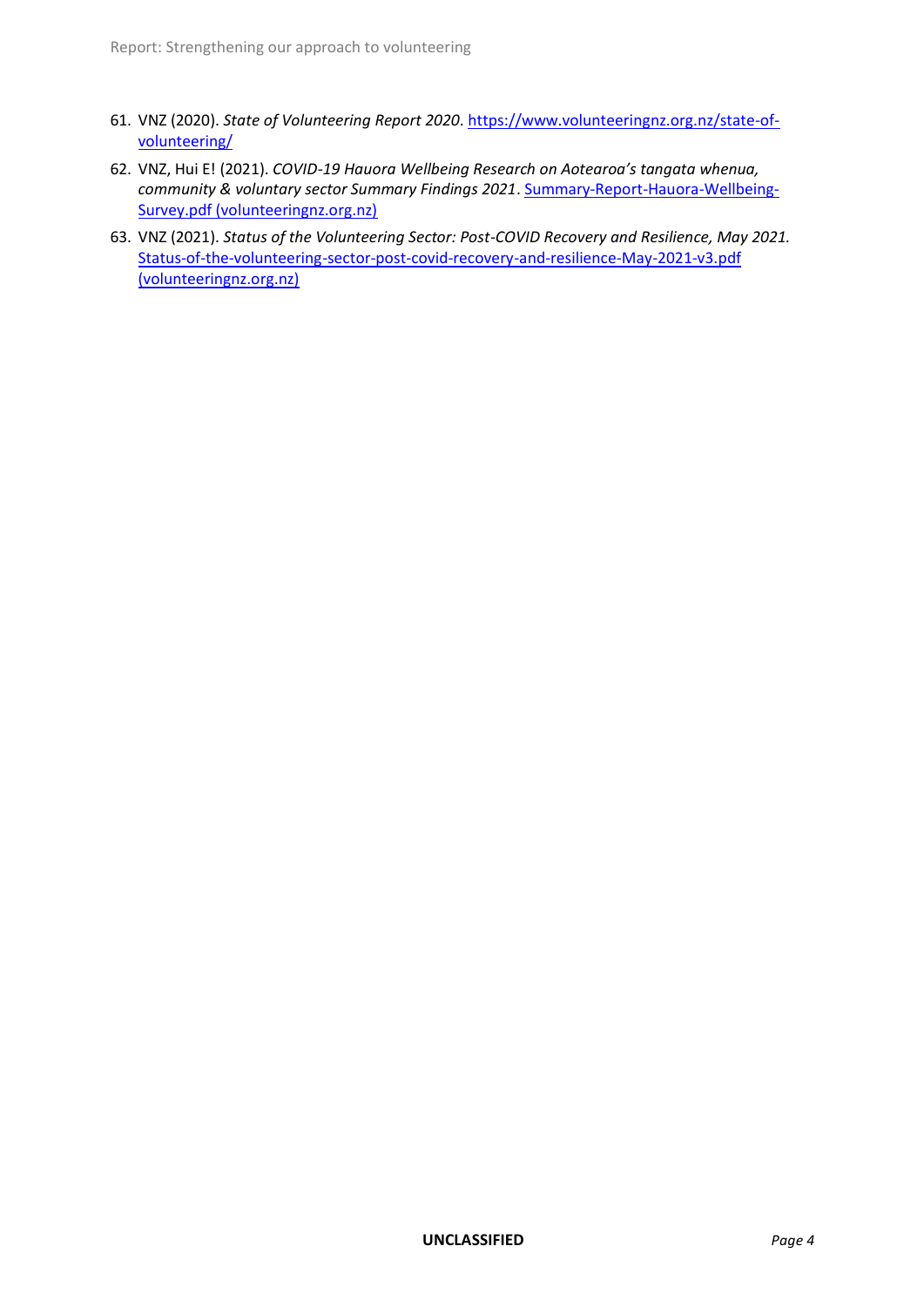61. VNZ (2020). *State of Volunteering Report 2020*. [https://www.volunteeringnz.org.nz/state-of-volunteering/](https://www.volunteeringnz.org.nz/state-of-volunteering/)
62. VNZ, Hui E! (2021). *COVID-19 Hauora Wellbeing Research on Aotearoa's tangata whenua, community & voluntary sector Summary Findings 2021*. Summary-Report-Hauora-Wellbeing-Survey.pdf (volunteeringnz.org.nz)
63. VNZ (2021). *Status of the Volunteering Sector: Post-COVID Recovery and Resilience, May 2021.* Status-of-the-volunteering-sector-post-covid-recovery-and-resilience-May-2021-v3.pdf (volunteeringnz.org.nz)

**UNCLASSIFIED**